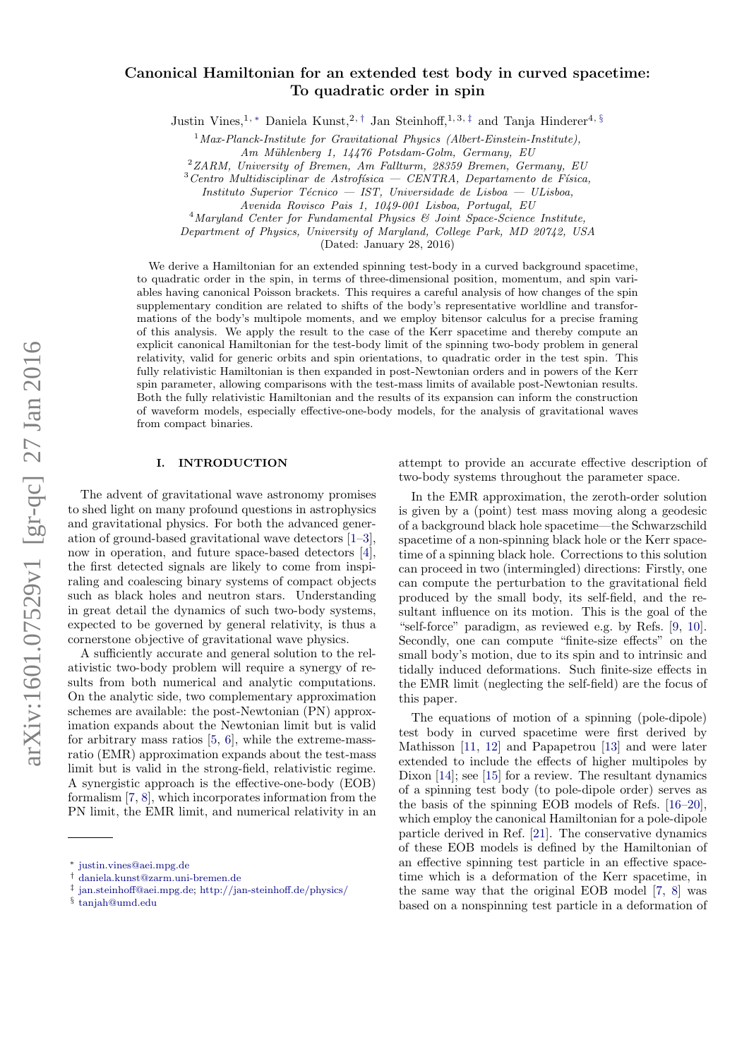# Canonical Hamiltonian for an extended test body in curved spacetime: To quadratic order in spin

Justin Vines,[1,*] Daniela Kunst,[2,†] Jan Steinhoff,[1,3,‡] and Tanja Hinderer[4,§]

[1] *Max-Planck-Institute for Gravitational Physics (Albert-Einstein-Institute), Am Mühlenberg 1, 14476 Potsdam-Golm, Germany, EU*

[2] *ZARM, University of Bremen, Am Fallturm, 28359 Bremen, Germany, EU*

[3] *Centro Multidisciplinar de Astrofísica — CENTRA, Departamento de Física, Instituto Superior Técnico — IST, Universidade de Lisboa — ULisboa, Avenida Rovisco Pais 1, 1049-001 Lisboa, Portugal, EU*

[4] *Maryland Center for Fundamental Physics & Joint Space-Science Institute, Department of Physics, University of Maryland, College Park, MD 20742, USA*

(Dated: January 28, 2016)

We derive a Hamiltonian for an extended spinning test-body in a curved background spacetime, to quadratic order in the spin, in terms of three-dimensional position, momentum, and spin variables having canonical Poisson brackets. This requires a careful analysis of how changes of the spin supplementary condition are related to shifts of the body's representative worldline and transformations of the body's multipole moments, and we employ bitensor calculus for a precise framing of this analysis. We apply the result to the case of the Kerr spacetime and thereby compute an explicit canonical Hamiltonian for the test-body limit of the spinning two-body problem in general relativity, valid for generic orbits and spin orientations, to quadratic order in the test spin. This fully relativistic Hamiltonian is then expanded in post-Newtonian orders and in powers of the Kerr spin parameter, allowing comparisons with the test-mass limits of available post-Newtonian results. Both the fully relativistic Hamiltonian and the results of its expansion can inform the construction of waveform models, especially effective-one-body models, for the analysis of gravitational waves from compact binaries.

## I. INTRODUCTION

The advent of gravitational wave astronomy promises to shed light on many profound questions in astrophysics and gravitational physics. For both the advanced generation of ground-based gravitational wave detectors [1–3], now in operation, and future space-based detectors [4], the first detected signals are likely to come from inspiraling and coalescing binary systems of compact objects such as black holes and neutron stars. Understanding in great detail the dynamics of such two-body systems, expected to be governed by general relativity, is thus a cornerstone objective of gravitational wave physics.

A sufficiently accurate and general solution to the relativistic two-body problem will require a synergy of results from both numerical and analytic computations. On the analytic side, two complementary approximation schemes are available: the post-Newtonian (PN) approximation expands about the Newtonian limit but is valid for arbitrary mass ratios [5, 6], while the extreme-mass-ratio (EMR) approximation expands about the test-mass limit but is valid in the strong-field, relativistic regime. A synergistic approach is the effective-one-body (EOB) formalism [7, 8], which incorporates information from the PN limit, the EMR limit, and numerical relativity in an attempt to provide an accurate effective description of two-body systems throughout the parameter space.

In the EMR approximation, the zeroth-order solution is given by a (point) test mass moving along a geodesic of a background black hole spacetime—the Schwarzschild spacetime of a non-spinning black hole or the Kerr spacetime of a spinning black hole. Corrections to this solution can proceed in two (intermingled) directions: Firstly, one can compute the perturbation to the gravitational field produced by the small body, its self-field, and the resultant influence on its motion. This is the goal of the "self-force" paradigm, as reviewed e.g. by Refs. [9, 10]. Secondly, one can compute "finite-size effects" on the small body's motion, due to its spin and to intrinsic and tidally induced deformations. Such finite-size effects in the EMR limit (neglecting the self-field) are the focus of this paper.

The equations of motion of a spinning (pole-dipole) test body in curved spacetime were first derived by Mathisson [11, 12] and Papapetrou [13] and were later extended to include the effects of higher multipoles by Dixon [14]; see [15] for a review. The resultant dynamics of a spinning test body (to pole-dipole order) serves as the basis of the spinning EOB models of Refs. [16–20], which employ the canonical Hamiltonian for a pole-dipole particle derived in Ref. [21]. The conservative dynamics of these EOB models is defined by the Hamiltonian of an effective spinning test particle in an effective spacetime which is a deformation of the Kerr spacetime, in the same way that the original EOB model [7, 8] was based on a nonspinning test particle in a deformation of

---

* justin.vines@aei.mpg.de
† daniela.kunst@zarm.uni-bremen.de
‡ jan.steinhoff@aei.mpg.de; http://jan-steinhoff.de/physics/
§ tanjah@umd.edu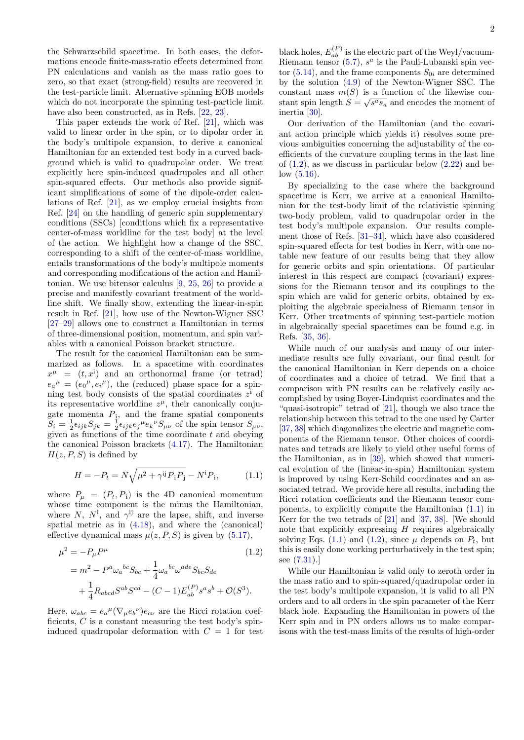the Schwarzschild spacetime. In both cases, the deformations encode finite-mass-ratio effects determined from PN calculations and vanish as the mass ratio goes to zero, so that exact (strong-field) results are recovered in the test-particle limit. Alternative spinning EOB models which do not incorporate the spinning test-particle limit have also been constructed, as in Refs. [22, 23].

This paper extends the work of Ref. [21], which was valid to linear order in the spin, or to dipolar order in the body's multipole expansion, to derive a canonical Hamiltonian for an extended test body in a curved background which is valid to quadrupolar order. We treat explicitly here spin-induced quadrupoles and all other spin-squared effects. Our methods also provide significant simplifications of some of the dipole-order calculations of Ref. [21], as we employ crucial insights from Ref. [24] on the handling of generic spin supplementary conditions (SSCs) [conditions which fix a representative center-of-mass worldline for the test body] at the level of the action. We highlight how a change of the SSC, corresponding to a shift of the center-of-mass worldline, entails transformations of the body's multipole moments and corresponding modifications of the action and Hamiltonian. We use bitensor calculus [9, 25, 26] to provide a precise and manifestly covariant treatment of the worldline shift. We finally show, extending the linear-in-spin result in Ref. [21], how use of the Newton-Wigner SSC [27–29] allows one to construct a Hamiltonian in terms of three-dimensional position, momentum, and spin variables with a canonical Poisson bracket structure.

The result for the canonical Hamiltonian can be summarized as follows. In a spacetime with coordinates $x^\mu = (t, x^{\rm i})$ and an orthonormal frame (or tetrad) $e_a{}^\mu = (e_0{}^\mu, e_i{}^\mu)$, the (reduced) phase space for a spinning test body consists of the spatial coordinates $z^{\rm i}$ of its representative worldline $z^\mu$, their canonically conjugate momenta $P_{\rm i}$, and the frame spatial components $S_i = \frac{1}{2}\epsilon_{ijk}S_{jk} = \frac{1}{2}\epsilon_{ijk}e_j{}^\mu e_k{}^\nu S_{\mu\nu}$ of the spin tensor $S_{\mu\nu}$, given as functions of the time coordinate $t$ and obeying the canonical Poisson brackets (4.17). The Hamiltonian $H(z, P, S)$ is defined by

$$H = -P_t = N\sqrt{\mu^2 + \gamma^{\rm ij}P_{\rm i}P_{\rm j}} - N^{\rm i}P_{\rm i}, \tag{1.1}$$

where $P_\mu = (P_t, P_{\rm i})$ is the 4D canonical momentum whose time component is the minus the Hamiltonian, where $N$, $N^{\rm i}$, and $\gamma^{\rm ij}$ are the lapse, shift, and inverse spatial metric as in (4.18), and where the (canonical) effective dynamical mass $\mu(z, P, S)$ is given by (5.17),

$$\begin{aligned}\mu^2 &= -P_\mu P^\mu \\ &= m^2 - P^a\omega_a{}^{bc}S_{bc} + \frac{1}{4}\omega_a{}^{bc}\omega^{ade}S_{bc}S_{de} \\ &\quad + \frac{1}{4}R_{abcd}S^{ab}S^{cd} - (C-1)E^{(P)}_{ab}s^a s^b + \mathcal{O}(S^3).\end{aligned} \tag{1.2}$$

Here, $\omega_{abc} = e_a{}^\mu(\nabla_\mu e_b{}^\nu)e_{c\nu}$ are the Ricci rotation coefficients, $C$ is a constant measuring the test body's spin-induced quadrupolar deformation with $C = 1$ for test black holes, $E^{(P)}_{ab}$ is the electric part of the Weyl/vacuum-Riemann tensor (5.7), $s^a$ is the Pauli-Lubanski spin vector (5.14), and the frame components $S_{0i}$ are determined by the solution (4.9) of the Newton-Wigner SSC. The constant mass $m(S)$ is a function of the likewise constant spin length $S = \sqrt{s^a s_a}$ and encodes the moment of inertia [30].

Our derivation of the Hamiltonian (and the covariant action principle which yields it) resolves some previous ambiguities concerning the adjustability of the coefficients of the curvature coupling terms in the last line of (1.2), as we discuss in particular below (2.22) and below (5.16).

By specializing to the case where the background spacetime is Kerr, we arrive at a canonical Hamiltonian for the test-body limit of the relativistic spinning two-body problem, valid to quadrupolar order in the test body's multipole expansion. Our results complement those of Refs. [31–34], which have also considered spin-squared effects for test bodies in Kerr, with one notable new feature of our results being that they allow for generic orbits and spin orientations. Of particular interest in this respect are compact (covariant) expressions for the Riemann tensor and its couplings to the spin which are valid for generic orbits, obtained by exploiting the algebraic specialness of Riemann tensor in Kerr. Other treatments of spinning test-particle motion in algebraically special spacetimes can be found e.g. in Refs. [35, 36].

While much of our analysis and many of our intermediate results are fully covariant, our final result for the canonical Hamiltonian in Kerr depends on a choice of coordinates and a choice of tetrad. We find that a comparison with PN results can be relatively easily accomplished by using Boyer-Lindquist coordinates and the "quasi-isotropic" tetrad of [21], though we also trace the relationship between this tetrad to the one used by Carter [37, 38] which diagonalizes the electric and magnetic components of the Riemann tensor. Other choices of coordinates and tetrads are likely to yield other useful forms of the Hamiltonian, as in [39], which showed that numerical evolution of the (linear-in-spin) Hamiltonian system is improved by using Kerr-Schild coordinates and an associated tetrad. We provide here all results, including the Ricci rotation coefficients and the Riemann tensor components, to explicitly compute the Hamiltonian (1.1) in Kerr for the two tetrads of [21] and [37, 38]. [We should note that explicitly expressing $H$ requires algebraically solving Eqs. (1.1) and (1.2), since $\mu$ depends on $P_t$, but this is easily done working perturbatively in the test spin; see (7.31).]

While our Hamiltonian is valid only to zeroth order in the mass ratio and to spin-squared/quadrupolar order in the test body's multipole expansion, it is valid to all PN orders and to all orders in the spin parameter of the Kerr black hole. Expanding the Hamiltonian in powers of the Kerr spin and in PN orders allows us to make comparisons with the test-mass limits of the results of high-order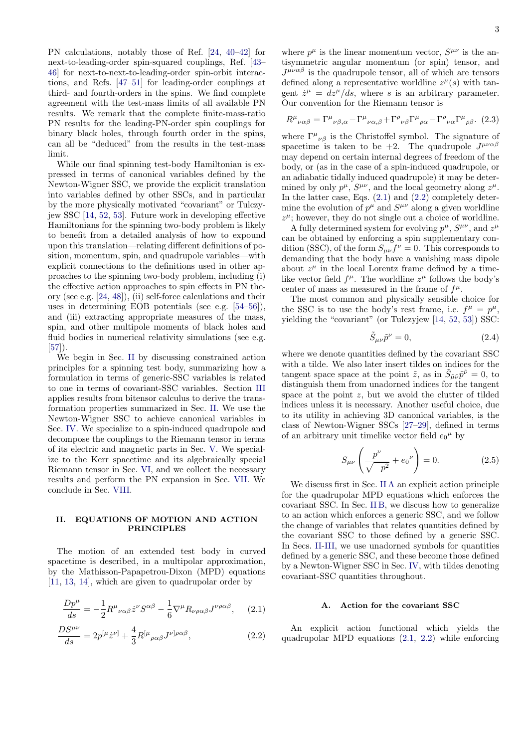PN calculations, notably those of Ref. [24, 40–42] for next-to-leading-order spin-squared couplings, Ref. [43–46] for next-to-next-to-leading-order spin-orbit interactions, and Refs. [47–51] for leading-order couplings at third- and fourth-orders in the spins. We find complete agreement with the test-mass limits of all available PN results. We remark that the complete finite-mass-ratio PN results for the leading-PN-order spin couplings for binary black holes, through fourth order in the spins, can all be "deduced" from the results in the test-mass limit.

While our final spinning test-body Hamiltonian is expressed in terms of canonical variables defined by the Newton-Wigner SSC, we provide the explicit translation into variables defined by other SSCs, and in particular by the more physically motivated "covariant" or Tulczyjew SSC [14, 52, 53]. Future work in developing effective Hamiltonians for the spinning two-body problem is likely to benefit from a detailed analysis of how to expound upon this translation—relating different definitions of position, momentum, spin, and quadrupole variables—with explicit connections to the definitions used in other approaches to the spinning two-body problem, including (i) the effective action approaches to spin effects in PN theory (see e.g. [24, 48]), (ii) self-force calculations and their uses in determining EOB potentials (see e.g. [54–56]), and (iii) extracting appropriate measures of the mass, spin, and other multipole moments of black holes and fluid bodies in numerical relativity simulations (see e.g. [57]).

We begin in Sec. II by discussing constrained action principles for a spinning test body, summarizing how a formulation in terms of generic-SSC variables is related to one in terms of covariant-SSC variables. Section III applies results from bitensor calculus to derive the transformation properties summarized in Sec. II. We use the Newton-Wigner SSC to achieve canonical variables in Sec. IV. We specialize to a spin-induced quadrupole and decompose the couplings to the Riemann tensor in terms of its electric and magnetic parts in Sec. V. We specialize to the Kerr spacetime and its algebraically special Riemann tensor in Sec. VI, and we collect the necessary results and perform the PN expansion in Sec. VII. We conclude in Sec. VIII.

## II. EQUATIONS OF MOTION AND ACTION PRINCIPLES

The motion of an extended test body in curved spacetime is described, in a multipolar approximation, by the Mathisson-Papapetrou-Dixon (MPD) equations [11, 13, 14], which are given to quadrupolar order by

$$\frac{Dp^\mu}{ds} = -\frac{1}{2}R^\mu{}_{\nu\alpha\beta}\dot{z}^\nu S^{\alpha\beta} - \frac{1}{6}\nabla^\mu R_{\nu\rho\alpha\beta}J^{\nu\rho\alpha\beta}, \quad (2.1)$$

$$\frac{DS^{\mu\nu}}{ds} = 2p^{[\mu}\dot{z}^{\nu]} + \frac{4}{3}R^{[\mu}{}_{\rho\alpha\beta}J^{\nu]\rho\alpha\beta}, \quad (2.2)$$

where $p^\mu$ is the linear momentum vector, $S^{\mu\nu}$ is the antisymmetric angular momentum (or spin) tensor, and $J^{\mu\nu\alpha\beta}$ is the quadrupole tensor, all of which are tensors defined along a representative worldline $z^\mu(s)$ with tangent $\dot{z}^\mu = dz^\mu/ds$, where $s$ is an arbitrary parameter. Our convention for the Riemann tensor is

$$R^\mu{}_{\nu\alpha\beta} = \Gamma^\mu{}_{\nu\beta,\alpha} - \Gamma^\mu{}_{\nu\alpha,\beta} + \Gamma^\rho{}_{\nu\beta}\Gamma^\mu{}_{\rho\alpha} - \Gamma^\rho{}_{\nu\alpha}\Gamma^\mu{}_{\rho\beta}. \quad (2.3)$$

where $\Gamma^\mu{}_{\nu\beta}$ is the Christoffel symbol. The signature of spacetime is taken to be $+2$. The quadrupole $J^{\mu\nu\alpha\beta}$ may depend on certain internal degrees of freedom of the body, or (as in the case of a spin-induced quadrupole, or an adiabatic tidally induced quadrupole) it may be determined by only $p^\mu$, $S^{\mu\nu}$, and the local geometry along $z^\mu$. In the latter case, Eqs. (2.1) and (2.2) completely determine the evolution of $p^\mu$ and $S^{\mu\nu}$ along a given worldline $z^\mu$; however, they do not single out a choice of worldline.

A fully determined system for evolving $p^\mu$, $S^{\mu\nu}$, and $z^\mu$ can be obtained by enforcing a spin supplementary condition (SSC), of the form $S_{\mu\nu}f^\nu = 0$. This corresponds to demanding that the body have a vanishing mass dipole about $z^\mu$ in the local Lorentz frame defined by a timelike vector field $f^\mu$. The worldline $z^\mu$ follows the body's center of mass as measured in the frame of $f^\mu$.

The most common and physically sensible choice for the SSC is to use the body's rest frame, i.e. $f^\mu = p^\mu$, yielding the "covariant" (or Tulczyjew [14, 52, 53]) SSC:

$$\tilde{S}_{\mu\nu}\tilde{p}^\nu = 0, \quad (2.4)$$

where we denote quantities defined by the covariant SSC with a tilde. We also later insert tildes on indices for the tangent space space at the point $\tilde{z}$, as in $\tilde{S}_{\tilde{\mu}\tilde{\nu}}\tilde{p}^{\tilde{\nu}} = 0$, to distinguish them from unadorned indices for the tangent space at the point $z$, but we avoid the clutter of tilded indices unless it is necessary. Another useful choice, due to its utility in achieving 3D canonical variables, is the class of Newton-Wigner SSCs [27–29], defined in terms of an arbitrary unit timelike vector field $e_0{}^\mu$ by

$$S_{\mu\nu}\left(\frac{p^\nu}{\sqrt{-p^2}} + e_0{}^\nu\right) = 0. \quad (2.5)$$

We discuss first in Sec. II A an explicit action principle for the quadrupolar MPD equations which enforces the covariant SSC. In Sec. II B, we discuss how to generalize to an action which enforces a generic SSC, and we follow the change of variables that relates quantities defined by the covariant SSC to those defined by a generic SSC. In Secs. II-III, we use unadorned symbols for quantities defined by a generic SSC, and these become those defined by a Newton-Wigner SSC in Sec. IV, with tildes denoting covariant-SSC quantities throughout.

### A. Action for the covariant SSC

An explicit action functional which yields the quadrupolar MPD equations (2.1, 2.2) while enforcing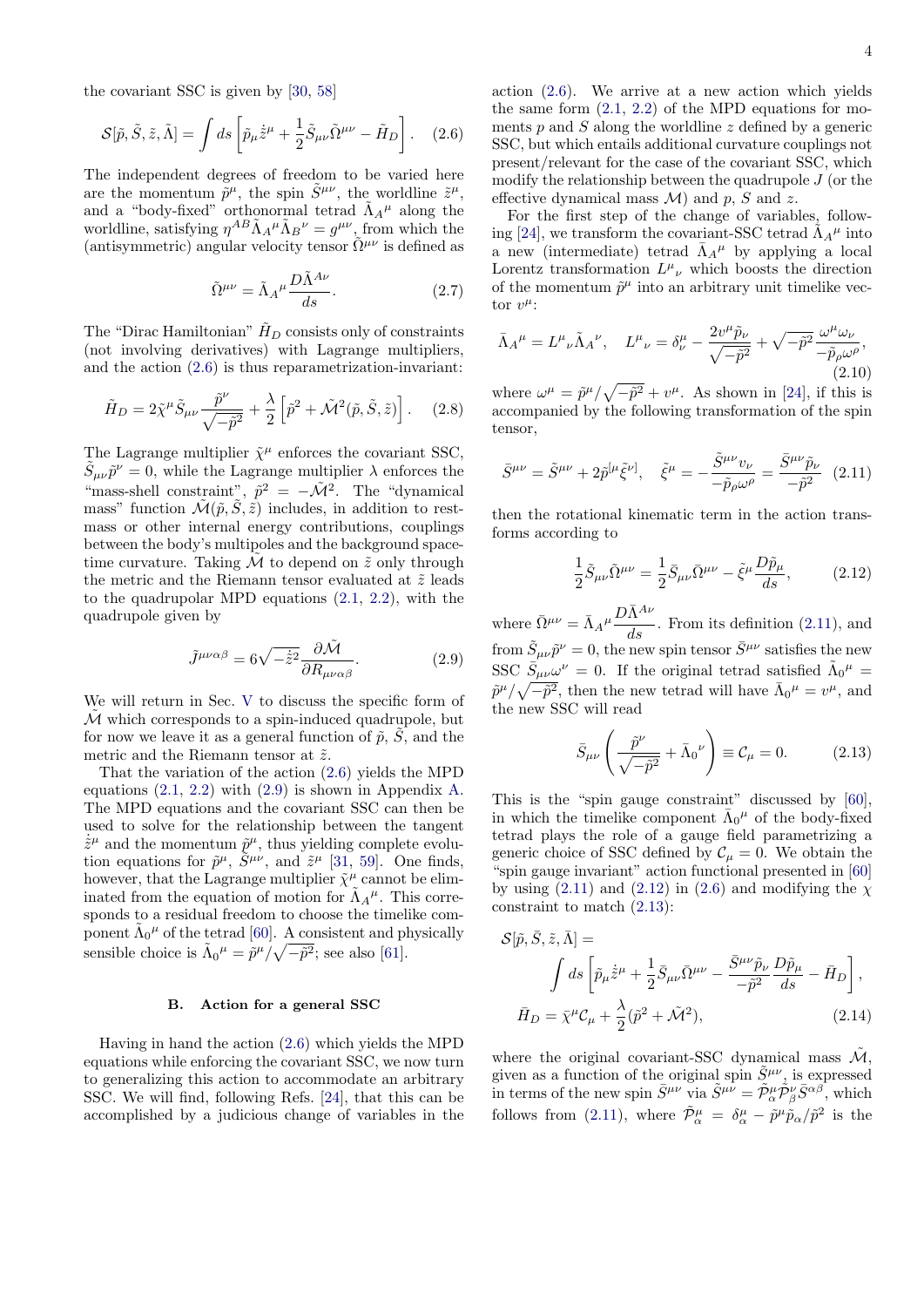the covariant SSC is given by [30, 58]

$$\mathcal{S}[\tilde{p}, \tilde{S}, \tilde{z}, \tilde{\Lambda}] = \int ds \left[ \tilde{p}_\mu \dot{\tilde{z}}^\mu + \frac{1}{2} \tilde{S}_{\mu\nu} \tilde{\Omega}^{\mu\nu} - \tilde{H}_D \right]. \quad (2.6)$$

The independent degrees of freedom to be varied here are the momentum $\tilde{p}^\mu$, the spin $\tilde{S}^{\mu\nu}$, the worldline $\tilde{z}^\mu$, and a "body-fixed" orthonormal tetrad $\tilde{\Lambda}_A{}^\mu$ along the worldline, satisfying $\eta^{AB} \tilde{\Lambda}_A{}^\mu \tilde{\Lambda}_B{}^\nu = g^{\mu\nu}$, from which the (antisymmetric) angular velocity tensor $\tilde{\Omega}^{\mu\nu}$ is defined as

$$\tilde{\Omega}^{\mu\nu} = \tilde{\Lambda}_A{}^\mu \frac{D\tilde{\Lambda}^{A\nu}}{ds}. \quad (2.7)$$

The "Dirac Hamiltonian" $\tilde{H}_D$ consists only of constraints (not involving derivatives) with Lagrange multipliers, and the action (2.6) is thus reparametrization-invariant:

$$\tilde{H}_D = 2\tilde{\chi}^\mu \tilde{S}_{\mu\nu} \frac{\tilde{p}^\nu}{\sqrt{-\tilde{p}^2}} + \frac{\lambda}{2} \left[ \tilde{p}^2 + \tilde{\mathcal{M}}^2(\tilde{p}, \tilde{S}, \tilde{z}) \right]. \quad (2.8)$$

The Lagrange multiplier $\tilde{\chi}^\mu$ enforces the covariant SSC, $\tilde{S}_{\mu\nu}\tilde{p}^\nu = 0$, while the Lagrange multiplier $\lambda$ enforces the "mass-shell constraint", $\tilde{p}^2 = -\tilde{\mathcal{M}}^2$. The "dynamical mass" function $\tilde{\mathcal{M}}(\tilde{p}, \tilde{S}, \tilde{z})$ includes, in addition to rest-mass or other internal energy contributions, couplings between the body's multipoles and the background spacetime curvature. Taking $\tilde{\mathcal{M}}$ to depend on $\tilde{z}$ only through the metric and the Riemann tensor evaluated at $\tilde{z}$ leads to the quadrupolar MPD equations (2.1, 2.2), with the quadrupole given by

$$\tilde{J}^{\mu\nu\alpha\beta} = 6\sqrt{-\dot{\tilde{z}}^2} \frac{\partial \tilde{\mathcal{M}}}{\partial R_{\mu\nu\alpha\beta}}. \quad (2.9)$$

We will return in Sec. V to discuss the specific form of $\tilde{\mathcal{M}}$ which corresponds to a spin-induced quadrupole, but for now we leave it as a general function of $\tilde{p}$, $\tilde{S}$, and the metric and the Riemann tensor at $\tilde{z}$.

That the variation of the action (2.6) yields the MPD equations (2.1, 2.2) with (2.9) is shown in Appendix A. The MPD equations and the covariant SSC can then be used to solve for the relationship between the tangent $\dot{\tilde{z}}^\mu$ and the momentum $\tilde{p}^\mu$, thus yielding complete evolution equations for $\tilde{p}^\mu$, $\tilde{S}^{\mu\nu}$, and $\tilde{z}^\mu$ [31, 59]. One finds, however, that the Lagrange multiplier $\tilde{\chi}^\mu$ cannot be eliminated from the equation of motion for $\tilde{\Lambda}_A{}^\mu$. This corresponds to a residual freedom to choose the timelike component $\tilde{\Lambda}_0{}^\mu$ of the tetrad [60]. A consistent and physically sensible choice is $\tilde{\Lambda}_0{}^\mu = \tilde{p}^\mu/\sqrt{-\tilde{p}^2}$; see also [61].

### B. Action for a general SSC

Having in hand the action (2.6) which yields the MPD equations while enforcing the covariant SSC, we now turn to generalizing this action to accommodate an arbitrary SSC. We will find, following Refs. [24], that this can be accomplished by a judicious change of variables in the action (2.6). We arrive at a new action which yields the same form (2.1, 2.2) of the MPD equations for moments $p$ and $S$ along the worldline $z$ defined by a generic SSC, but which entails additional curvature couplings not present/relevant for the case of the covariant SSC, which modify the relationship between the quadrupole $J$ (or the effective dynamical mass $\mathcal{M}$) and $p$, $S$ and $z$.

For the first step of the change of variables, following [24], we transform the covariant-SSC tetrad $\tilde{\Lambda}_A{}^\mu$ into a new (intermediate) tetrad $\bar{\Lambda}_A{}^\mu$ by applying a local Lorentz transformation $L^\mu{}_\nu$ which boosts the direction of the momentum $\tilde{p}^\mu$ into an arbitrary unit timelike vector $v^\mu$:

$$\bar{\Lambda}_A{}^\mu = L^\mu{}_\nu \tilde{\Lambda}_A{}^\nu, \quad L^\mu{}_\nu = \delta^\mu_\nu - \frac{2v^\mu \tilde{p}_\nu}{\sqrt{-\tilde{p}^2}} + \sqrt{-\tilde{p}^2} \frac{\omega^\mu \omega_\nu}{-\tilde{p}_\rho \omega^\rho}, \quad (2.10)$$

where $\omega^\mu = \tilde{p}^\mu/\sqrt{-\tilde{p}^2} + v^\mu$. As shown in [24], if this is accompanied by the following transformation of the spin tensor,

$$\bar{S}^{\mu\nu} = \tilde{S}^{\mu\nu} + 2\tilde{p}^{[\mu}\tilde{\xi}^{\nu]}, \quad \tilde{\xi}^\mu = -\frac{\tilde{S}^{\mu\nu}v_\nu}{-\tilde{p}_\rho \omega^\rho} = \frac{\bar{S}^{\mu\nu}\tilde{p}_\nu}{-\tilde{p}^2} \quad (2.11)$$

then the rotational kinematic term in the action transforms according to

$$\frac{1}{2}\tilde{S}_{\mu\nu}\tilde{\Omega}^{\mu\nu} = \frac{1}{2}\bar{S}_{\mu\nu}\bar{\Omega}^{\mu\nu} - \tilde{\xi}^\mu \frac{D\tilde{p}_\mu}{ds}, \quad (2.12)$$

where $\bar{\Omega}^{\mu\nu} = \bar{\Lambda}_A{}^\mu \frac{D\bar{\Lambda}^{A\nu}}{ds}$. From its definition (2.11), and from $\tilde{S}_{\mu\nu}\tilde{p}^\nu = 0$, the new spin tensor $\bar{S}^{\mu\nu}$ satisfies the new SSC $\bar{S}_{\mu\nu}\omega^\nu = 0$. If the original tetrad satisfied $\tilde{\Lambda}_0{}^\mu = \tilde{p}^\mu/\sqrt{-\tilde{p}^2}$, then the new tetrad will have $\bar{\Lambda}_0{}^\mu = v^\mu$, and the new SSC will read

$$\bar{S}_{\mu\nu}\left(\frac{\tilde{p}^\nu}{\sqrt{-\tilde{p}^2}} + \bar{\Lambda}_0{}^\nu\right) \equiv \mathcal{C}_\mu = 0. \quad (2.13)$$

This is the "spin gauge constraint" discussed by [60], in which the timelike component $\bar{\Lambda}_0{}^\mu$ of the body-fixed tetrad plays the role of a gauge field parametrizing a generic choice of SSC defined by $\mathcal{C}_\mu = 0$. We obtain the "spin gauge invariant" action functional presented in [60] by using (2.11) and (2.12) in (2.6) and modifying the $\chi$ constraint to match (2.13):

$$\mathcal{S}[\tilde{p}, \bar{S}, \tilde{z}, \bar{\Lambda}] = \int ds \left[ \tilde{p}_\mu \dot{\tilde{z}}^\mu + \frac{1}{2}\bar{S}_{\mu\nu}\bar{\Omega}^{\mu\nu} - \frac{\bar{S}^{\mu\nu}\tilde{p}_\nu}{-\tilde{p}^2}\frac{D\tilde{p}_\mu}{ds} - \bar{H}_D \right],$$

$$\bar{H}_D = \bar{\chi}^\mu \mathcal{C}_\mu + \frac{\lambda}{2}(\tilde{p}^2 + \tilde{\mathcal{M}}^2), \quad (2.14)$$

where the original covariant-SSC dynamical mass $\tilde{\mathcal{M}}$, given as a function of the original spin $\tilde{S}^{\mu\nu}$, is expressed in terms of the new spin $\bar{S}^{\mu\nu}$ via $\tilde{S}^{\mu\nu} = \tilde{\mathcal{P}}^\mu_\alpha \tilde{\mathcal{P}}^\nu_\beta \bar{S}^{\alpha\beta}$, which follows from (2.11), where $\tilde{\mathcal{P}}^\mu_\alpha = \delta^\mu_\alpha - \tilde{p}^\mu \tilde{p}_\alpha/\tilde{p}^2$ is the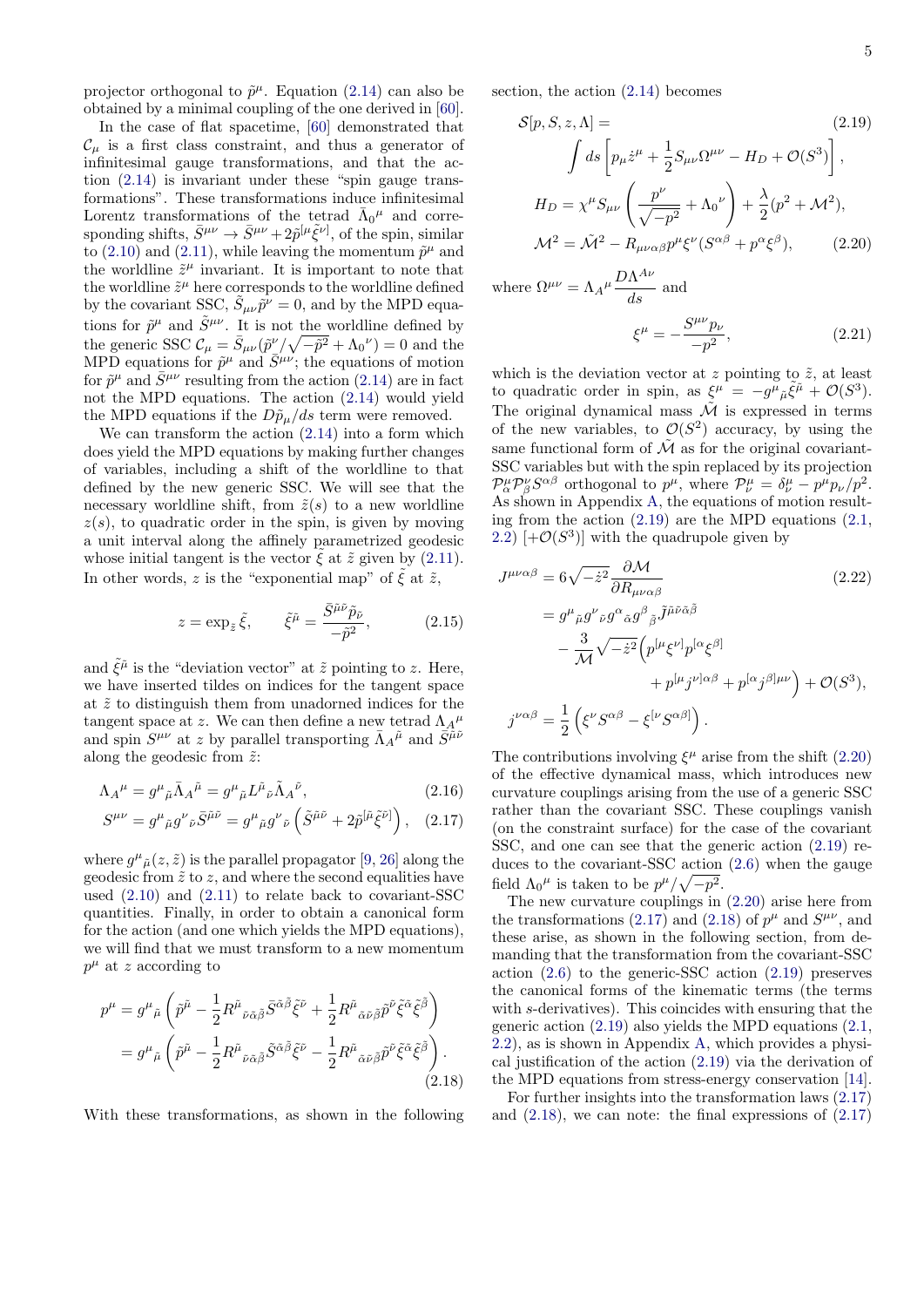projector orthogonal to $\tilde{p}^\mu$. Equation (2.14) can also be obtained by a minimal coupling of the one derived in [60].

In the case of flat spacetime, [60] demonstrated that $\mathcal{C}_\mu$ is a first class constraint, and thus a generator of infinitesimal gauge transformations, and that the action (2.14) is invariant under these "spin gauge transformations". These transformations induce infinitesimal Lorentz transformations of the tetrad $\bar{\Lambda}_0{}^\mu$ and corresponding shifts, $\bar{S}^{\mu\nu} \to \bar{S}^{\mu\nu} + 2\tilde{p}^{[\mu}\tilde{\xi}^{\nu]}$, of the spin, similar to (2.10) and (2.11), while leaving the momentum $\tilde{p}^\mu$ and the worldline $\tilde{z}^\mu$ invariant. It is important to note that the worldline $\tilde{z}^\mu$ here corresponds to the worldline defined by the covariant SSC, $\tilde{S}_{\mu\nu}\tilde{p}^\nu = 0$, and by the MPD equations for $\tilde{p}^\mu$ and $\tilde{S}^{\mu\nu}$. It is not the worldline defined by the generic SSC $\mathcal{C}_\mu = \bar{S}_{\mu\nu}(\tilde{p}^\nu/\sqrt{-\tilde{p}^2} + \Lambda_0{}^\nu) = 0$ and the MPD equations for $\tilde{p}^\mu$ and $\bar{S}^{\mu\nu}$; the equations of motion for $\tilde{p}^\mu$ and $\bar{S}^{\mu\nu}$ resulting from the action (2.14) are in fact not the MPD equations. The action (2.14) would yield the MPD equations if the $D\tilde{p}_\mu/ds$ term were removed.

We can transform the action (2.14) into a form which does yield the MPD equations by making further changes of variables, including a shift of the worldline to that defined by the new generic SSC. We will see that the necessary worldline shift, from $\tilde{z}(s)$ to a new worldline $z(s)$, to quadratic order in the spin, is given by moving a unit interval along the affinely parametrized geodesic whose initial tangent is the vector $\tilde{\xi}$ at $\tilde{z}$ given by (2.11). In other words, $z$ is the "exponential map" of $\tilde{\xi}$ at $\tilde{z}$,

$$z = \exp_{\tilde{z}} \tilde{\xi}, \qquad \tilde{\xi}^{\tilde{\mu}} = \frac{\bar{S}^{\tilde{\mu}\tilde{\nu}}\tilde{p}_{\tilde{\nu}}}{-\tilde{p}^2}, \tag{2.15}$$

and $\tilde{\xi}^{\tilde{\mu}}$ is the "deviation vector" at $\tilde{z}$ pointing to $z$. Here, we have inserted tildes on indices for the tangent space at $\tilde{z}$ to distinguish them from unadorned indices for the tangent space at $z$. We can then define a new tetrad $\Lambda_A{}^\mu$ and spin $S^{\mu\nu}$ at $z$ by parallel transporting $\bar{\Lambda}_A{}^{\tilde{\mu}}$ and $\bar{S}^{\tilde{\mu}\tilde{\nu}}$ along the geodesic from $\tilde{z}$:

$$\Lambda_A{}^\mu = g^\mu{}_{\tilde{\mu}}\bar{\Lambda}_A{}^{\tilde{\mu}} = g^\mu{}_{\tilde{\mu}}L^{\tilde{\mu}}{}_{\tilde{\nu}}\tilde{\Lambda}_A{}^{\tilde{\nu}}, \tag{2.16}$$

$$S^{\mu\nu} = g^\mu{}_{\tilde{\mu}}g^\nu{}_{\tilde{\nu}}\bar{S}^{\tilde{\mu}\tilde{\nu}} = g^\mu{}_{\tilde{\mu}}g^\nu{}_{\tilde{\nu}}\left(\tilde{S}^{\tilde{\mu}\tilde{\nu}} + 2\tilde{p}^{[\tilde{\mu}}\tilde{\xi}^{\tilde{\nu}]}\right), \tag{2.17}$$

where $g^\mu{}_{\tilde{\mu}}(z,\tilde{z})$ is the parallel propagator [9, 26] along the geodesic from $\tilde{z}$ to $z$, and where the second equalities have used (2.10) and (2.11) to relate back to covariant-SSC quantities. Finally, in order to obtain a canonical form for the action (and one which yields the MPD equations), we will find that we must transform to a new momentum $p^\mu$ at $z$ according to

$$\begin{aligned}
p^\mu &= g^\mu{}_{\tilde{\mu}}\left(\tilde{p}^{\tilde{\mu}} - \frac{1}{2}R^{\tilde{\mu}}{}_{\tilde{\nu}\tilde{\alpha}\tilde{\beta}}\bar{S}^{\tilde{\alpha}\tilde{\beta}}\tilde{\xi}^{\tilde{\nu}} + \frac{1}{2}R^{\tilde{\mu}}{}_{\tilde{\alpha}\tilde{\nu}\tilde{\beta}}\tilde{p}^{\tilde{\nu}}\tilde{\xi}^{\tilde{\alpha}}\tilde{\xi}^{\tilde{\beta}}\right) \\
&= g^\mu{}_{\tilde{\mu}}\left(\tilde{p}^{\tilde{\mu}} - \frac{1}{2}R^{\tilde{\mu}}{}_{\tilde{\nu}\tilde{\alpha}\tilde{\beta}}\tilde{S}^{\tilde{\alpha}\tilde{\beta}}\tilde{\xi}^{\tilde{\nu}} - \frac{1}{2}R^{\tilde{\mu}}{}_{\tilde{\alpha}\tilde{\nu}\tilde{\beta}}\tilde{p}^{\tilde{\nu}}\tilde{\xi}^{\tilde{\alpha}}\tilde{\xi}^{\tilde{\beta}}\right).
\end{aligned} \tag{2.18}$$

With these transformations, as shown in the following section, the action (2.14) becomes

$$\mathcal{S}[p,S,z,\Lambda] = \int ds\left[p_\mu\dot{z}^\mu + \frac{1}{2}S_{\mu\nu}\Omega^{\mu\nu} - H_D + \mathcal{O}(S^3)\right], \tag{2.19}$$

$$H_D = \chi^\mu S_{\mu\nu}\left(\frac{p^\nu}{\sqrt{-p^2}} + \Lambda_0{}^\nu\right) + \frac{\lambda}{2}(p^2 + \mathcal{M}^2),$$

$$\mathcal{M}^2 = \tilde{\mathcal{M}}^2 - R_{\mu\nu\alpha\beta}p^\mu\xi^\nu(S^{\alpha\beta} + p^\alpha\xi^\beta), \tag{2.20}$$

where $\Omega^{\mu\nu} = \Lambda_A{}^\mu\dfrac{D\Lambda^{A\nu}}{ds}$ and

$$\xi^\mu = -\frac{S^{\mu\nu}p_\nu}{-p^2}, \tag{2.21}$$

which is the deviation vector at $z$ pointing to $\tilde{z}$, at least to quadratic order in spin, as $\xi^\mu = -g^\mu{}_{\tilde{\mu}}\tilde{\xi}^{\tilde{\mu}} + \mathcal{O}(S^3)$. The original dynamical mass $\tilde{\mathcal{M}}$ is expressed in terms of the new variables, to $\mathcal{O}(S^2)$ accuracy, by using the same functional form of $\tilde{\mathcal{M}}$ as for the original covariant-SSC variables but with the spin replaced by its projection $\mathcal{P}^\mu_\alpha\mathcal{P}^\nu_\beta S^{\alpha\beta}$ orthogonal to $p^\mu$, where $\mathcal{P}^\mu_\nu = \delta^\mu_\nu - p^\mu p_\nu/p^2$. As shown in Appendix A, the equations of motion resulting from the action (2.19) are the MPD equations (2.1, 2.2) [$+\mathcal{O}(S^3)$] with the quadrupole given by

$$\begin{aligned}
J^{\mu\nu\alpha\beta} &= 6\sqrt{-\dot{z}^2}\frac{\partial\mathcal{M}}{\partial R_{\mu\nu\alpha\beta}} \\
&= g^\mu{}_{\tilde{\mu}}g^\nu{}_{\tilde{\nu}}g^\alpha{}_{\tilde{\alpha}}g^\beta{}_{\tilde{\beta}}\tilde{J}^{\tilde{\mu}\tilde{\nu}\tilde{\alpha}\tilde{\beta}} \\
&\quad - \frac{3}{\mathcal{M}}\sqrt{-\dot{z}^2}\Big(p^{[\mu}\xi^{\nu]}p^{[\alpha}\xi^{\beta]} \\
&\qquad\qquad + p^{[\mu}j^{\nu]\alpha\beta} + p^{[\alpha}j^{\beta]\mu\nu}\Big) + \mathcal{O}(S^3),
\end{aligned} \tag{2.22}$$

$$j^{\nu\alpha\beta} = \frac{1}{2}\left(\xi^\nu S^{\alpha\beta} - \xi^{[\nu}S^{\alpha\beta]}\right).$$

The contributions involving $\xi^\mu$ arise from the shift (2.20) of the effective dynamical mass, which introduces new curvature couplings arising from the use of a generic SSC rather than the covariant SSC. These couplings vanish (on the constraint surface) for the case of the covariant SSC, and one can see that the generic action (2.19) reduces to the covariant-SSC action (2.6) when the gauge field $\Lambda_0{}^\mu$ is taken to be $p^\mu/\sqrt{-p^2}$.

The new curvature couplings in (2.20) arise here from the transformations (2.17) and (2.18) of $p^\mu$ and $S^{\mu\nu}$, and these arise, as shown in the following section, from demanding that the transformation from the covariant-SSC action (2.6) to the generic-SSC action (2.19) preserves the canonical forms of the kinematic terms (the terms with $s$-derivatives). This coincides with ensuring that the generic action (2.19) also yields the MPD equations (2.1, 2.2), as is shown in Appendix A, which provides a physical justification of the action (2.19) via the derivation of the MPD equations from stress-energy conservation [14].

For further insights into the transformation laws (2.17) and (2.18), we can note: the final expressions of (2.17)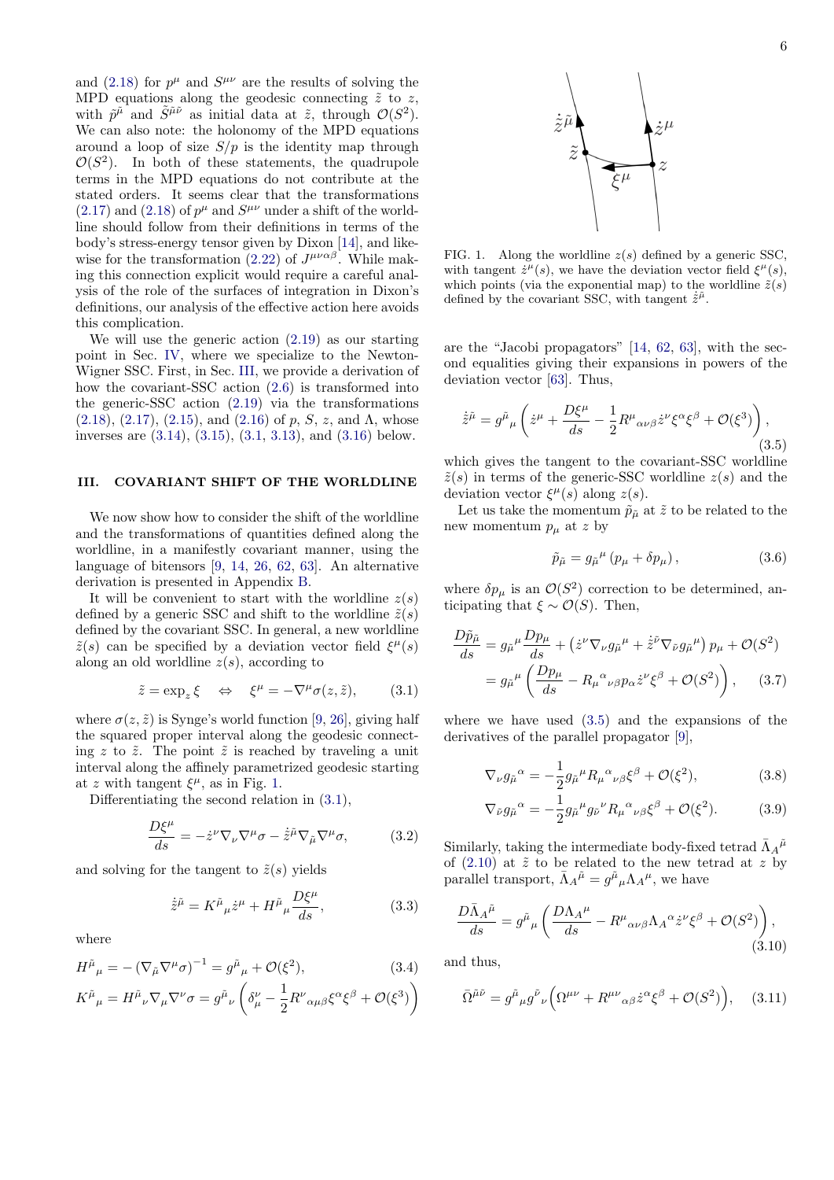and (2.18) for $p^\mu$ and $S^{\mu\nu}$ are the results of solving the MPD equations along the geodesic connecting $\tilde{z}$ to $z$, with $\tilde{p}^{\tilde{\mu}}$ and $\tilde{S}^{\tilde{\mu}\tilde{\nu}}$ as initial data at $\tilde{z}$, through $\mathcal{O}(S^2)$. We can also note: the holonomy of the MPD equations around a loop of size $S/p$ is the identity map through $\mathcal{O}(S^2)$. In both of these statements, the quadrupole terms in the MPD equations do not contribute at the stated orders. It seems clear that the transformations (2.17) and (2.18) of $p^\mu$ and $S^{\mu\nu}$ under a shift of the worldline should follow from their definitions in terms of the body's stress-energy tensor given by Dixon [14], and likewise for the transformation (2.22) of $J^{\mu\nu\alpha\beta}$. While making this connection explicit would require a careful analysis of the role of the surfaces of integration in Dixon's definitions, our analysis of the effective action here avoids this complication.

We will use the generic action (2.19) as our starting point in Sec. IV, where we specialize to the Newton-Wigner SSC. First, in Sec. III, we provide a derivation of how the covariant-SSC action (2.6) is transformed into the generic-SSC action (2.19) via the transformations (2.18), (2.17), (2.15), and (2.16) of $p$, $S$, $z$, and $\Lambda$, whose inverses are (3.14), (3.15), (3.1, 3.13), and (3.16) below.

## III. COVARIANT SHIFT OF THE WORLDLINE

We now show how to consider the shift of the worldline and the transformations of quantities defined along the worldline, in a manifestly covariant manner, using the language of bitensors [9, 14, 26, 62, 63]. An alternative derivation is presented in Appendix B.

It will be convenient to start with the worldline $z(s)$ defined by a generic SSC and shift to the worldline $\tilde{z}(s)$ defined by the covariant SSC. In general, a new worldline $\tilde{z}(s)$ can be specified by a deviation vector field $\xi^\mu(s)$ along an old worldline $z(s)$, according to

$$\tilde{z} = \exp_z \xi \quad \Leftrightarrow \quad \xi^\mu = -\nabla^\mu \sigma(z, \tilde{z}), \tag{3.1}$$

where $\sigma(z, \tilde{z})$ is Synge's world function [9, 26], giving half the squared proper interval along the geodesic connecting $z$ to $\tilde{z}$. The point $\tilde{z}$ is reached by traveling a unit interval along the affinely parametrized geodesic starting at $z$ with tangent $\xi^\mu$, as in Fig. 1.

FIG. 1. Along the worldline $z(s)$ defined by a generic SSC, with tangent $\dot{z}^\mu(s)$, we have the deviation vector field $\xi^\mu(s)$, which points (via the exponential map) to the worldline $\tilde{z}(s)$ defined by the covariant SSC, with tangent $\dot{\tilde{z}}^{\tilde{\mu}}$.

Differentiating the second relation in (3.1),

$$\frac{D\xi^\mu}{ds} = -\dot{z}^\nu \nabla_\nu \nabla^\mu \sigma - \dot{\tilde{z}}^{\tilde{\mu}} \nabla_{\tilde{\mu}} \nabla^\mu \sigma, \tag{3.2}$$

and solving for the tangent to $\tilde{z}(s)$ yields

$$\dot{\tilde{z}}^{\tilde{\mu}} = K^{\tilde{\mu}}{}_\mu \dot{z}^\mu + H^{\tilde{\mu}}{}_\mu \frac{D\xi^\mu}{ds}, \tag{3.3}$$

where

$$H^{\tilde{\mu}}{}_\mu = -\left(\nabla_{\tilde{\mu}} \nabla^\mu \sigma\right)^{-1} = g^{\tilde{\mu}}{}_\mu + \mathcal{O}(\xi^2), \tag{3.4}$$

$$K^{\tilde{\mu}}{}_\mu = H^{\tilde{\mu}}{}_\nu \nabla_\mu \nabla^\nu \sigma = g^{\tilde{\mu}}{}_\nu \left( \delta^\nu_\mu - \frac{1}{2} R^\nu{}_{\alpha\mu\beta} \xi^\alpha \xi^\beta + \mathcal{O}(\xi^3) \right)$$

are the "Jacobi propagators" [14, 62, 63], with the second equalities giving their expansions in powers of the deviation vector [63]. Thus,

$$\dot{\tilde{z}}^{\tilde{\mu}} = g^{\tilde{\mu}}{}_\mu \left( \dot{z}^\mu + \frac{D\xi^\mu}{ds} - \frac{1}{2} R^\mu{}_{\alpha\nu\beta} \dot{z}^\nu \xi^\alpha \xi^\beta + \mathcal{O}(\xi^3) \right), \tag{3.5}$$

which gives the tangent to the covariant-SSC worldline $\tilde{z}(s)$ in terms of the generic-SSC worldline $z(s)$ and the deviation vector $\xi^\mu(s)$ along $z(s)$.

Let us take the momentum $\tilde{p}_{\tilde{\mu}}$ at $\tilde{z}$ to be related to the new momentum $p_\mu$ at $z$ by

$$\tilde{p}_{\tilde{\mu}} = g_{\tilde{\mu}}{}^\mu \left( p_\mu + \delta p_\mu \right), \tag{3.6}$$

where $\delta p_\mu$ is an $\mathcal{O}(S^2)$ correction to be determined, anticipating that $\xi \sim \mathcal{O}(S)$. Then,

$$\begin{aligned} \frac{D\tilde{p}_{\tilde{\mu}}}{ds} &= g_{\tilde{\mu}}{}^\mu \frac{Dp_\mu}{ds} + \left( \dot{z}^\nu \nabla_\nu g_{\tilde{\mu}}{}^\mu + \dot{\tilde{z}}^{\tilde{\nu}} \nabla_{\tilde{\nu}} g_{\tilde{\mu}}{}^\mu \right) p_\mu + \mathcal{O}(S^2) \\ &= g_{\tilde{\mu}}{}^\mu \left( \frac{Dp_\mu}{ds} - R_\mu{}^\alpha{}_{\nu\beta} p_\alpha \dot{z}^\nu \xi^\beta + \mathcal{O}(S^2) \right), \end{aligned} \tag{3.7}$$

where we have used (3.5) and the expansions of the derivatives of the parallel propagator [9],

$$\nabla_\nu g_{\tilde{\mu}}{}^\alpha = -\frac{1}{2} g_{\tilde{\mu}}{}^\mu R_\mu{}^\alpha{}_{\nu\beta} \xi^\beta + \mathcal{O}(\xi^2), \tag{3.8}$$

$$\nabla_{\tilde{\nu}} g_{\tilde{\mu}}{}^\alpha = -\frac{1}{2} g_{\tilde{\mu}}{}^\mu g_{\tilde{\nu}}{}^\nu R_\mu{}^\alpha{}_{\nu\beta} \xi^\beta + \mathcal{O}(\xi^2). \tag{3.9}$$

Similarly, taking the intermediate body-fixed tetrad $\bar{\Lambda}_A{}^{\tilde{\mu}}$ of (2.10) at $\tilde{z}$ to be related to the new tetrad at $z$ by parallel transport, $\bar{\Lambda}_A{}^{\tilde{\mu}} = g^{\tilde{\mu}}{}_\mu \Lambda_A{}^\mu$, we have

$$\frac{D\bar{\Lambda}_A{}^{\tilde{\mu}}}{ds} = g^{\tilde{\mu}}{}_\mu \left( \frac{D\Lambda_A{}^\mu}{ds} - R^\mu{}_{\alpha\nu\beta} \Lambda_A{}^\alpha \dot{z}^\nu \xi^\beta + \mathcal{O}(S^2) \right), \tag{3.10}$$

and thus,

$$\bar{\Omega}^{\tilde{\mu}\tilde{\nu}} = g^{\tilde{\mu}}{}_\mu g^{\tilde{\nu}}{}_\nu \Big( \Omega^{\mu\nu} + R^{\mu\nu}{}_{\alpha\beta} \dot{z}^\alpha \xi^\beta + \mathcal{O}(S^2) \Big), \tag{3.11}$$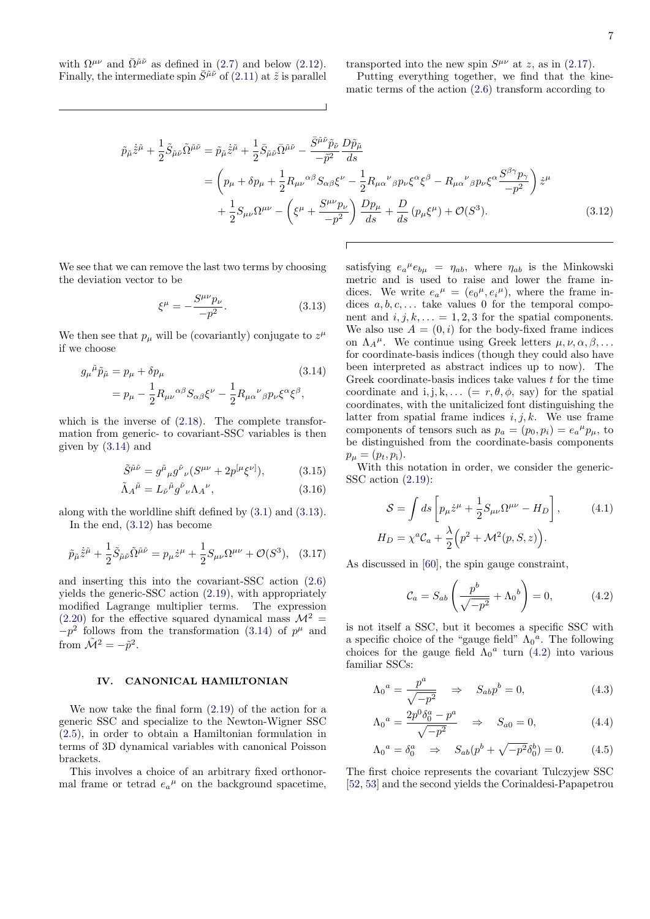with $\Omega^{\mu\nu}$ and $\bar{\Omega}^{\tilde{\mu}\tilde{\nu}}$ as defined in (2.7) and below (2.12). Finally, the intermediate spin $\bar{S}^{\tilde{\mu}\tilde{\nu}}$ of (2.11) at $\tilde{z}$ is parallel transported into the new spin $S^{\mu\nu}$ at $z$, as in (2.17).

Putting everything together, we find that the kinematic terms of the action (2.6) transform according to

$$
\begin{aligned}
\tilde{p}_{\tilde{\mu}}\dot{\tilde{z}}^{\tilde{\mu}} + \frac{1}{2}\tilde{S}_{\tilde{\mu}\tilde{\nu}}\tilde{\Omega}^{\tilde{\mu}\tilde{\nu}} &= \tilde{p}_{\tilde{\mu}}\dot{\tilde{z}}^{\tilde{\mu}} + \frac{1}{2}\bar{S}_{\tilde{\mu}\tilde{\nu}}\bar{\Omega}^{\tilde{\mu}\tilde{\nu}} - \frac{\bar{S}^{\tilde{\mu}\tilde{\nu}}\tilde{p}_{\tilde{\nu}}}{-\tilde{p}^2}\frac{D\tilde{p}_{\tilde{\mu}}}{ds} \\
&= \left(p_\mu + \delta p_\mu + \frac{1}{2}R_{\mu\nu}{}^{\alpha\beta}S_{\alpha\beta}\xi^\nu - \frac{1}{2}R_{\mu\alpha}{}^{\nu}{}_{\beta}p_\nu\xi^\alpha\xi^\beta - R_{\mu\alpha}{}^{\nu}{}_{\beta}p_\nu\xi^\alpha\frac{S^{\beta\gamma}p_\gamma}{-p^2}\right)\dot{z}^\mu \\
&\quad + \frac{1}{2}S_{\mu\nu}\Omega^{\mu\nu} - \left(\xi^\mu + \frac{S^{\mu\nu}p_\nu}{-p^2}\right)\frac{Dp_\mu}{ds} + \frac{D}{ds}\left(p_\mu\xi^\mu\right) + \mathcal{O}(S^3). \qquad (3.12)
\end{aligned}
$$

We see that we can remove the last two terms by choosing the deviation vector to be

$$
\xi^\mu = -\frac{S^{\mu\nu}p_\nu}{-p^2}. \qquad (3.13)
$$

We then see that $p_\mu$ will be (covariantly) conjugate to $z^\mu$ if we choose

$$
\begin{aligned}
g_\mu{}^{\tilde{\mu}}\tilde{p}_{\tilde{\mu}} &= p_\mu + \delta p_\mu \qquad (3.14)\\
&= p_\mu - \frac{1}{2}R_{\mu\nu}{}^{\alpha\beta}S_{\alpha\beta}\xi^\nu - \frac{1}{2}R_{\mu\alpha}{}^{\nu}{}_{\beta}p_\nu\xi^\alpha\xi^\beta,
\end{aligned}
$$

which is the inverse of (2.18). The complete transformation from generic- to covariant-SSC variables is then given by (3.14) and

$$
\tilde{S}^{\tilde{\mu}\tilde{\nu}} = g^{\tilde{\mu}}{}_\mu g^{\tilde{\nu}}{}_\nu(S^{\mu\nu} + 2p^{[\mu}\xi^{\nu]}), \qquad (3.15)
$$

$$
\tilde{\Lambda}_A{}^{\tilde{\mu}} = L_{\tilde{\nu}}{}^{\tilde{\mu}}g^{\tilde{\nu}}{}_\nu\Lambda_A{}^\nu, \qquad (3.16)
$$

along with the worldline shift defined by (3.1) and (3.13).

In the end, (3.12) has become

$$
\tilde{p}_{\tilde{\mu}}\dot{\tilde{z}}^{\tilde{\mu}} + \frac{1}{2}\tilde{S}_{\tilde{\mu}\tilde{\nu}}\tilde{\Omega}^{\tilde{\mu}\tilde{\nu}} = p_\mu\dot{z}^\mu + \frac{1}{2}S_{\mu\nu}\Omega^{\mu\nu} + \mathcal{O}(S^3), \quad (3.17)
$$

and inserting this into the covariant-SSC action (2.6) yields the generic-SSC action (2.19), with appropriately modified Lagrange multiplier terms. The expression (2.20) for the effective squared dynamical mass $\mathcal{M}^2 = -p^2$ follows from the transformation (3.14) of $p^\mu$ and from $\tilde{\mathcal{M}}^2 = -\tilde{p}^2$.

## IV. CANONICAL HAMILTONIAN

We now take the final form (2.19) of the action for a generic SSC and specialize to the Newton-Wigner SSC (2.5), in order to obtain a Hamiltonian formulation in terms of 3D dynamical variables with canonical Poisson brackets.

This involves a choice of an arbitrary fixed orthonormal frame or tetrad $e_a{}^\mu$ on the background spacetime, satisfying $e_a{}^\mu e_{b\mu} = \eta_{ab}$, where $\eta_{ab}$ is the Minkowski metric and is used to raise and lower the frame indices. We write $e_a{}^\mu = (e_0{}^\mu, e_i{}^\mu)$, where the frame indices $a, b, c, \ldots$ take values 0 for the temporal component and $i, j, k, \ldots = 1, 2, 3$ for the spatial components. We also use $A = (0, i)$ for the body-fixed frame indices on $\Lambda_A{}^\mu$. We continue using Greek letters $\mu, \nu, \alpha, \beta, \ldots$ for coordinate-basis indices (though they could also have been interpreted as abstract indices up to now). The Greek coordinate-basis indices take values $t$ for the time coordinate and $\mathrm{i}, \mathrm{j}, \mathrm{k}, \ldots$ ($= r, \theta, \phi$, say) for the spatial coordinates, with the unitalicized font distinguishing the latter from spatial frame indices $i, j, k$. We use frame components of tensors such as $p_a = (p_0, p_i) = e_a{}^\mu p_\mu$, to be distinguished from the coordinate-basis components $p_\mu = (p_t, p_\mathrm{i})$.

With this notation in order, we consider the generic-SSC action (2.19):

$$
\begin{aligned}
\mathcal{S} &= \int ds\left[p_\mu\dot{z}^\mu + \frac{1}{2}S_{\mu\nu}\Omega^{\mu\nu} - H_D\right], \qquad (4.1)\\
H_D &= \chi^a\mathcal{C}_a + \frac{\lambda}{2}\Big(p^2 + \mathcal{M}^2(p, S, z)\Big).
\end{aligned}
$$

As discussed in [60], the spin gauge constraint,

$$
\mathcal{C}_a = S_{ab}\left(\frac{p^b}{\sqrt{-p^2}} + \Lambda_0{}^b\right) = 0, \qquad (4.2)
$$

is not itself a SSC, but it becomes a specific SSC with a specific choice of the "gauge field" $\Lambda_0{}^a$. The following choices for the gauge field $\Lambda_0{}^a$ turn (4.2) into various familiar SSCs:

$$
\Lambda_0{}^a = \frac{p^a}{\sqrt{-p^2}} \quad \Rightarrow \quad S_{ab}p^b = 0, \qquad (4.3)
$$

$$
\Lambda_0{}^a = \frac{2p^0\delta_0^a - p^a}{\sqrt{-p^2}} \quad \Rightarrow \quad S_{a0} = 0, \qquad (4.4)
$$

$$
\Lambda_0{}^a = \delta_0^a \quad \Rightarrow \quad S_{ab}(p^b + \sqrt{-p^2}\delta_0^b) = 0. \qquad (4.5)
$$

The first choice represents the covariant Tulczyjew SSC [52, 53] and the second yields the Corinaldesi-Papapetrou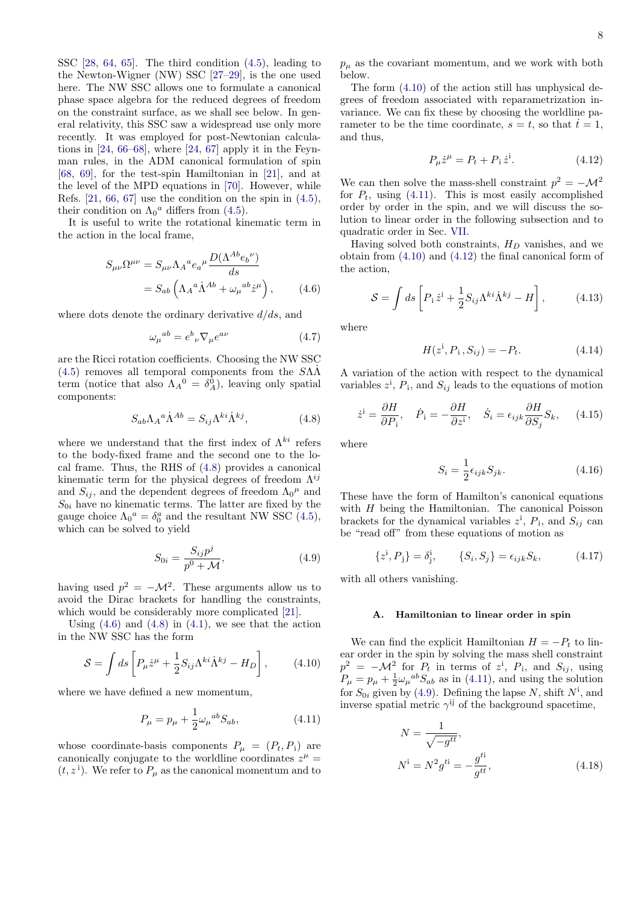SSC [28, 64, 65]. The third condition (4.5), leading to the Newton-Wigner (NW) SSC [27–29], is the one used here. The NW SSC allows one to formulate a canonical phase space algebra for the reduced degrees of freedom on the constraint surface, as we shall see below. In general relativity, this SSC saw a widespread use only more recently. It was employed for post-Newtonian calculations in [24, 66–68], where [24, 67] apply it in the Feynman rules, in the ADM canonical formulation of spin [68, 69], for the test-spin Hamiltonian in [21], and at the level of the MPD equations in [70]. However, while Refs. [21, 66, 67] use the condition on the spin in (4.5), their condition on ${\Lambda_0}^a$ differs from (4.5).

It is useful to write the rotational kinematic term in the local frame,

$$
\begin{aligned}
S_{\mu\nu}\Omega^{\mu\nu} &= S_{\mu\nu}{\Lambda_A}^a {e_a}^\mu \frac{D(\Lambda^{Ab}{e_b}^\nu)}{ds} \\
&= S_{ab}\left({\Lambda_A}^a \dot{\Lambda}^{Ab} + {\omega_\mu}^{ab}\dot{z}^\mu\right),
\end{aligned} \tag{4.6}
$$

where dots denote the ordinary derivative $d/ds$, and

$$
{\omega_\mu}^{ab} = e^b{}_\nu \nabla_\mu e^{a\nu} \tag{4.7}
$$

are the Ricci rotation coefficients. Choosing the NW SSC (4.5) removes all temporal components from the $S\Lambda\dot{\Lambda}$ term (notice that also ${\Lambda_A}^0 = \delta_A^0$), leaving only spatial components:

$$
S_{ab}{\Lambda_A}^a\dot{\Lambda}^{Ab} = S_{ij}\Lambda^{ki}\dot{\Lambda}^{kj}, \tag{4.8}
$$

where we understand that the first index of $\Lambda^{ki}$ refers to the body-fixed frame and the second one to the local frame. Thus, the RHS of (4.8) provides a canonical kinematic term for the physical degrees of freedom $\Lambda^{ij}$ and $S_{ij}$, and the dependent degrees of freedom ${\Lambda_0}^\mu$ and $S_{0i}$ have no kinematic terms. The latter are fixed by the gauge choice ${\Lambda_0}^a = \delta_0^a$ and the resultant NW SSC (4.5), which can be solved to yield

$$
S_{0i} = \frac{S_{ij}p^j}{p^0 + \mathcal{M}}, \tag{4.9}
$$

having used $p^2 = -\mathcal{M}^2$. These arguments allow us to avoid the Dirac brackets for handling the constraints, which would be considerably more complicated [21].

Using (4.6) and (4.8) in (4.1), we see that the action in the NW SSC has the form

$$
\mathcal{S} = \int ds \left[P_\mu \dot{z}^\mu + \frac{1}{2}S_{ij}\Lambda^{ki}\dot{\Lambda}^{kj} - H_D\right], \tag{4.10}
$$

where we have defined a new momentum,

$$
P_\mu = p_\mu + \frac{1}{2}{\omega_\mu}^{ab}S_{ab}, \tag{4.11}
$$

whose coordinate-basis components $P_\mu = (P_t, P_\mathrm{i})$ are canonically conjugate to the worldline coordinates $z^\mu = (t, z^\mathrm{i})$. We refer to $P_\mu$ as the canonical momentum and to $p_\mu$ as the covariant momentum, and we work with both below.

The form (4.10) of the action still has unphysical degrees of freedom associated with reparametrization invariance. We can fix these by choosing the worldline parameter to be the time coordinate, $s = t$, so that $\dot{t} = 1$, and thus,

$$
P_\mu \dot{z}^\mu = P_t + P_\mathrm{i}\,\dot{z}^\mathrm{i}. \tag{4.12}
$$

We can then solve the mass-shell constraint $p^2 = -\mathcal{M}^2$ for $P_t$, using (4.11). This is most easily accomplished order by order in the spin, and we will discuss the solution to linear order in the following subsection and to quadratic order in Sec. VII.

Having solved both constraints, $H_D$ vanishes, and we obtain from (4.10) and (4.12) the final canonical form of the action,

$$
\mathcal{S} = \int ds \left[P_\mathrm{i}\,\dot{z}^\mathrm{i} + \frac{1}{2}S_{ij}\Lambda^{ki}\dot{\Lambda}^{kj} - H\right], \tag{4.13}
$$

where

$$
H(z^\mathrm{i}, P_\mathrm{i}\,, S_{ij}) = -P_t. \tag{4.14}
$$

A variation of the action with respect to the dynamical variables $z^\mathrm{i}$, $P_\mathrm{i}$, and $S_{ij}$ leads to the equations of motion

$$
\dot{z}^\mathrm{i} = \frac{\partial H}{\partial P_\mathrm{i}}, \quad \dot{P}_\mathrm{i} = -\frac{\partial H}{\partial z^\mathrm{i}}, \quad \dot{S}_i = \epsilon_{ijk}\frac{\partial H}{\partial S_j}S_k, \tag{4.15}
$$

where

$$
S_i = \frac{1}{2}\epsilon_{ijk}S_{jk}. \tag{4.16}
$$

These have the form of Hamilton's canonical equations with $H$ being the Hamiltonian. The canonical Poisson brackets for the dynamical variables $z^\mathrm{i}$, $P_\mathrm{i}$, and $S_{ij}$ can be "read off" from these equations of motion as

$$
\{z^\mathrm{i}, P_\mathrm{j}\} = \delta^\mathrm{i}_\mathrm{j}, \qquad \{S_i, S_j\} = \epsilon_{ijk}S_k, \tag{4.17}
$$

with all others vanishing.

### A. Hamiltonian to linear order in spin

We can find the explicit Hamiltonian $H = -P_t$ to linear order in the spin by solving the mass shell constraint $p^2 = -\mathcal{M}^2$ for $P_t$ in terms of $z^\mathrm{i}$, $P_\mathrm{i}$, and $S_{ij}$, using $P_\mu = p_\mu + \frac{1}{2}{\omega_\mu}^{ab}S_{ab}$ as in (4.11), and using the solution for $S_{0i}$ given by (4.9). Defining the lapse $N$, shift $N^\mathrm{i}$, and inverse spatial metric $\gamma^\mathrm{ij}$ of the background spacetime,

$$
\begin{aligned}
N &= \frac{1}{\sqrt{-g^{tt}}}, \\
N^\mathrm{i} &= N^2 g^{t\mathrm{i}} = -\frac{g^{t\mathrm{i}}}{g^{tt}},
\end{aligned} \tag{4.18}
$$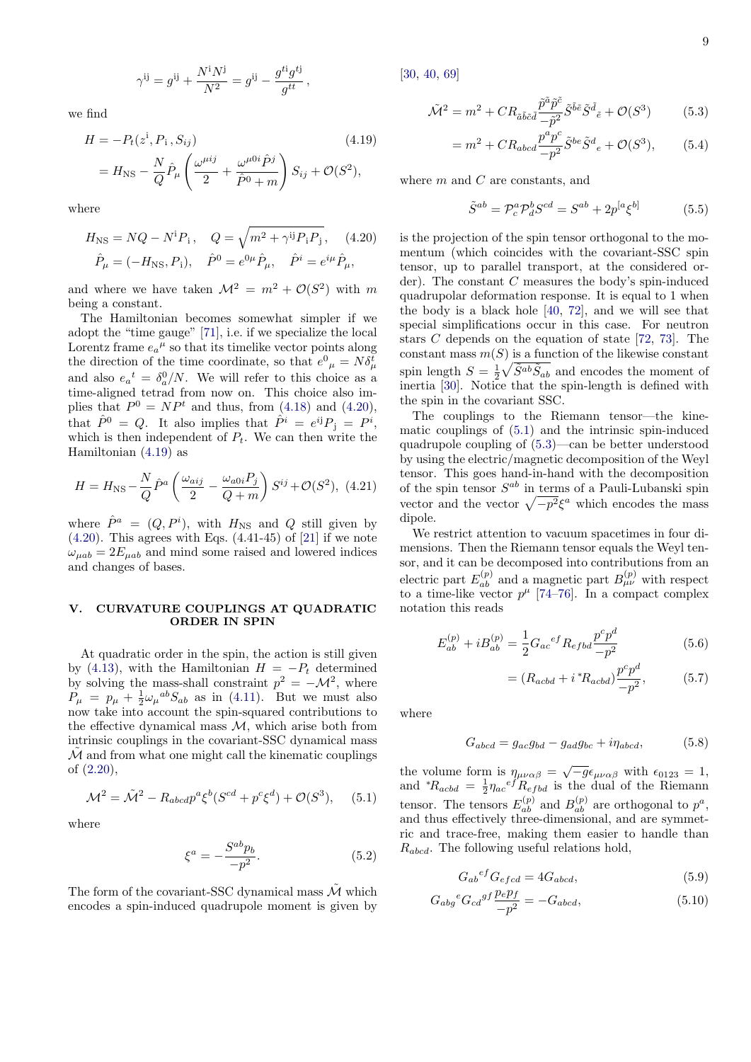$$\gamma^{\rm ij} = g^{\rm ij} + \frac{N^{\rm i}N^{\rm j}}{N^2} = g^{\rm ij} - \frac{g^{t\rm i}g^{t\rm j}}{g^{tt}}\,,$$

we find

$$\begin{aligned} H &= -P_t(z^{\rm i}, P_{\rm i}, S_{ij}) \qquad (4.19) \\ &= H_{\rm NS} - \frac{N}{Q}\hat{P}_\mu \left( \frac{\omega^{\mu ij}}{2} + \frac{\omega^{\mu 0i}\hat{P}^j}{\hat{P}^0 + m} \right) S_{ij} + \mathcal{O}(S^2), \end{aligned}$$

where

$$H_{\rm NS} = NQ - N^{\rm i}P_{\rm i}\,, \quad Q = \sqrt{m^2 + \gamma^{\rm ij}P_{\rm i}P_{\rm j}}\,, \quad (4.20)$$
$$\hat{P}_\mu = (-H_{\rm NS}, P_{\rm i}), \quad \hat{P}^0 = e^{0\mu}\hat{P}_\mu, \quad \hat{P}^i = e^{i\mu}\hat{P}_\mu,$$

and where we have taken $\mathcal{M}^2 = m^2 + \mathcal{O}(S^2)$ with $m$ being a constant.

The Hamiltonian becomes somewhat simpler if we adopt the "time gauge" [71], i.e. if we specialize the local Lorentz frame $e_a{}^\mu$ so that its timelike vector points along the direction of the time coordinate, so that $e^0{}_\mu = N\delta^t_\mu$ and also $e_a{}^t = \delta^0_a/N$. We will refer to this choice as a time-aligned tetrad from now on. This choice also implies that $P^0 = NP^t$ and thus, from (4.18) and (4.20), that $\hat{P}^0 = Q$. It also implies that $\hat{P}^i = e^{i\rm j}P_{\rm j} = P^i$, which is then independent of $P_t$. We can then write the Hamiltonian (4.19) as

$$H = H_{\rm NS} - \frac{N}{Q}\hat{P}^a \left( \frac{\omega_{aij}}{2} - \frac{\omega_{a0i}P_j}{Q+m} \right) S^{ij} + \mathcal{O}(S^2), \quad (4.21)$$

where $\hat{P}^a = (Q, P^i)$, with $H_{\rm NS}$ and $Q$ still given by (4.20). This agrees with Eqs. (4.41-45) of [21] if we note $\omega_{\mu ab} = 2E_{\mu ab}$ and mind some raised and lowered indices and changes of bases.

## V. CURVATURE COUPLINGS AT QUADRATIC ORDER IN SPIN

At quadratic order in the spin, the action is still given by (4.13), with the Hamiltonian $H = -P_t$ determined by solving the mass-shall constraint $p^2 = -\mathcal{M}^2$, where $P_\mu = p_\mu + \frac{1}{2}\omega_\mu{}^{ab}S_{ab}$ as in (4.11). But we must also now take into account the spin-squared contributions to the effective dynamical mass $\mathcal{M}$, which arise both from intrinsic couplings in the covariant-SSC dynamical mass $\tilde{\mathcal{M}}$ and from what one might call the kinematic couplings of (2.20),

$$\mathcal{M}^2 = \tilde{\mathcal{M}}^2 - R_{abcd}p^a\xi^b(S^{cd} + p^c\xi^d) + \mathcal{O}(S^3), \quad (5.1)$$

where

$$\xi^a = -\frac{S^{ab}p_b}{-p^2}. \quad (5.2)$$

The form of the covariant-SSC dynamical mass $\tilde{\mathcal{M}}$ which encodes a spin-induced quadrupole moment is given by [30, 40, 69]

$$\tilde{\mathcal{M}}^2 = m^2 + CR_{\tilde{a}\tilde{b}\tilde{c}\tilde{d}}\frac{\tilde{p}^{\tilde{a}}\tilde{p}^{\tilde{c}}}{-\tilde{p}^2}\tilde{S}^{\tilde{b}\tilde{e}}\tilde{S}^{\tilde{d}}{}_{\tilde{e}} + \mathcal{O}(S^3) \quad (5.3)$$

$$= m^2 + CR_{abcd}\frac{p^a p^c}{-p^2}\tilde{S}^{be}\tilde{S}^d{}_e + \mathcal{O}(S^3), \quad (5.4)$$

where $m$ and $C$ are constants, and

$$\tilde{S}^{ab} = \mathcal{P}^a_c\mathcal{P}^b_d S^{cd} = S^{ab} + 2p^{[a}\xi^{b]} \quad (5.5)$$

is the projection of the spin tensor orthogonal to the momentum (which coincides with the covariant-SSC spin tensor, up to parallel transport, at the considered order). The constant $C$ measures the body's spin-induced quadrupolar deformation response. It is equal to 1 when the body is a black hole [40, 72], and we will see that special simplifications occur in this case. For neutron stars $C$ depends on the equation of state [72, 73]. The constant mass $m(S)$ is a function of the likewise constant spin length $S = \frac{1}{2}\sqrt{\tilde{S}^{ab}\tilde{S}_{ab}}$ and encodes the moment of inertia [30]. Notice that the spin-length is defined with the spin in the covariant SSC.

The couplings to the Riemann tensor—the kinematic couplings of (5.1) and the intrinsic spin-induced quadrupole coupling of (5.3)—can be better understood by using the electric/magnetic decomposition of the Weyl tensor. This goes hand-in-hand with the decomposition of the spin tensor $S^{ab}$ in terms of a Pauli-Lubanski spin vector and the vector $\sqrt{-p^2}\xi^a$ which encodes the mass dipole.

We restrict attention to vacuum spacetimes in four dimensions. Then the Riemann tensor equals the Weyl tensor, and it can be decomposed into contributions from an electric part $E^{(p)}_{ab}$ and a magnetic part $B^{(p)}_{\mu\nu}$ with respect to a time-like vector $p^\mu$ [74–76]. In a compact complex notation this reads

$$E^{(p)}_{ab} + iB^{(p)}_{ab} = \frac{1}{2}G_{ac}{}^{ef}R_{efbd}\frac{p^c p^d}{-p^2} \quad (5.6)$$

$$= (R_{acbd} + i\,{}^*R_{acbd})\frac{p^c p^d}{-p^2}, \quad (5.7)$$

where

$$G_{abcd} = g_{ac}g_{bd} - g_{ad}g_{bc} + i\eta_{abcd}, \quad (5.8)$$

the volume form is $\eta_{\mu\nu\alpha\beta} = \sqrt{-g}\epsilon_{\mu\nu\alpha\beta}$ with $\epsilon_{0123} = 1$, and ${}^*R_{acbd} = \frac{1}{2}\eta_{ac}{}^{ef}R_{efbd}$ is the dual of the Riemann tensor. The tensors $E^{(p)}_{ab}$ and $B^{(p)}_{ab}$ are orthogonal to $p^a$, and thus effectively three-dimensional, and are symmetric and trace-free, making them easier to handle than $R_{abcd}$. The following useful relations hold,

$$G_{ab}{}^{ef}G_{efcd} = 4G_{abcd}, \quad (5.9)$$

$$G_{abg}{}^e G_{cd}{}^{gf}\frac{p_e p_f}{-p^2} = -G_{abcd}, \quad (5.10)$$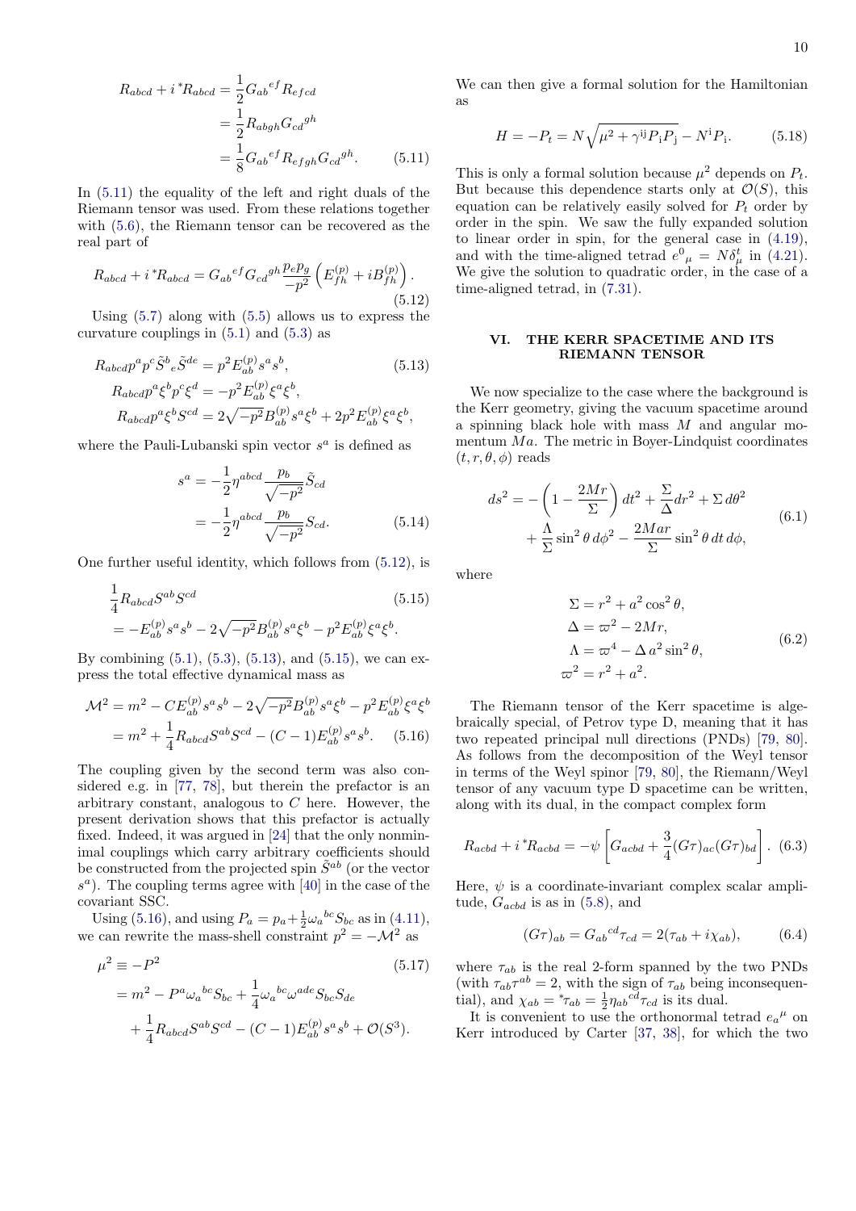$$
\begin{aligned}
R_{abcd} + i\,{}^*R_{abcd} &= \frac{1}{2} G_{ab}{}^{ef} R_{efcd} \\
&= \frac{1}{2} R_{abgh} G_{cd}{}^{gh} \\
&= \frac{1}{8} G_{ab}{}^{ef} R_{efgh} G_{cd}{}^{gh}.
\end{aligned} \tag{5.11}
$$

In (5.11) the equality of the left and right duals of the Riemann tensor was used. From these relations together with (5.6), the Riemann tensor can be recovered as the real part of

$$
R_{abcd} + i\,{}^*R_{abcd} = G_{ab}{}^{ef} G_{cd}{}^{gh} \frac{p_e p_g}{-p^2} \left( E^{(p)}_{fh} + i B^{(p)}_{fh} \right). \tag{5.12}
$$

Using (5.7) along with (5.5) allows us to express the curvature couplings in (5.1) and (5.3) as

$$
\begin{aligned}
R_{abcd} p^a p^c \tilde{S}^b{}_e \tilde{S}^{de} &= p^2 E^{(p)}_{ab} s^a s^b, \\
R_{abcd} p^a \xi^b p^c \xi^d &= -p^2 E^{(p)}_{ab} \xi^a \xi^b, \\
R_{abcd} p^a \xi^b S^{cd} &= 2\sqrt{-p^2} B^{(p)}_{ab} s^a \xi^b + 2p^2 E^{(p)}_{ab} \xi^a \xi^b,
\end{aligned} \tag{5.13}
$$

where the Pauli-Lubanski spin vector $s^a$ is defined as

$$
\begin{aligned}
s^a &= -\frac{1}{2} \eta^{abcd} \frac{p_b}{\sqrt{-p^2}} \tilde{S}_{cd} \\
&= -\frac{1}{2} \eta^{abcd} \frac{p_b}{\sqrt{-p^2}} S_{cd}.
\end{aligned} \tag{5.14}
$$

One further useful identity, which follows from (5.12), is

$$
\begin{aligned}
&\frac{1}{4} R_{abcd} S^{ab} S^{cd} \\
&= -E^{(p)}_{ab} s^a s^b - 2\sqrt{-p^2} B^{(p)}_{ab} s^a \xi^b - p^2 E^{(p)}_{ab} \xi^a \xi^b.
\end{aligned} \tag{5.15}
$$

By combining (5.1), (5.3), (5.13), and (5.15), we can express the total effective dynamical mass as

$$
\begin{aligned}
\mathcal{M}^2 &= m^2 - C E^{(p)}_{ab} s^a s^b - 2\sqrt{-p^2} B^{(p)}_{ab} s^a \xi^b - p^2 E^{(p)}_{ab} \xi^a \xi^b \\
&= m^2 + \frac{1}{4} R_{abcd} S^{ab} S^{cd} - (C-1) E^{(p)}_{ab} s^a s^b.
\end{aligned} \tag{5.16}
$$

The coupling given by the second term was also considered e.g. in [77, 78], but therein the prefactor is an arbitrary constant, analogous to $C$ here. However, the present derivation shows that this prefactor is actually fixed. Indeed, it was argued in [24] that the only nonminimal couplings which carry arbitrary coefficients should be constructed from the projected spin $\tilde{S}^{ab}$ (or the vector $s^a$). The coupling terms agree with [40] in the case of the covariant SSC.

Using (5.16), and using $P_a = p_a + \frac{1}{2}\omega_a{}^{bc} S_{bc}$ as in (4.11), we can rewrite the mass-shell constraint $p^2 = -\mathcal{M}^2$ as

$$
\begin{aligned}
\mu^2 &\equiv -P^2 \\
&= m^2 - P^a \omega_a{}^{bc} S_{bc} + \frac{1}{4} \omega_a{}^{bc} \omega^{ade} S_{bc} S_{de} \\
&\quad + \frac{1}{4} R_{abcd} S^{ab} S^{cd} - (C-1) E^{(p)}_{ab} s^a s^b + \mathcal{O}(S^3).
\end{aligned} \tag{5.17}
$$

We can then give a formal solution for the Hamiltonian as

$$
H = -P_t = N \sqrt{\mu^2 + \gamma^{\mathrm{ij}} P_{\mathrm{i}} P_{\mathrm{j}}} - N^{\mathrm{i}} P_{\mathrm{i}}. \tag{5.18}
$$

This is only a formal solution because $\mu^2$ depends on $P_t$. But because this dependence starts only at $\mathcal{O}(S)$, this equation can be relatively easily solved for $P_t$ order by order in the spin. We saw the fully expanded solution to linear order in spin, for the general case in (4.19), and with the time-aligned tetrad $e^0{}_\mu = N\delta^t_\mu$ in (4.21). We give the solution to quadratic order, in the case of a time-aligned tetrad, in (7.31).

## VI. THE KERR SPACETIME AND ITS RIEMANN TENSOR

We now specialize to the case where the background is the Kerr geometry, giving the vacuum spacetime around a spinning black hole with mass $M$ and angular momentum $Ma$. The metric in Boyer-Lindquist coordinates $(t, r, \theta, \phi)$ reads

$$
\begin{aligned}
ds^2 = &-\left(1 - \frac{2Mr}{\Sigma}\right) dt^2 + \frac{\Sigma}{\Delta} dr^2 + \Sigma\, d\theta^2 \\
&+ \frac{\Lambda}{\Sigma} \sin^2\theta\, d\phi^2 - \frac{2Mar}{\Sigma} \sin^2\theta\, dt\, d\phi,
\end{aligned} \tag{6.1}
$$

where

$$
\begin{aligned}
\Sigma &= r^2 + a^2 \cos^2\theta, \\
\Delta &= \varpi^2 - 2Mr, \\
\Lambda &= \varpi^4 - \Delta\, a^2 \sin^2\theta, \\
\varpi^2 &= r^2 + a^2.
\end{aligned} \tag{6.2}
$$

The Riemann tensor of the Kerr spacetime is algebraically special, of Petrov type D, meaning that it has two repeated principal null directions (PNDs) [79, 80]. As follows from the decomposition of the Weyl tensor in terms of the Weyl spinor [79, 80], the Riemann/Weyl tensor of any vacuum type D spacetime can be written, along with its dual, in the compact complex form

$$
R_{acbd} + i\,{}^*R_{acbd} = -\psi \left[ G_{acbd} + \frac{3}{4} (G\tau)_{ac} (G\tau)_{bd} \right]. \tag{6.3}
$$

Here, $\psi$ is a coordinate-invariant complex scalar amplitude, $G_{acbd}$ is as in (5.8), and

$$
(G\tau)_{ab} = G_{ab}{}^{cd} \tau_{cd} = 2(\tau_{ab} + i\chi_{ab}), \tag{6.4}
$$

where $\tau_{ab}$ is the real 2-form spanned by the two PNDs (with $\tau_{ab}\tau^{ab} = 2$, with the sign of $\tau_{ab}$ being inconsequential), and $\chi_{ab} = {}^*\tau_{ab} = \frac{1}{2}\eta_{ab}{}^{cd}\tau_{cd}$ is its dual.

It is convenient to use the orthonormal tetrad $e_a{}^\mu$ on Kerr introduced by Carter [37, 38], for which the two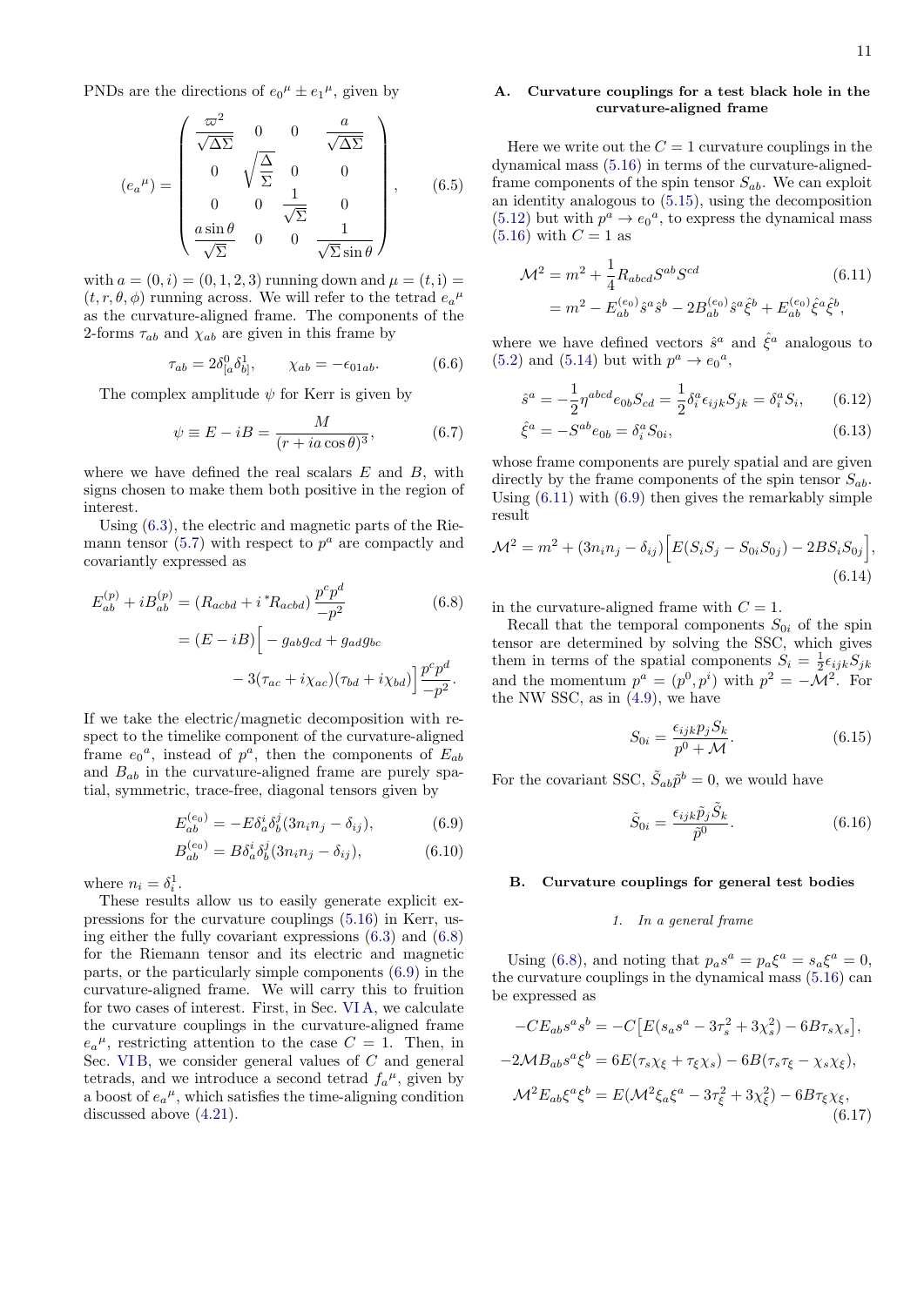PNDs are the directions of $e_0{}^\mu \pm e_1{}^\mu$, given by

$$
(e_a{}^\mu) = \begin{pmatrix} \dfrac{\varpi^2}{\sqrt{\Delta\Sigma}} & 0 & 0 & \dfrac{a}{\sqrt{\Delta\Sigma}} \\ 0 & \sqrt{\dfrac{\Delta}{\Sigma}} & 0 & 0 \\ 0 & 0 & \dfrac{1}{\sqrt{\Sigma}} & 0 \\ \dfrac{a\sin\theta}{\sqrt{\Sigma}} & 0 & 0 & \dfrac{1}{\sqrt{\Sigma}\sin\theta} \end{pmatrix}, \tag{6.5}
$$

with $a = (0, i) = (0, 1, 2, 3)$ running down and $\mu = (t, \mathrm{i}) = (t, r, \theta, \phi)$ running across. We will refer to the tetrad $e_a{}^\mu$ as the curvature-aligned frame. The components of the 2-forms $\tau_{ab}$ and $\chi_{ab}$ are given in this frame by

$$
\tau_{ab} = 2\delta^0_{[a}\delta^1_{b]}, \qquad \chi_{ab} = -\epsilon_{01ab}. \tag{6.6}
$$

The complex amplitude $\psi$ for Kerr is given by

$$
\psi \equiv E - iB = \frac{M}{(r + ia\cos\theta)^3}, \tag{6.7}
$$

where we have defined the real scalars $E$ and $B$, with signs chosen to make them both positive in the region of interest.

Using (6.3), the electric and magnetic parts of the Riemann tensor (5.7) with respect to $p^a$ are compactly and covariantly expressed as

$$
\begin{aligned}
E^{(p)}_{ab} + iB^{(p)}_{ab} &= (R_{acbd} + i\,{}^*R_{acbd})\,\frac{p^c p^d}{-p^2} \\
&= (E - iB)\Big[ -g_{ab}g_{cd} + g_{ad}g_{bc} \\
&\qquad - 3(\tau_{ac} + i\chi_{ac})(\tau_{bd} + i\chi_{bd})\Big]\frac{p^c p^d}{-p^2}.
\end{aligned} \tag{6.8}
$$

If we take the electric/magnetic decomposition with respect to the timelike component of the curvature-aligned frame $e_0{}^a$, instead of $p^a$, then the components of $E_{ab}$ and $B_{ab}$ in the curvature-aligned frame are purely spatial, symmetric, trace-free, diagonal tensors given by

$$
E^{(e_0)}_{ab} = -E\delta^i_a\delta^j_b(3n_in_j - \delta_{ij}), \tag{6.9}
$$

$$
B^{(e_0)}_{ab} = B\delta^i_a\delta^j_b(3n_in_j - \delta_{ij}), \tag{6.10}
$$

where $n_i = \delta^1_i$.

These results allow us to easily generate explicit expressions for the curvature couplings (5.16) in Kerr, using either the fully covariant expressions (6.3) and (6.8) for the Riemann tensor and its electric and magnetic parts, or the particularly simple components (6.9) in the curvature-aligned frame. We will carry this to fruition for two cases of interest. First, in Sec. VI A, we calculate the curvature couplings in the curvature-aligned frame $e_a{}^\mu$, restricting attention to the case $C = 1$. Then, in Sec. VI B, we consider general values of $C$ and general tetrads, and we introduce a second tetrad $f_a{}^\mu$, given by a boost of $e_a{}^\mu$, which satisfies the time-aligning condition discussed above (4.21).

## A. Curvature couplings for a test black hole in the curvature-aligned frame

Here we write out the $C = 1$ curvature couplings in the dynamical mass (5.16) in terms of the curvature-aligned-frame components of the spin tensor $S_{ab}$. We can exploit an identity analogous to (5.15), using the decomposition (5.12) but with $p^a \to e_0{}^a$, to express the dynamical mass (5.16) with $C = 1$ as

$$
\begin{aligned}
\mathcal{M}^2 &= m^2 + \frac{1}{4}R_{abcd}S^{ab}S^{cd} \\
&= m^2 - E^{(e_0)}_{ab}\hat{s}^a\hat{s}^b - 2B^{(e_0)}_{ab}\hat{s}^a\hat{\xi}^b + E^{(e_0)}_{ab}\hat{\xi}^a\hat{\xi}^b,
\end{aligned} \tag{6.11}
$$

where we have defined vectors $\hat{s}^a$ and $\hat{\xi}^a$ analogous to (5.2) and (5.14) but with $p^a \to e_0{}^a$,

$$
\hat{s}^a = -\frac{1}{2}\eta^{abcd}e_{0b}S_{cd} = \frac{1}{2}\delta^a_i\epsilon_{ijk}S_{jk} = \delta^a_iS_i, \tag{6.12}
$$

$$
\hat{\xi}^a = -S^{ab}e_{0b} = \delta^a_iS_{0i}, \tag{6.13}
$$

whose frame components are purely spatial and are given directly by the frame components of the spin tensor $S_{ab}$. Using (6.11) with (6.9) then gives the remarkably simple result

$$
\mathcal{M}^2 = m^2 + (3n_in_j - \delta_{ij})\Big[E(S_iS_j - S_{0i}S_{0j}) - 2BS_iS_{0j}\Big], \tag{6.14}
$$

in the curvature-aligned frame with $C = 1$.

Recall that the temporal components $S_{0i}$ of the spin tensor are determined by solving the SSC, which gives them in terms of the spatial components $S_i = \frac{1}{2}\epsilon_{ijk}S_{jk}$ and the momentum $p^a = (p^0, p^i)$ with $p^2 = -\mathcal{M}^2$. For the NW SSC, as in (4.9), we have

$$
S_{0i} = \frac{\epsilon_{ijk}p_jS_k}{p^0 + \mathcal{M}}. \tag{6.15}
$$

For the covariant SSC, $\tilde{S}_{ab}\tilde{p}^b = 0$, we would have

$$
\tilde{S}_{0i} = \frac{\epsilon_{ijk}\tilde{p}_j\tilde{S}_k}{\tilde{p}^0}. \tag{6.16}
$$

## B. Curvature couplings for general test bodies

### 1. In a general frame

Using (6.8), and noting that $p_as^a = p_a\xi^a = s_a\xi^a = 0$, the curvature couplings in the dynamical mass (5.16) can be expressed as

$$
\begin{aligned}
-CE_{ab}s^as^b &= -C\big[E(s_as^a - 3\tau_s^2 + 3\chi_s^2) - 6B\tau_s\chi_s\big], \\
-2\mathcal{M}B_{ab}s^a\xi^b &= 6E(\tau_s\chi_\xi + \tau_\xi\chi_s) - 6B(\tau_s\tau_\xi - \chi_s\chi_\xi), \\
\mathcal{M}^2E_{ab}\xi^a\xi^b &= E(\mathcal{M}^2\xi_a\xi^a - 3\tau_\xi^2 + 3\chi_\xi^2) - 6B\tau_\xi\chi_\xi,
\end{aligned} \tag{6.17}
$$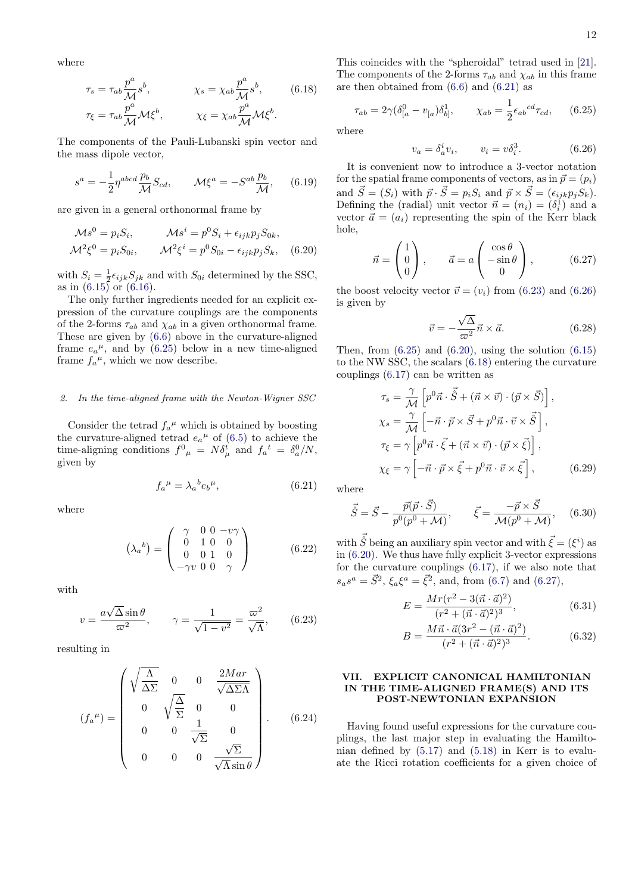where

$$\tau_s = \tau_{ab}\frac{p^a}{\mathcal{M}}s^b, \qquad \chi_s = \chi_{ab}\frac{p^a}{\mathcal{M}}s^b, \tag{6.18}$$
$$\tau_\xi = \tau_{ab}\frac{p^a}{\mathcal{M}}\mathcal{M}\xi^b, \qquad \chi_\xi = \chi_{ab}\frac{p^a}{\mathcal{M}}\mathcal{M}\xi^b.$$

The components of the Pauli-Lubanski spin vector and the mass dipole vector,

$$s^a = -\frac{1}{2}\eta^{abcd}\frac{p_b}{\mathcal{M}}S_{cd}, \qquad \mathcal{M}\xi^a = -S^{ab}\frac{p_b}{\mathcal{M}}, \tag{6.19}$$

are given in a general orthonormal frame by

$$\mathcal{M}s^0 = p_i S_i, \qquad \mathcal{M}s^i = p^0 S_i + \epsilon_{ijk}p_j S_{0k},$$
$$\mathcal{M}^2\xi^0 = p_i S_{0i}, \qquad \mathcal{M}^2\xi^i = p^0 S_{0i} - \epsilon_{ijk}p_j S_k, \tag{6.20}$$

with $S_i = \frac{1}{2}\epsilon_{ijk}S_{jk}$ and with $S_{0i}$ determined by the SSC, as in (6.15) or (6.16).

The only further ingredients needed for an explicit expression of the curvature couplings are the components of the 2-forms $\tau_{ab}$ and $\chi_{ab}$ in a given orthonormal frame. These are given by (6.6) above in the curvature-aligned frame $e_a{}^\mu$, and by (6.25) below in a new time-aligned frame $f_a{}^\mu$, which we now describe.

#### 2. In the time-aligned frame with the Newton-Wigner SSC

Consider the tetrad $f_a{}^\mu$ which is obtained by boosting the curvature-aligned tetrad $e_a{}^\mu$ of (6.5) to achieve the time-aligning conditions $f^0{}_\mu = N\delta^t_\mu$ and $f_a{}^t = \delta^0_a/N$, given by

$$f_a{}^\mu = \lambda_a{}^b e_b{}^\mu, \tag{6.21}$$

where

$$\left(\lambda_a{}^b\right) = \begin{pmatrix} \gamma & 0 & 0 & -v\gamma \\ 0 & 1 & 0 & 0 \\ 0 & 0 & 1 & 0 \\ -\gamma v & 0 & 0 & \gamma \end{pmatrix} \tag{6.22}$$

with

$$v = \frac{a\sqrt{\Delta}\sin\theta}{\varpi^2}, \qquad \gamma = \frac{1}{\sqrt{1-v^2}} = \frac{\varpi^2}{\sqrt{\Lambda}}, \tag{6.23}$$

resulting in

$$\left(f_a{}^\mu\right) = \begin{pmatrix} \sqrt{\dfrac{\Lambda}{\Delta\Sigma}} & 0 & 0 & \dfrac{2Mar}{\sqrt{\Delta\Sigma\Lambda}} \\ 0 & \sqrt{\dfrac{\Delta}{\Sigma}} & 0 & 0 \\ 0 & 0 & \dfrac{1}{\sqrt{\Sigma}} & 0 \\ 0 & 0 & 0 & \dfrac{\sqrt{\Sigma}}{\sqrt{\Lambda}\sin\theta} \end{pmatrix}. \tag{6.24}$$

This coincides with the "spheroidal" tetrad used in [21]. The components of the 2-forms $\tau_{ab}$ and $\chi_{ab}$ in this frame are then obtained from (6.6) and (6.21) as

$$\tau_{ab} = 2\gamma(\delta^0_{[a} - v_{[a})\delta^1_{b]}, \qquad \chi_{ab} = \frac{1}{2}\epsilon_{ab}{}^{cd}\tau_{cd}, \tag{6.25}$$

where

$$v_a = \delta^i_a v_i, \qquad v_i = v\delta^3_i. \tag{6.26}$$

It is convenient now to introduce a 3-vector notation for the spatial frame components of vectors, as in $\vec{p} = (p_i)$ and $\vec{S} = (S_i)$ with $\vec{p}\cdot\vec{S} = p_i S_i$ and $\vec{p}\times\vec{S} = (\epsilon_{ijk}p_j S_k)$. Defining the (radial) unit vector $\vec{n} = (n_i) = (\delta^1_i)$ and a vector $\vec{a} = (a_i)$ representing the spin of the Kerr black hole,

$$\vec{n} = \begin{pmatrix} 1 \\ 0 \\ 0 \end{pmatrix}, \qquad \vec{a} = a\begin{pmatrix} \cos\theta \\ -\sin\theta \\ 0 \end{pmatrix}, \tag{6.27}$$

the boost velocity vector $\vec{v} = (v_i)$ from (6.23) and (6.26) is given by

$$\vec{v} = -\frac{\sqrt{\Delta}}{\varpi^2}\vec{n}\times\vec{a}. \tag{6.28}$$

Then, from (6.25) and (6.20), using the solution (6.15) to the NW SSC, the scalars (6.18) entering the curvature couplings (6.17) can be written as

$$\begin{aligned}
\tau_s &= \frac{\gamma}{\mathcal{M}}\left[p^0\vec{n}\cdot\vec{\hat{S}} + (\vec{n}\times\vec{v})\cdot(\vec{p}\times\vec{S})\right], \\
\chi_s &= \frac{\gamma}{\mathcal{M}}\left[-\vec{n}\cdot\vec{p}\times\vec{S} + p^0\vec{n}\cdot\vec{v}\times\vec{\hat{S}}\right], \\
\tau_\xi &= \gamma\left[p^0\vec{n}\cdot\vec{\xi} + (\vec{n}\times\vec{v})\cdot(\vec{p}\times\vec{\xi})\right], \\
\chi_\xi &= \gamma\left[-\vec{n}\cdot\vec{p}\times\vec{\xi} + p^0\vec{n}\cdot\vec{v}\times\vec{\xi}\right],
\end{aligned} \tag{6.29}$$

where

$$\vec{\hat{S}} = \vec{S} - \frac{\vec{p}(\vec{p}\cdot\vec{S})}{p^0(p^0+\mathcal{M})}, \qquad \vec{\xi} = \frac{-\vec{p}\times\vec{S}}{\mathcal{M}(p^0+\mathcal{M})}, \tag{6.30}$$

with $\vec{\hat{S}}$ being an auxiliary spin vector and with $\vec{\xi} = (\xi^i)$ as in (6.20). We thus have fully explicit 3-vector expressions for the curvature couplings (6.17), if we also note that $s_a s^a = \vec{\hat{S}}^2$, $\xi_a\xi^a = \vec{\xi}^2$, and, from (6.7) and (6.27),

$$E = \frac{Mr(r^2 - 3(\vec{n}\cdot\vec{a})^2)}{(r^2 + (\vec{n}\cdot\vec{a})^2)^3}, \tag{6.31}$$

$$B = \frac{M\vec{n}\cdot\vec{a}(3r^2 - (\vec{n}\cdot\vec{a})^2)}{(r^2 + (\vec{n}\cdot\vec{a})^2)^3}. \tag{6.32}$$

## VII. EXPLICIT CANONICAL HAMILTONIAN IN THE TIME-ALIGNED FRAME(S) AND ITS POST-NEWTONIAN EXPANSION

Having found useful expressions for the curvature couplings, the last major step in evaluating the Hamiltonian defined by (5.17) and (5.18) in Kerr is to evaluate the Ricci rotation coefficients for a given choice of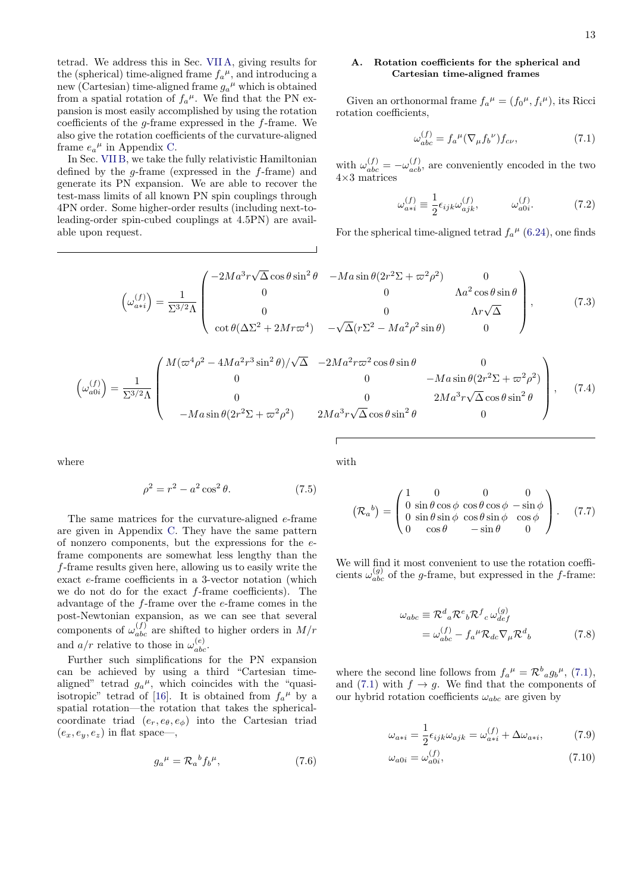tetrad. We address this in Sec. VII A, giving results for the (spherical) time-aligned frame $f_a{}^\mu$, and introducing a new (Cartesian) time-aligned frame $g_a{}^\mu$ which is obtained from a spatial rotation of $f_a{}^\mu$. We find that the PN expansion is most easily accomplished by using the rotation coefficients of the $g$-frame expressed in the $f$-frame. We also give the rotation coefficients of the curvature-aligned frame $e_a{}^\mu$ in Appendix C.

In Sec. VII B, we take the fully relativistic Hamiltonian defined by the $g$-frame (expressed in the $f$-frame) and generate its PN expansion. We are able to recover the test-mass limits of all known PN spin couplings through 4PN order. Some higher-order results (including next-to-leading-order spin-cubed couplings at 4.5PN) are available upon request.

### A. Rotation coefficients for the spherical and Cartesian time-aligned frames

Given an orthonormal frame $f_a{}^\mu = (f_0{}^\mu, f_i{}^\mu)$, its Ricci rotation coefficients,

$$\omega^{(f)}_{abc} = f_a{}^\mu (\nabla_\mu f_b{}^\nu) f_{c\nu}, \tag{7.1}$$

with $\omega^{(f)}_{abc} = -\omega^{(f)}_{acb}$, are conveniently encoded in the two $4\times3$ matrices

$$\omega^{(f)}_{a*i} \equiv \frac{1}{2}\epsilon_{ijk}\omega^{(f)}_{ajk}, \qquad \omega^{(f)}_{a0i}. \tag{7.2}$$

For the spherical time-aligned tetrad $f_a{}^\mu$ (6.24), one finds

$$\left(\omega^{(f)}_{a*i}\right) = \frac{1}{\Sigma^{3/2}\Lambda}\begin{pmatrix} -2Ma^3 r\sqrt{\Delta}\cos\theta\sin^2\theta & -Ma\sin\theta(2r^2\Sigma+\varpi^2\rho^2) & 0 \\ 0 & 0 & \Lambda a^2\cos\theta\sin\theta \\ 0 & 0 & \Lambda r\sqrt{\Delta} \\ \cot\theta(\Delta\Sigma^2+2Mr\varpi^4) & -\sqrt{\Delta}(r\Sigma^2-Ma^2\rho^2\sin\theta) & 0 \end{pmatrix}, \tag{7.3}$$

$$\left(\omega^{(f)}_{a0i}\right) = \frac{1}{\Sigma^{3/2}\Lambda}\begin{pmatrix} M(\varpi^4\rho^2-4Ma^2r^3\sin^2\theta)/\sqrt{\Delta} & -2Ma^2r\varpi^2\cos\theta\sin\theta & 0 \\ 0 & 0 & -Ma\sin\theta(2r^2\Sigma+\varpi^2\rho^2) \\ 0 & 0 & 2Ma^3r\sqrt{\Delta}\cos\theta\sin^2\theta \\ -Ma\sin\theta(2r^2\Sigma+\varpi^2\rho^2) & 2Ma^3r\sqrt{\Delta}\cos\theta\sin^2\theta & 0 \end{pmatrix}, \tag{7.4}$$

where

$$\rho^2 = r^2 - a^2\cos^2\theta. \tag{7.5}$$

The same matrices for the curvature-aligned $e$-frame are given in Appendix C. They have the same pattern of nonzero components, but the expressions for the $e$-frame components are somewhat less lengthy than the $f$-frame results given here, allowing us to easily write the exact $e$-frame coefficients in a 3-vector notation (which we do not do for the exact $f$-frame coefficients). The advantage of the $f$-frame over the $e$-frame comes in the post-Newtonian expansion, as we can see that several components of $\omega^{(f)}_{abc}$ are shifted to higher orders in $M/r$ and $a/r$ relative to those in $\omega^{(e)}_{abc}$.

Further such simplifications for the PN expansion can be achieved by using a third "Cartesian time-aligned" tetrad $g_a{}^\mu$, which coincides with the "quasi-isotropic" tetrad of [16]. It is obtained from $f_a{}^\mu$ by a spatial rotation—the rotation that takes the spherical-coordinate triad $(e_r, e_\theta, e_\phi)$ into the Cartesian triad $(e_x, e_y, e_z)$ in flat space—,

$$g_a{}^\mu = \mathcal{R}_a{}^b f_b{}^\mu, \tag{7.6}$$

with

$$\left(\mathcal{R}_a{}^b\right) = \begin{pmatrix} 1 & 0 & 0 & 0 \\ 0 & \sin\theta\cos\phi & \cos\theta\cos\phi & -\sin\phi \\ 0 & \sin\theta\sin\phi & \cos\theta\sin\phi & \cos\phi \\ 0 & \cos\theta & -\sin\theta & 0 \end{pmatrix}. \tag{7.7}$$

We will find it most convenient to use the rotation coefficients $\omega^{(g)}_{abc}$ of the $g$-frame, but expressed in the $f$-frame:

$$\begin{aligned} \omega_{abc} &\equiv \mathcal{R}^d{}_a \mathcal{R}^e{}_b \mathcal{R}^f{}_c\, \omega^{(g)}_{def} \\ &= \omega^{(f)}_{abc} - f_a{}^\mu \mathcal{R}_{dc} \nabla_\mu \mathcal{R}^d{}_b \end{aligned} \tag{7.8}$$

where the second line follows from $f_a{}^\mu = \mathcal{R}^b{}_a g_b{}^\mu$, (7.1), and (7.1) with $f \to g$. We find that the components of our hybrid rotation coefficients $\omega_{abc}$ are given by

$$\omega_{a*i} = \frac{1}{2}\epsilon_{ijk}\omega_{ajk} = \omega^{(f)}_{a*i} + \Delta\omega_{a*i}, \tag{7.9}$$

$$\omega_{a0i} = \omega^{(f)}_{a0i}, \tag{7.10}$$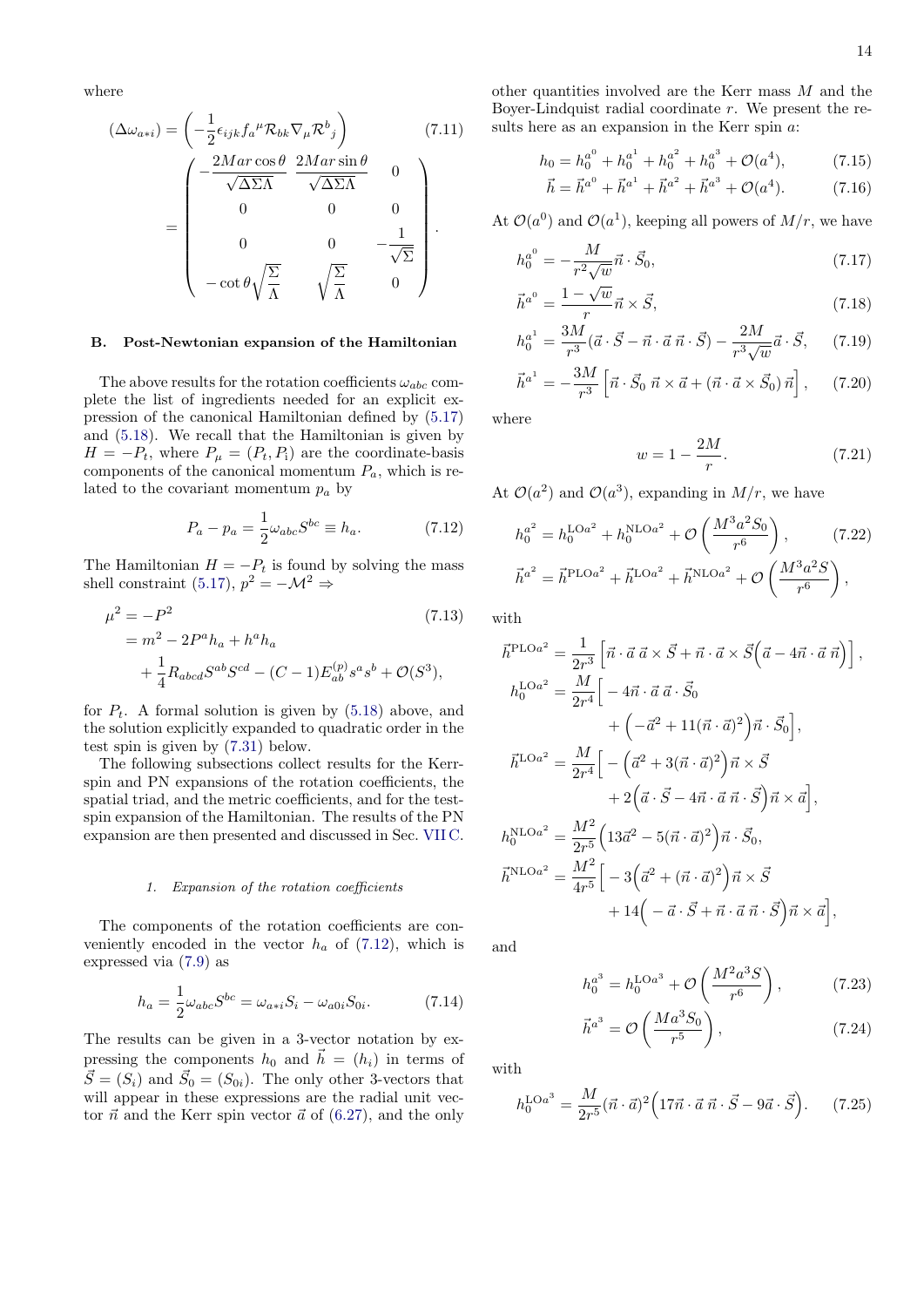where

$$
(\Delta\omega_{a*i}) = \left(-\frac{1}{2}\epsilon_{ijk} f_a{}^{\mu} \mathcal{R}_{bk} \nabla_\mu \mathcal{R}^b{}_j\right) \tag{7.11}
$$

$$
= \begin{pmatrix} -\dfrac{2Mar\cos\theta}{\sqrt{\Delta\Sigma\Lambda}} & \dfrac{2Mar\sin\theta}{\sqrt{\Delta\Sigma\Lambda}} & 0 \\ 0 & 0 & 0 \\ 0 & 0 & -\dfrac{1}{\sqrt{\Sigma}} \\ -\cot\theta\sqrt{\dfrac{\Sigma}{\Lambda}} & \sqrt{\dfrac{\Sigma}{\Lambda}} & 0 \end{pmatrix}.
$$

### B. Post-Newtonian expansion of the Hamiltonian

The above results for the rotation coefficients $\omega_{abc}$ complete the list of ingredients needed for an explicit expression of the canonical Hamiltonian defined by (5.17) and (5.18). We recall that the Hamiltonian is given by $H = -P_t$, where $P_\mu = (P_t, P_i)$ are the coordinate-basis components of the canonical momentum $P_a$, which is related to the covariant momentum $p_a$ by

$$
P_a - p_a = \frac{1}{2}\omega_{abc}S^{bc} \equiv h_a. \tag{7.12}
$$

The Hamiltonian $H = -P_t$ is found by solving the mass shell constraint (5.17), $p^2 = -\mathcal{M}^2 \Rightarrow$

$$
\begin{aligned}
\mu^2 &= -P^2 \qquad\qquad (7.13)\\
&= m^2 - 2P^a h_a + h^a h_a \\
&\quad + \frac{1}{4}R_{abcd}S^{ab}S^{cd} - (C-1)E^{(p)}_{ab}s^a s^b + \mathcal{O}(S^3),
\end{aligned}
$$

for $P_t$. A formal solution is given by (5.18) above, and the solution explicitly expanded to quadratic order in the test spin is given by (7.31) below.

The following subsections collect results for the Kerr-spin and PN expansions of the rotation coefficients, the spatial triad, and the metric coefficients, and for the test-spin expansion of the Hamiltonian. The results of the PN expansion are then presented and discussed in Sec. VII C.

#### 1. Expansion of the rotation coefficients

The components of the rotation coefficients are conveniently encoded in the vector $h_a$ of (7.12), which is expressed via (7.9) as

$$
h_a = \frac{1}{2}\omega_{abc}S^{bc} = \omega_{a*i}S_i - \omega_{a0i}S_{0i}. \tag{7.14}
$$

The results can be given in a 3-vector notation by expressing the components $h_0$ and $\vec{h} = (h_i)$ in terms of $\vec{S} = (S_i)$ and $\vec{S}_0 = (S_{0i})$. The only other 3-vectors that will appear in these expressions are the radial unit vector $\vec{n}$ and the Kerr spin vector $\vec{a}$ of (6.27), and the only other quantities involved are the Kerr mass $M$ and the Boyer-Lindquist radial coordinate $r$. We present the results here as an expansion in the Kerr spin $a$:

$$
h_0 = h_0^{a^0} + h_0^{a^1} + h_0^{a^2} + h_0^{a^3} + \mathcal{O}(a^4), \tag{7.15}
$$

$$
\vec{h} = \vec{h}^{a^0} + \vec{h}^{a^1} + \vec{h}^{a^2} + \vec{h}^{a^3} + \mathcal{O}(a^4). \tag{7.16}
$$

At $\mathcal{O}(a^0)$ and $\mathcal{O}(a^1)$, keeping all powers of $M/r$, we have

$$
h_0^{a^0} = -\frac{M}{r^2\sqrt{w}}\vec{n}\cdot\vec{S}_0, \tag{7.17}
$$

$$
\vec{h}^{a^0} = \frac{1-\sqrt{w}}{r}\vec{n}\times\vec{S}, \tag{7.18}
$$

$$
h_0^{a^1} = \frac{3M}{r^3}(\vec{a}\cdot\vec{S} - \vec{n}\cdot\vec{a}\,\vec{n}\cdot\vec{S}) - \frac{2M}{r^3\sqrt{w}}\vec{a}\cdot\vec{S}, \tag{7.19}
$$

$$
\vec{h}^{a^1} = -\frac{3M}{r^3}\left[\vec{n}\cdot\vec{S}_0\,\vec{n}\times\vec{a} + (\vec{n}\cdot\vec{a}\times\vec{S}_0)\,\vec{n}\right], \tag{7.20}
$$

where

$$
w = 1 - \frac{2M}{r}. \tag{7.21}
$$

At $\mathcal{O}(a^2)$ and $\mathcal{O}(a^3)$, expanding in $M/r$, we have

$$
h_0^{a^2} = h_0^{\mathrm{LO}a^2} + h_0^{\mathrm{NLO}a^2} + \mathcal{O}\left(\frac{M^3a^2S_0}{r^6}\right), \tag{7.22}
$$

$$
\vec{h}^{a^2} = \vec{h}^{\mathrm{PLO}a^2} + \vec{h}^{\mathrm{LO}a^2} + \vec{h}^{\mathrm{NLO}a^2} + \mathcal{O}\left(\frac{M^3a^2S}{r^6}\right),
$$

with

$$
\vec{h}^{\mathrm{PLO}a^2} = \frac{1}{2r^3}\left[\vec{n}\cdot\vec{a}\,\vec{a}\times\vec{S} + \vec{n}\cdot\vec{a}\times\vec{S}\Big(\vec{a} - 4\vec{n}\cdot\vec{a}\,\vec{n}\Big)\right],
$$

$$
\begin{aligned}
h_0^{\mathrm{LO}a^2} = \frac{M}{2r^4}\Big[&-4\vec{n}\cdot\vec{a}\,\vec{a}\cdot\vec{S}_0 \\
&+\Big(-\vec{a}^2 + 11(\vec{n}\cdot\vec{a})^2\Big)\vec{n}\cdot\vec{S}_0\Big],
\end{aligned}
$$

$$
\begin{aligned}
\vec{h}^{\mathrm{LO}a^2} = \frac{M}{2r^4}\Big[&-\Big(\vec{a}^2 + 3(\vec{n}\cdot\vec{a})^2\Big)\vec{n}\times\vec{S} \\
&+2\Big(\vec{a}\cdot\vec{S} - 4\vec{n}\cdot\vec{a}\,\vec{n}\cdot\vec{S}\Big)\vec{n}\times\vec{a}\Big],
\end{aligned}
$$

$$
h_0^{\mathrm{NLO}a^2} = \frac{M^2}{2r^5}\Big(13\vec{a}^2 - 5(\vec{n}\cdot\vec{a})^2\Big)\vec{n}\cdot\vec{S}_0,
$$

$$
\begin{aligned}
\vec{h}^{\mathrm{NLO}a^2} = \frac{M^2}{4r^5}\Big[&-3\Big(\vec{a}^2 + (\vec{n}\cdot\vec{a})^2\Big)\vec{n}\times\vec{S} \\
&+14\Big(-\vec{a}\cdot\vec{S} + \vec{n}\cdot\vec{a}\,\vec{n}\cdot\vec{S}\Big)\vec{n}\times\vec{a}\Big],
\end{aligned}
$$

and

$$
h_0^{a^3} = h_0^{\mathrm{LO}a^3} + \mathcal{O}\left(\frac{M^2a^3S}{r^6}\right), \tag{7.23}
$$

$$
\vec{h}^{a^3} = \mathcal{O}\left(\frac{Ma^3S_0}{r^5}\right), \tag{7.24}
$$

with

$$
h_0^{\mathrm{LO}a^3} = \frac{M}{2r^5}(\vec{n}\cdot\vec{a})^2\Big(17\vec{n}\cdot\vec{a}\,\vec{n}\cdot\vec{S} - 9\vec{a}\cdot\vec{S}\Big). \tag{7.25}
$$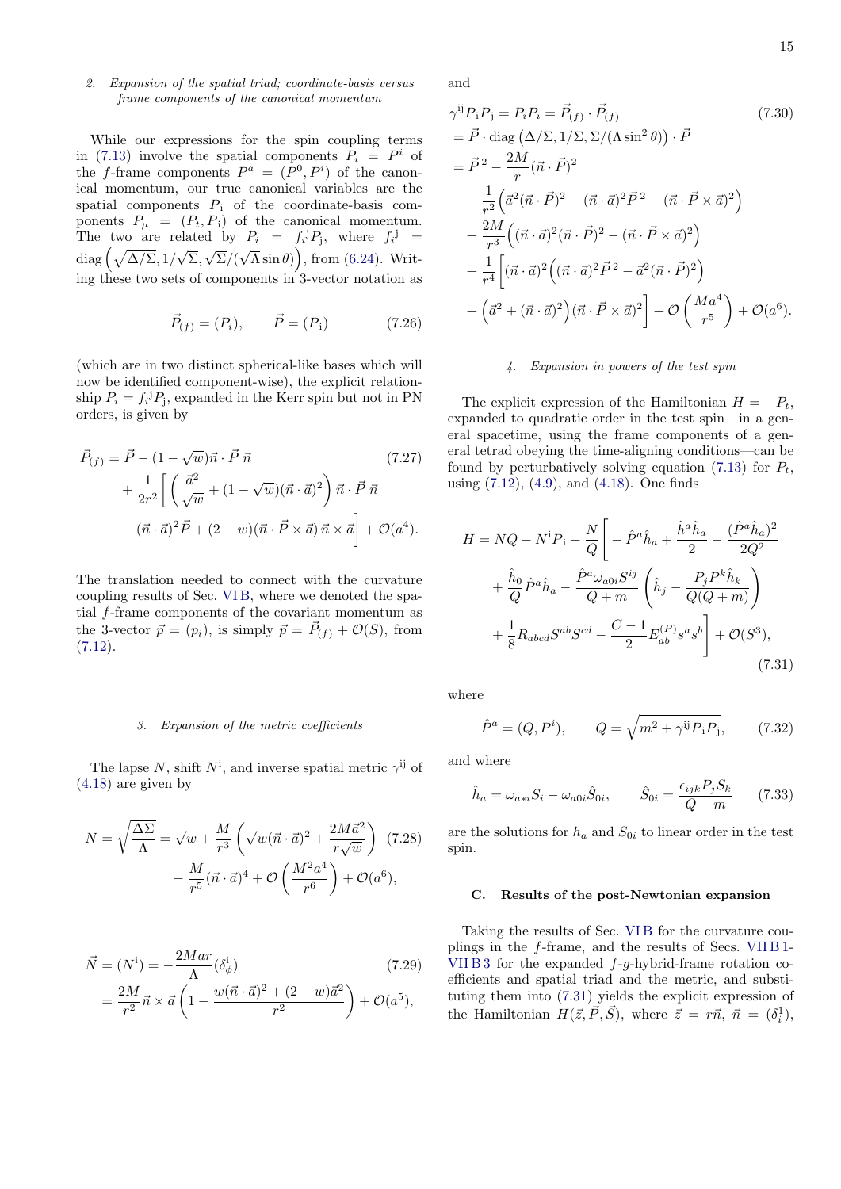#### 2. Expansion of the spatial triad; coordinate-basis versus frame components of the canonical momentum

While our expressions for the spin coupling terms in (7.13) involve the spatial components $P_i = P^i$ of the $f$-frame components $P^a = (P^0, P^i)$ of the canonical momentum, our true canonical variables are the spatial components $P_{\rm i}$ of the coordinate-basis components $P_\mu = (P_t, P_{\rm i})$ of the canonical momentum. The two are related by $P_i = f_i{}^{\rm j} P_{\rm j}$, where $f_i{}^{\rm j} = \mathrm{diag}\left(\sqrt{\Delta/\Sigma}, 1/\sqrt{\Sigma}, \sqrt{\Sigma}/(\sqrt{\Lambda}\sin\theta)\right)$, from (6.24). Writing these two sets of components in 3-vector notation as

$$\vec{P}_{(f)} = (P_i), \qquad \vec{P} = (P_{\rm i}) \tag{7.26}$$

(which are in two distinct spherical-like bases which will now be identified component-wise), the explicit relationship $P_i = f_i{}^{\rm j} P_{\rm j}$, expanded in the Kerr spin but not in PN orders, is given by

$$\begin{aligned}
\vec{P}_{(f)} &= \vec{P} - (1-\sqrt{w})\vec{n}\cdot\vec{P}\,\vec{n} \\
&+ \frac{1}{2r^2}\bigg[\left(\frac{\vec{a}^2}{\sqrt{w}} + (1-\sqrt{w})(\vec{n}\cdot\vec{a})^2\right)\vec{n}\cdot\vec{P}\,\vec{n} \\
&- (\vec{n}\cdot\vec{a})^2\vec{P} + (2-w)(\vec{n}\cdot\vec{P}\times\vec{a})\,\vec{n}\times\vec{a}\bigg] + \mathcal{O}(a^4).
\end{aligned} \tag{7.27}$$

The translation needed to connect with the curvature coupling results of Sec. VI B, where we denoted the spatial $f$-frame components of the covariant momentum as the 3-vector $\vec{p} = (p_i)$, is simply $\vec{p} = \vec{P}_{(f)} + \mathcal{O}(S)$, from (7.12).

#### 3. Expansion of the metric coefficients

The lapse $N$, shift $N^{\rm i}$, and inverse spatial metric $\gamma^{\rm ij}$ of (4.18) are given by

$$\begin{aligned}
N = \sqrt{\frac{\Delta\Sigma}{\Lambda}} &= \sqrt{w} + \frac{M}{r^3}\left(\sqrt{w}(\vec{n}\cdot\vec{a})^2 + \frac{2M\vec{a}^2}{r\sqrt{w}}\right) \\
&- \frac{M}{r^5}(\vec{n}\cdot\vec{a})^4 + \mathcal{O}\left(\frac{M^2a^4}{r^6}\right) + \mathcal{O}(a^6),
\end{aligned} \tag{7.28}$$

$$\begin{aligned}
\vec{N} = (N^{\rm i}) &= -\frac{2Mar}{\Lambda}(\delta^{\rm i}_\phi) \\
&= \frac{2M}{r^2}\vec{n}\times\vec{a}\left(1 - \frac{w(\vec{n}\cdot\vec{a})^2 + (2-w)\vec{a}^2}{r^2}\right) + \mathcal{O}(a^5),
\end{aligned} \tag{7.29}$$

and

$$\begin{aligned}
\gamma^{\rm ij}P_{\rm i}P_{\rm j} &= P_iP_i = \vec{P}_{(f)}\cdot\vec{P}_{(f)} \\
&= \vec{P}\cdot\mathrm{diag}\left(\Delta/\Sigma, 1/\Sigma, \Sigma/(\Lambda\sin^2\theta)\right)\cdot\vec{P} \\
&= \vec{P}^{\,2} - \frac{2M}{r}(\vec{n}\cdot\vec{P})^2 \\
&+ \frac{1}{r^2}\Big(\vec{a}^2(\vec{n}\cdot\vec{P})^2 - (\vec{n}\cdot\vec{a})^2\vec{P}^{\,2} - (\vec{n}\cdot\vec{P}\times\vec{a})^2\Big) \\
&+ \frac{2M}{r^3}\Big((\vec{n}\cdot\vec{a})^2(\vec{n}\cdot\vec{P})^2 - (\vec{n}\cdot\vec{P}\times\vec{a})^2\Big) \\
&+ \frac{1}{r^4}\bigg[(\vec{n}\cdot\vec{a})^2\Big((\vec{n}\cdot\vec{a})^2\vec{P}^{\,2} - \vec{a}^2(\vec{n}\cdot\vec{P})^2\Big) \\
&+ \Big(\vec{a}^2 + (\vec{n}\cdot\vec{a})^2\Big)(\vec{n}\cdot\vec{P}\times\vec{a})^2\bigg] + \mathcal{O}\left(\frac{Ma^4}{r^5}\right) + \mathcal{O}(a^6).
\end{aligned} \tag{7.30}$$

#### 4. Expansion in powers of the test spin

The explicit expression of the Hamiltonian $H = -P_t$, expanded to quadratic order in the test spin—in a general spacetime, using the frame components of a general tetrad obeying the time-aligning conditions—can be found by perturbatively solving equation (7.13) for $P_t$, using (7.12), (4.9), and (4.18). One finds

$$\begin{aligned}
H = NQ - N^{\rm i}P_{\rm i} + \frac{N}{Q}\bigg[&-\hat{P}^a\hat{h}_a + \frac{\hat{h}^a\hat{h}_a}{2} - \frac{(\hat{P}^a\hat{h}_a)^2}{2Q^2} \\
&+ \frac{\hat{h}_0}{Q}\hat{P}^a\hat{h}_a - \frac{\hat{P}^a\omega_{a0i}S^{ij}}{Q+m}\left(\hat{h}_j - \frac{P_jP^k\hat{h}_k}{Q(Q+m)}\right) \\
&+ \frac{1}{8}R_{abcd}S^{ab}S^{cd} - \frac{C-1}{2}E^{(P)}_{ab}s^as^b\bigg] + \mathcal{O}(S^3),
\end{aligned} \tag{7.31}$$

where

$$\hat{P}^a = (Q, P^i), \qquad Q = \sqrt{m^2 + \gamma^{\rm ij}P_{\rm i}P_{\rm j}}, \tag{7.32}$$

and where

$$\hat{h}_a = \omega_{a*i}S_i - \omega_{a0i}\hat{S}_{0i}, \qquad \hat{S}_{0i} = \frac{\epsilon_{ijk}P_jS_k}{Q+m} \tag{7.33}$$

are the solutions for $h_a$ and $S_{0i}$ to linear order in the test spin.

### C. Results of the post-Newtonian expansion

Taking the results of Sec. VI B for the curvature couplings in the $f$-frame, and the results of Secs. VII B 1-VII B 3 for the expanded $f$-$g$-hybrid-frame rotation coefficients and spatial triad and the metric, and substituting them into (7.31) yields the explicit expression of the Hamiltonian $H(\vec{z}, \vec{P}, \vec{S})$, where $\vec{z} = r\vec{n}$, $\vec{n} = (\delta^1_{\rm i})$,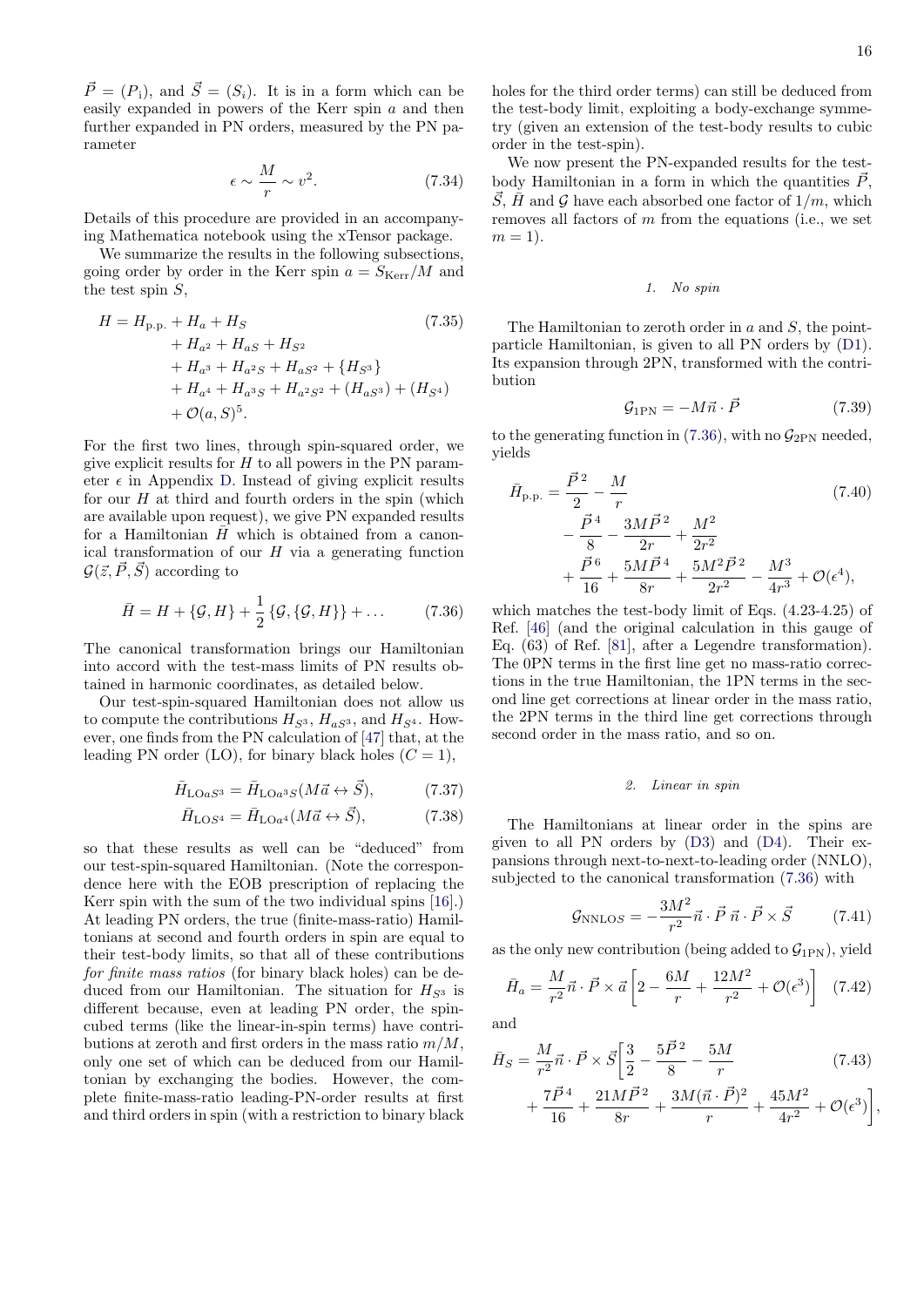$\vec{P} = (P_{\rm i})$, and $\vec{S} = (S_i)$. It is in a form which can be easily expanded in powers of the Kerr spin $a$ and then further expanded in PN orders, measured by the PN parameter

$$\epsilon \sim \frac{M}{r} \sim v^2. \tag{7.34}$$

Details of this procedure are provided in an accompanying Mathematica notebook using the xTensor package.

We summarize the results in the following subsections, going order by order in the Kerr spin $a = S_{\rm Kerr}/M$ and the test spin $S$,

$$\begin{aligned}
H = {} & H_{\rm p.p.} + H_a + H_S \\
& + H_{a^2} + H_{aS} + H_{S^2} \\
& + H_{a^3} + H_{a^2S} + H_{aS^2} + \{H_{S^3}\} \\
& + H_{a^4} + H_{a^3S} + H_{a^2S^2} + (H_{aS^3}) + (H_{S^4}) \\
& + \mathcal{O}(a, S)^5.
\end{aligned} \tag{7.35}$$

For the first two lines, through spin-squared order, we give explicit results for $H$ to all powers in the PN parameter $\epsilon$ in Appendix D. Instead of giving explicit results for our $H$ at third and fourth orders in the spin (which are available upon request), we give PN expanded results for a Hamiltonian $\bar{H}$ which is obtained from a canonical transformation of our $H$ via a generating function $\mathcal{G}(\vec{z}, \vec{P}, \vec{S})$ according to

$$\bar{H} = H + \{\mathcal{G}, H\} + \frac{1}{2}\{\mathcal{G}, \{\mathcal{G}, H\}\} + \ldots \tag{7.36}$$

The canonical transformation brings our Hamiltonian into accord with the test-mass limits of PN results obtained in harmonic coordinates, as detailed below.

Our test-spin-squared Hamiltonian does not allow us to compute the contributions $H_{S^3}$, $H_{aS^3}$, and $H_{S^4}$. However, one finds from the PN calculation of [47] that, at the leading PN order (LO), for binary black holes ($C = 1$),

$$\bar{H}_{{\rm LO}aS^3} = \bar{H}_{{\rm LO}a^3S}(M\vec{a} \leftrightarrow \vec{S}), \tag{7.37}$$

$$\bar{H}_{{\rm LO}S^4} = \bar{H}_{{\rm LO}a^4}(M\vec{a} \leftrightarrow \vec{S}), \tag{7.38}$$

so that these results as well can be "deduced" from our test-spin-squared Hamiltonian. (Note the correspondence here with the EOB prescription of replacing the Kerr spin with the sum of the two individual spins [16].) At leading PN orders, the true (finite-mass-ratio) Hamiltonians at second and fourth orders in spin are equal to their test-body limits, so that all of these contributions *for finite mass ratios* (for binary black holes) can be deduced from our Hamiltonian. The situation for $H_{S^3}$ is different because, even at leading PN order, the spin-cubed terms (like the linear-in-spin terms) have contributions at zeroth and first orders in the mass ratio $m/M$, only one set of which can be deduced from our Hamiltonian by exchanging the bodies. However, the complete finite-mass-ratio leading-PN-order results at first and third orders in spin (with a restriction to binary black holes for the third order terms) can still be deduced from the test-body limit, exploiting a body-exchange symmetry (given an extension of the test-body results to cubic order in the test-spin).

We now present the PN-expanded results for the test-body Hamiltonian in a form in which the quantities $\vec{P}$, $\vec{S}$, $\bar{H}$ and $\mathcal{G}$ have each absorbed one factor of $1/m$, which removes all factors of $m$ from the equations (i.e., we set $m = 1$).

### 1. No spin

The Hamiltonian to zeroth order in $a$ and $S$, the point-particle Hamiltonian, is given to all PN orders by (D1). Its expansion through 2PN, transformed with the contribution

$$\mathcal{G}_{\rm 1PN} = -M\vec{n}\cdot\vec{P} \tag{7.39}$$

to the generating function in (7.36), with no $\mathcal{G}_{\rm 2PN}$ needed, yields

$$\begin{aligned}
\bar{H}_{\rm p.p.} = {} & \frac{\vec{P}^{\,2}}{2} - \frac{M}{r} \\
& - \frac{\vec{P}^{\,4}}{8} - \frac{3M\vec{P}^{\,2}}{2r} + \frac{M^2}{2r^2} \\
& + \frac{\vec{P}^{\,6}}{16} + \frac{5M\vec{P}^{\,4}}{8r} + \frac{5M^2\vec{P}^{\,2}}{2r^2} - \frac{M^3}{4r^3} + \mathcal{O}(\epsilon^4),
\end{aligned} \tag{7.40}$$

which matches the test-body limit of Eqs. (4.23-4.25) of Ref. [46] (and the original calculation in this gauge of Eq. (63) of Ref. [81], after a Legendre transformation). The 0PN terms in the first line get no mass-ratio corrections in the true Hamiltonian, the 1PN terms in the second line get corrections at linear order in the mass ratio, the 2PN terms in the third line get corrections through second order in the mass ratio, and so on.

### 2. Linear in spin

The Hamiltonians at linear order in the spins are given to all PN orders by (D3) and (D4). Their expansions through next-to-next-to-leading order (NNLO), subjected to the canonical transformation (7.36) with

$$\mathcal{G}_{{\rm NNLO}S} = -\frac{3M^2}{r^2}\vec{n}\cdot\vec{P}\,\vec{n}\cdot\vec{P}\times\vec{S} \tag{7.41}$$

as the only new contribution (being added to $\mathcal{G}_{\rm 1PN}$), yield

$$\bar{H}_a = \frac{M}{r^2}\vec{n}\cdot\vec{P}\times\vec{a}\left[2 - \frac{6M}{r} + \frac{12M^2}{r^2} + \mathcal{O}(\epsilon^3)\right] \tag{7.42}$$

and

$$\begin{aligned}
\bar{H}_S = {} & \frac{M}{r^2}\vec{n}\cdot\vec{P}\times\vec{S}\bigg[\frac{3}{2} - \frac{5\vec{P}^{\,2}}{8} - \frac{5M}{r} \\
& + \frac{7\vec{P}^{\,4}}{16} + \frac{21M\vec{P}^{\,2}}{8r} + \frac{3M(\vec{n}\cdot\vec{P})^2}{r} + \frac{45M^2}{4r^2} + \mathcal{O}(\epsilon^3)\bigg],
\end{aligned} \tag{7.43}$$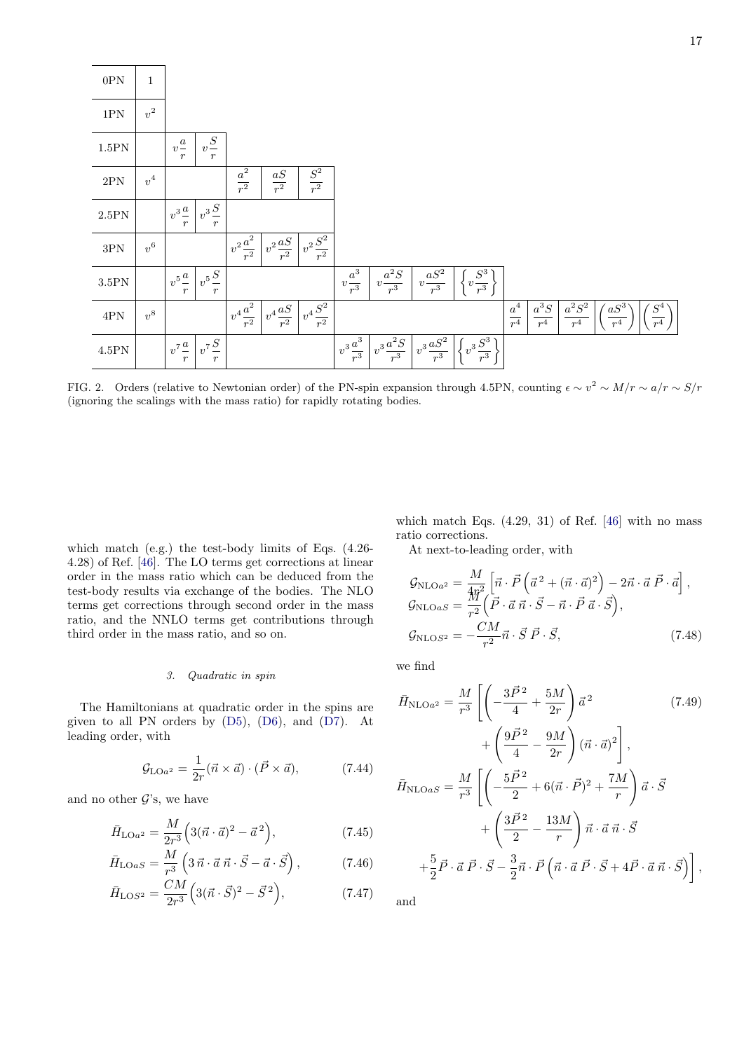| 0PN | $1$ | | | | | | | | | | | | | | |
|---|---|---|---|---|---|---|---|---|---|---|---|---|---|---|---|
| 1PN | $v^2$ | | | | | | | | | | | | | | |
| 1.5PN | | $v\dfrac{a}{r}$ | $v\dfrac{S}{r}$ | | | | | | | | | | | | |
| 2PN | $v^4$ | | | $\dfrac{a^2}{r^2}$ | $\dfrac{aS}{r^2}$ | $\dfrac{S^2}{r^2}$ | | | | | | | | | |
| 2.5PN | | $v^3\dfrac{a}{r}$ | $v^3\dfrac{S}{r}$ | | | | | | | | | | | | |
| 3PN | $v^6$ | | | $v^2\dfrac{a^2}{r^2}$ | $v^2\dfrac{aS}{r^2}$ | $v^2\dfrac{S^2}{r^2}$ | | | | | | | | | |
| 3.5PN | | $v^5\dfrac{a}{r}$ | $v^5\dfrac{S}{r}$ | | | | $v\dfrac{a^3}{r^3}$ | $v\dfrac{a^2S}{r^3}$ | $v\dfrac{aS^2}{r^3}$ | $\left\{v\dfrac{S^3}{r^3}\right\}$ | | | | | |
| 4PN | $v^8$ | | | $v^4\dfrac{a^2}{r^2}$ | $v^4\dfrac{aS}{r^2}$ | $v^4\dfrac{S^2}{r^2}$ | | | | | $\dfrac{a^4}{r^4}$ | $\dfrac{a^3S}{r^4}$ | $\dfrac{a^2S^2}{r^4}$ | $\left(\dfrac{aS^3}{r^4}\right)$ | $\left(\dfrac{S^4}{r^4}\right)$ |
| 4.5PN | | $v^7\dfrac{a}{r}$ | $v^7\dfrac{S}{r}$ | | | | $v^3\dfrac{a^3}{r^3}$ | $v^3\dfrac{a^2S}{r^3}$ | $v^3\dfrac{aS^2}{r^3}$ | $\left\{v^3\dfrac{S^3}{r^3}\right\}$ | | | | | |

FIG. 2. Orders (relative to Newtonian order) of the PN-spin expansion through 4.5PN, counting $\epsilon \sim v^2 \sim M/r \sim a/r \sim S/r$ (ignoring the scalings with the mass ratio) for rapidly rotating bodies.

which match (e.g.) the test-body limits of Eqs. (4.26-4.28) of Ref. [46]. The LO terms get corrections at linear order in the mass ratio which can be deduced from the test-body results via exchange of the bodies. The NLO terms get corrections through second order in the mass ratio, and the NNLO terms get contributions through third order in the mass ratio, and so on.

#### 3. Quadratic in spin

The Hamiltonians at quadratic order in the spins are given to all PN orders by (D5), (D6), and (D7). At leading order, with

$$\mathcal{G}_{\mathrm{LO}a^2} = \frac{1}{2r}(\vec{n}\times\vec{a})\cdot(\vec{P}\times\vec{a}), \tag{7.44}$$

and no other $\mathcal{G}$'s, we have

$$\bar{H}_{\mathrm{LO}a^2} = \frac{M}{2r^3}\Big(3(\vec{n}\cdot\vec{a})^2 - \vec{a}^{\,2}\Big), \tag{7.45}$$

$$\bar{H}_{\mathrm{LO}aS} = \frac{M}{r^3}\left(3\,\vec{n}\cdot\vec{a}\,\vec{n}\cdot\vec{S} - \vec{a}\cdot\vec{S}\right), \tag{7.46}$$

$$\bar{H}_{\mathrm{LO}S^2} = \frac{CM}{2r^3}\Big(3(\vec{n}\cdot\vec{S})^2 - \vec{S}^{\,2}\Big), \tag{7.47}$$

which match Eqs. (4.29, 31) of Ref. [46] with no mass ratio corrections.

At next-to-leading order, with

$$\begin{aligned}
\mathcal{G}_{\mathrm{NLO}a^2} &= \frac{M}{4r^2}\left[\vec{n}\cdot\vec{P}\left(\vec{a}^{\,2} + (\vec{n}\cdot\vec{a})^2\right) - 2\vec{n}\cdot\vec{a}\,\vec{P}\cdot\vec{a}\right], \\
\mathcal{G}_{\mathrm{NLO}aS} &= \frac{M}{r^2}\Big(\vec{P}\cdot\vec{a}\,\vec{n}\cdot\vec{S} - \vec{n}\cdot\vec{P}\,\vec{a}\cdot\vec{S}\Big), \\
\mathcal{G}_{\mathrm{NLO}S^2} &= -\frac{CM}{r^2}\vec{n}\cdot\vec{S}\,\vec{P}\cdot\vec{S},
\end{aligned} \tag{7.48}$$

we find

$$\begin{aligned}
\bar{H}_{\mathrm{NLO}a^2} = \frac{M}{r^3}\Bigg[&\left(-\frac{3\vec{P}^{\,2}}{4} + \frac{5M}{2r}\right)\vec{a}^{\,2} \\
&+ \left(\frac{9\vec{P}^{\,2}}{4} - \frac{9M}{2r}\right)(\vec{n}\cdot\vec{a})^2\Bigg],
\end{aligned} \tag{7.49}$$

$$\begin{aligned}
\bar{H}_{\mathrm{NLO}aS} = \frac{M}{r^3}\Bigg[&\left(-\frac{5\vec{P}^{\,2}}{2} + 6(\vec{n}\cdot\vec{P})^2 + \frac{7M}{r}\right)\vec{a}\cdot\vec{S} \\
&+ \left(\frac{3\vec{P}^{\,2}}{2} - \frac{13M}{r}\right)\vec{n}\cdot\vec{a}\,\vec{n}\cdot\vec{S} \\
&+\frac{5}{2}\vec{P}\cdot\vec{a}\,\vec{P}\cdot\vec{S} - \frac{3}{2}\vec{n}\cdot\vec{P}\left(\vec{n}\cdot\vec{a}\,\vec{P}\cdot\vec{S} + 4\vec{P}\cdot\vec{a}\,\vec{n}\cdot\vec{S}\right)\Bigg],
\end{aligned}$$

and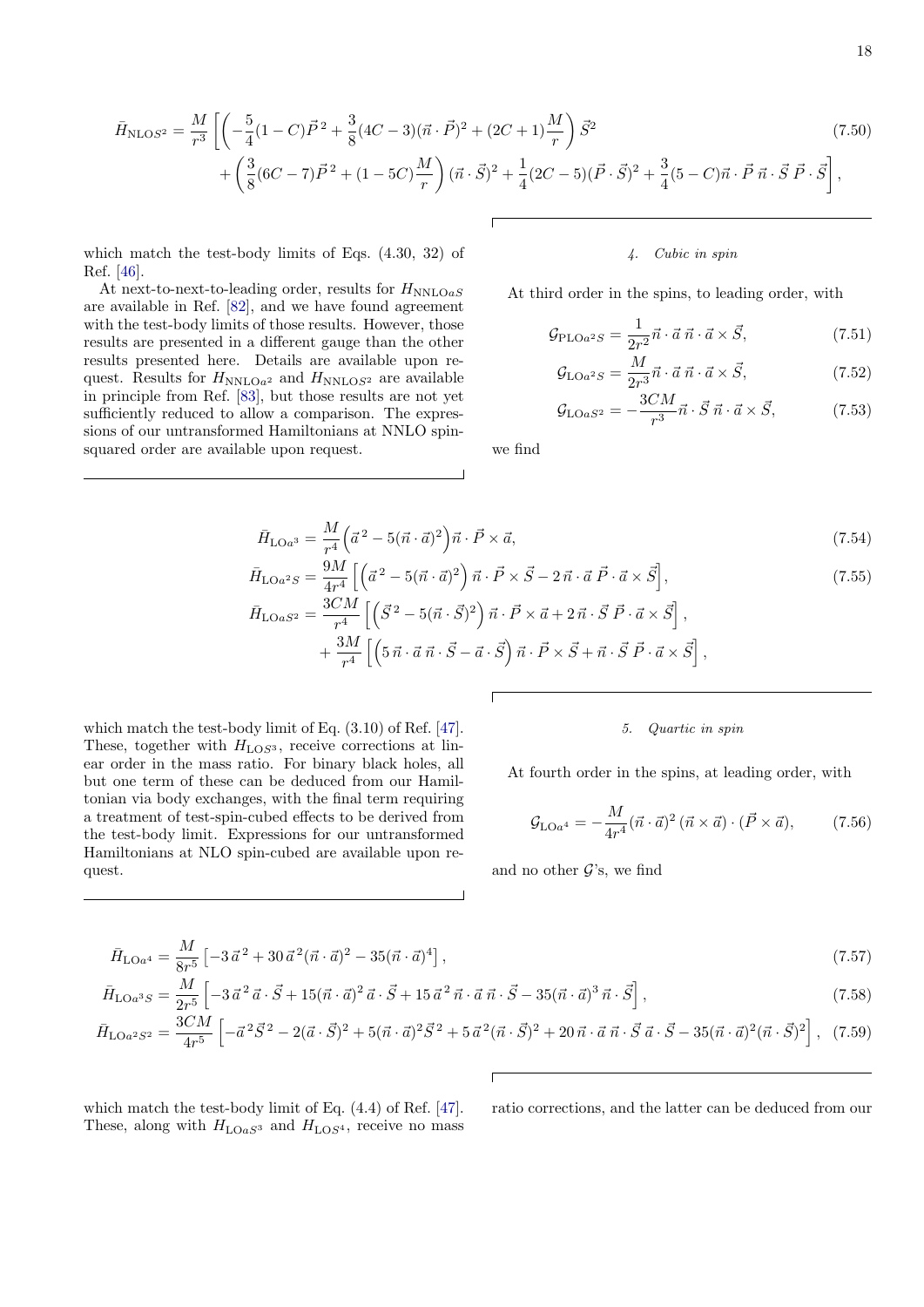$$\bar{H}_{\mathrm{NLO}S^2} = \frac{M}{r^3}\left[\left(-\frac{5}{4}(1-C)\vec{P}^{\,2} + \frac{3}{8}(4C-3)(\vec{n}\cdot\vec{P})^2 + (2C+1)\frac{M}{r}\right)\vec{S}^2 \right. \tag{7.50}$$
$$\left. + \left(\frac{3}{8}(6C-7)\vec{P}^{\,2} + (1-5C)\frac{M}{r}\right)(\vec{n}\cdot\vec{S})^2 + \frac{1}{4}(2C-5)(\vec{P}\cdot\vec{S})^2 + \frac{3}{4}(5-C)\vec{n}\cdot\vec{P}\,\vec{n}\cdot\vec{S}\,\vec{P}\cdot\vec{S}\right],$$

which match the test-body limits of Eqs. (4.30, 32) of Ref. [46].

At next-to-next-to-leading order, results for $H_{\mathrm{NNLO}aS}$ are available in Ref. [82], and we have found agreement with the test-body limits of those results. However, those results are presented in a different gauge than the other results presented here. Details are available upon request. Results for $H_{\mathrm{NNLO}a^2}$ and $H_{\mathrm{NNLO}S^2}$ are available in principle from Ref. [83], but those results are not yet sufficiently reduced to allow a comparison. The expressions of our untransformed Hamiltonians at NNLO spin-squared order are available upon request.

#### 4. Cubic in spin

At third order in the spins, to leading order, with

$$\mathcal{G}_{\mathrm{PLO}a^2S} = \frac{1}{2r^2}\vec{n}\cdot\vec{a}\,\vec{n}\cdot\vec{a}\times\vec{S}, \tag{7.51}$$

$$\mathcal{G}_{\mathrm{LO}a^2S} = \frac{M}{2r^3}\vec{n}\cdot\vec{a}\,\vec{n}\cdot\vec{a}\times\vec{S}, \tag{7.52}$$

$$\mathcal{G}_{\mathrm{LO}aS^2} = -\frac{3CM}{r^3}\vec{n}\cdot\vec{S}\,\vec{n}\cdot\vec{a}\times\vec{S}, \tag{7.53}$$

we find

$$\bar{H}_{\mathrm{LO}a^3} = \frac{M}{r^4}\left(\vec{a}^{\,2} - 5(\vec{n}\cdot\vec{a})^2\right)\vec{n}\cdot\vec{P}\times\vec{a}, \tag{7.54}$$

$$\bar{H}_{\mathrm{LO}a^2S} = \frac{9M}{4r^4}\left[\left(\vec{a}^{\,2} - 5(\vec{n}\cdot\vec{a})^2\right)\vec{n}\cdot\vec{P}\times\vec{S} - 2\,\vec{n}\cdot\vec{a}\,\vec{P}\cdot\vec{a}\times\vec{S}\right], \tag{7.55}$$

$$\bar{H}_{\mathrm{LO}aS^2} = \frac{3CM}{r^4}\left[\left(\vec{S}^{\,2} - 5(\vec{n}\cdot\vec{S})^2\right)\vec{n}\cdot\vec{P}\times\vec{a} + 2\,\vec{n}\cdot\vec{S}\,\vec{P}\cdot\vec{a}\times\vec{S}\right],$$
$$+ \frac{3M}{r^4}\left[\left(5\,\vec{n}\cdot\vec{a}\,\vec{n}\cdot\vec{S} - \vec{a}\cdot\vec{S}\right)\vec{n}\cdot\vec{P}\times\vec{S} + \vec{n}\cdot\vec{S}\,\vec{P}\cdot\vec{a}\times\vec{S}\right],$$

which match the test-body limit of Eq. (3.10) of Ref. [47]. These, together with $H_{\mathrm{LO}S^3}$, receive corrections at linear order in the mass ratio. For binary black holes, all but one term of these can be deduced from our Hamiltonian via body exchanges, with the final term requiring a treatment of test-spin-cubed effects to be derived from the test-body limit. Expressions for our untransformed Hamiltonians at NLO spin-cubed are available upon request.

#### 5. Quartic in spin

At fourth order in the spins, at leading order, with

$$\mathcal{G}_{\mathrm{LO}a^4} = -\frac{M}{4r^4}(\vec{n}\cdot\vec{a})^2\,(\vec{n}\times\vec{a})\cdot(\vec{P}\times\vec{a}), \tag{7.56}$$

and no other $\mathcal{G}$'s, we find

$$\bar{H}_{\mathrm{LO}a^4} = \frac{M}{8r^5}\left[-3\,\vec{a}^{\,2} + 30\,\vec{a}^{\,2}(\vec{n}\cdot\vec{a})^2 - 35(\vec{n}\cdot\vec{a})^4\right], \tag{7.57}$$

$$\bar{H}_{\mathrm{LO}a^3S} = \frac{M}{2r^5}\left[-3\,\vec{a}^{\,2}\,\vec{a}\cdot\vec{S} + 15(\vec{n}\cdot\vec{a})^2\,\vec{a}\cdot\vec{S} + 15\,\vec{a}^{\,2}\,\vec{n}\cdot\vec{a}\,\vec{n}\cdot\vec{S} - 35(\vec{n}\cdot\vec{a})^3\,\vec{n}\cdot\vec{S}\right], \tag{7.58}$$

$$\bar{H}_{\mathrm{LO}a^2S^2} = \frac{3CM}{4r^5}\left[-\vec{a}^{\,2}\vec{S}^{\,2} - 2(\vec{a}\cdot\vec{S})^2 + 5(\vec{n}\cdot\vec{a})^2\vec{S}^{\,2} + 5\,\vec{a}^{\,2}(\vec{n}\cdot\vec{S})^2 + 20\,\vec{n}\cdot\vec{a}\,\vec{n}\cdot\vec{S}\,\vec{a}\cdot\vec{S} - 35(\vec{n}\cdot\vec{a})^2(\vec{n}\cdot\vec{S})^2\right], \tag{7.59}$$

which match the test-body limit of Eq. (4.4) of Ref. [47]. These, along with $H_{\mathrm{LO}aS^3}$ and $H_{\mathrm{LO}S^4}$, receive no mass ratio corrections, and the latter can be deduced from our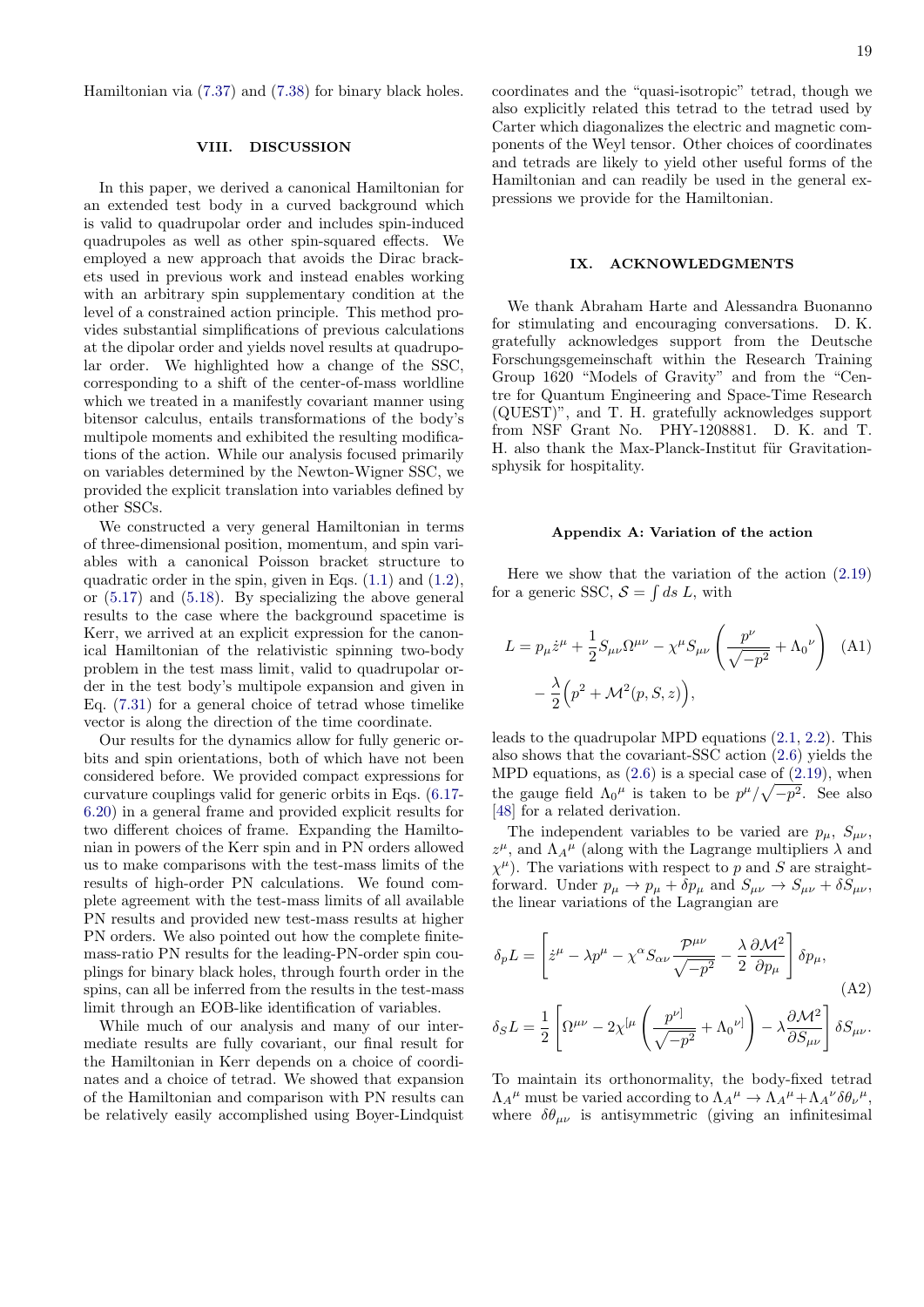Hamiltonian via (7.37) and (7.38) for binary black holes.

## VIII. DISCUSSION

In this paper, we derived a canonical Hamiltonian for an extended test body in a curved background which is valid to quadrupolar order and includes spin-induced quadrupoles as well as other spin-squared effects. We employed a new approach that avoids the Dirac brackets used in previous work and instead enables working with an arbitrary spin supplementary condition at the level of a constrained action principle. This method provides substantial simplifications of previous calculations at the dipolar order and yields novel results at quadrupolar order. We highlighted how a change of the SSC, corresponding to a shift of the center-of-mass worldline which we treated in a manifestly covariant manner using bitensor calculus, entails transformations of the body's multipole moments and exhibited the resulting modifications of the action. While our analysis focused primarily on variables determined by the Newton-Wigner SSC, we provided the explicit translation into variables defined by other SSCs.

We constructed a very general Hamiltonian in terms of three-dimensional position, momentum, and spin variables with a canonical Poisson bracket structure to quadratic order in the spin, given in Eqs. (1.1) and (1.2), or (5.17) and (5.18). By specializing the above general results to the case where the background spacetime is Kerr, we arrived at an explicit expression for the canonical Hamiltonian of the relativistic spinning two-body problem in the test mass limit, valid to quadrupolar order in the test body's multipole expansion and given in Eq. (7.31) for a general choice of tetrad whose timelike vector is along the direction of the time coordinate.

Our results for the dynamics allow for fully generic orbits and spin orientations, both of which have not been considered before. We provided compact expressions for curvature couplings valid for generic orbits in Eqs. (6.17-6.20) in a general frame and provided explicit results for two different choices of frame. Expanding the Hamiltonian in powers of the Kerr spin and in PN orders allowed us to make comparisons with the test-mass limits of the results of high-order PN calculations. We found complete agreement with the test-mass limits of all available PN results and provided new test-mass results at higher PN orders. We also pointed out how the complete finite-mass-ratio PN results for the leading-PN-order spin couplings for binary black holes, through fourth order in the spins, can all be inferred from the results in the test-mass limit through an EOB-like identification of variables.

While much of our analysis and many of our intermediate results are fully covariant, our final result for the Hamiltonian in Kerr depends on a choice of coordinates and a choice of tetrad. We showed that expansion of the Hamiltonian and comparison with PN results can be relatively easily accomplished using Boyer-Lindquist coordinates and the "quasi-isotropic" tetrad, though we also explicitly related this tetrad to the tetrad used by Carter which diagonalizes the electric and magnetic components of the Weyl tensor. Other choices of coordinates and tetrads are likely to yield other useful forms of the Hamiltonian and can readily be used in the general expressions we provide for the Hamiltonian.

## IX. ACKNOWLEDGMENTS

We thank Abraham Harte and Alessandra Buonanno for stimulating and encouraging conversations. D. K. gratefully acknowledges support from the Deutsche Forschungsgemeinschaft within the Research Training Group 1620 "Models of Gravity" and from the "Centre for Quantum Engineering and Space-Time Research (QUEST)", and T. H. gratefully acknowledges support from NSF Grant No. PHY-1208881. D. K. and T. H. also thank the Max-Planck-Institut für Gravitationsphysik for hospitality.

### Appendix A: Variation of the action

Here we show that the variation of the action (2.19) for a generic SSC, $\mathcal{S} = \int ds\, L$, with

$$L = p_\mu \dot{z}^\mu + \frac{1}{2} S_{\mu\nu}\Omega^{\mu\nu} - \chi^\mu S_{\mu\nu}\left(\frac{p^\nu}{\sqrt{-p^2}} + {\Lambda_0}^\nu\right) - \frac{\lambda}{2}\Big(p^2 + \mathcal{M}^2(p,S,z)\Big), \tag{A1}$$

leads to the quadrupolar MPD equations (2.1, 2.2). This also shows that the covariant-SSC action (2.6) yields the MPD equations, as (2.6) is a special case of (2.19), when the gauge field ${\Lambda_0}^\mu$ is taken to be $p^\mu/\sqrt{-p^2}$. See also [48] for a related derivation.

The independent variables to be varied are $p_\mu$, $S_{\mu\nu}$, $z^\mu$, and ${\Lambda_A}^\mu$ (along with the Lagrange multipliers $\lambda$ and $\chi^\mu$). The variations with respect to $p$ and $S$ are straightforward. Under $p_\mu \to p_\mu + \delta p_\mu$ and $S_{\mu\nu} \to S_{\mu\nu} + \delta S_{\mu\nu}$, the linear variations of the Lagrangian are

$$\delta_p L = \left[\dot{z}^\mu - \lambda p^\mu - \chi^\alpha S_{\alpha\nu}\frac{\mathcal{P}^{\mu\nu}}{\sqrt{-p^2}} - \frac{\lambda}{2}\frac{\partial \mathcal{M}^2}{\partial p_\mu}\right]\delta p_\mu,$$

$$\delta_S L = \frac{1}{2}\left[\Omega^{\mu\nu} - 2\chi^{[\mu}\left(\frac{p^{\nu]}}{\sqrt{-p^2}} + {\Lambda_0}^{\nu]}\right) - \lambda\frac{\partial \mathcal{M}^2}{\partial S_{\mu\nu}}\right]\delta S_{\mu\nu}. \tag{A2}$$

To maintain its orthonormality, the body-fixed tetrad ${\Lambda_A}^\mu$ must be varied according to ${\Lambda_A}^\mu \to {\Lambda_A}^\mu + {\Lambda_A}^\nu \delta\theta_\nu{}^\mu$, where $\delta\theta_{\mu\nu}$ is antisymmetric (giving an infinitesimal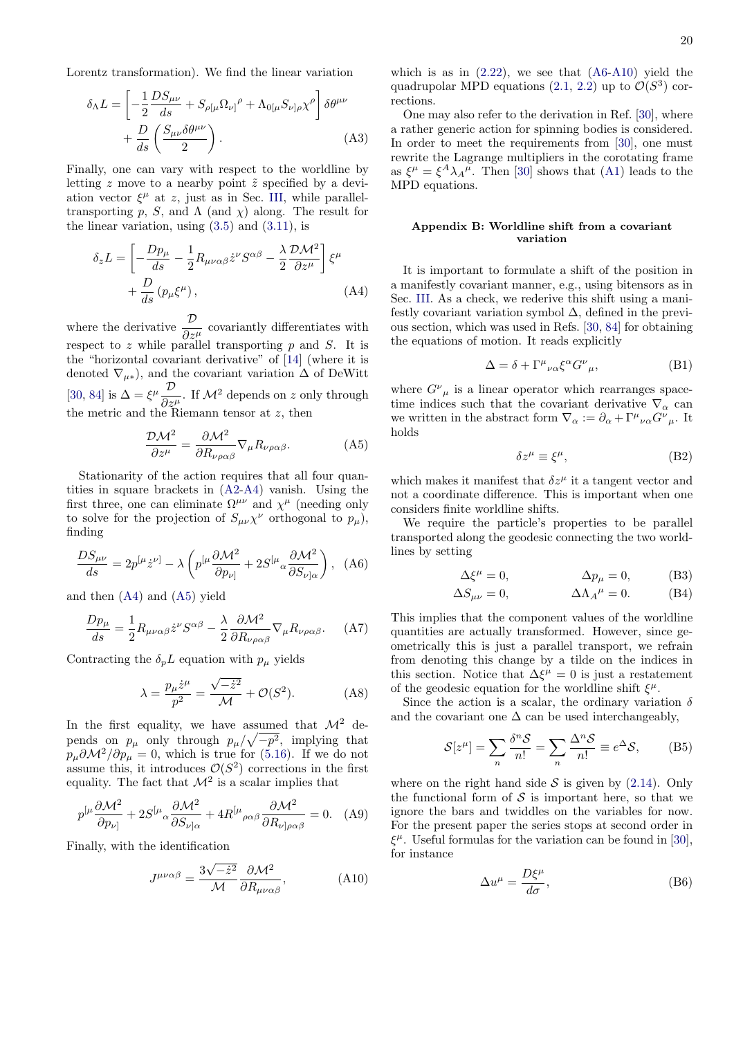Lorentz transformation). We find the linear variation

$$\delta_\Lambda L = \left[ -\frac{1}{2}\frac{DS_{\mu\nu}}{ds} + S_{\rho[\mu}\Omega_{\nu]}{}^{\rho} + \Lambda_{0[\mu}S_{\nu]\rho}\chi^{\rho} \right] \delta\theta^{\mu\nu} + \frac{D}{ds}\left( \frac{S_{\mu\nu}\delta\theta^{\mu\nu}}{2} \right). \tag{A3}$$

Finally, one can vary with respect to the worldline by letting $z$ move to a nearby point $\tilde{z}$ specified by a deviation vector $\xi^\mu$ at $z$, just as in Sec. III, while parallel-transporting $p$, $S$, and $\Lambda$ (and $\chi$) along. The result for the linear variation, using (3.5) and (3.11), is

$$\delta_z L = \left[ -\frac{Dp_\mu}{ds} - \frac{1}{2}R_{\mu\nu\alpha\beta}\dot{z}^\nu S^{\alpha\beta} - \frac{\lambda}{2}\frac{\mathcal{D}\mathcal{M}^2}{\partial z^\mu} \right]\xi^\mu + \frac{D}{ds}\left(p_\mu \xi^\mu\right), \tag{A4}$$

where the derivative $\dfrac{\mathcal{D}}{\partial z^\mu}$ covariantly differentiates with respect to $z$ while parallel transporting $p$ and $S$. It is the "horizontal covariant derivative" of [14] (where it is denoted $\nabla_{\mu *}$), and the covariant variation $\Delta$ of DeWitt [30, 84] is $\Delta = \xi^\mu \dfrac{\mathcal{D}}{\partial z^\mu}$. If $\mathcal{M}^2$ depends on $z$ only through the metric and the Riemann tensor at $z$, then

$$\frac{\mathcal{D}\mathcal{M}^2}{\partial z^\mu} = \frac{\partial \mathcal{M}^2}{\partial R_{\nu\rho\alpha\beta}}\nabla_\mu R_{\nu\rho\alpha\beta}. \tag{A5}$$

Stationarity of the action requires that all four quantities in square brackets in (A2-A4) vanish. Using the first three, one can eliminate $\Omega^{\mu\nu}$ and $\chi^\mu$ (needing only to solve for the projection of $S_{\mu\nu}\chi^\nu$ orthogonal to $p_\mu$), finding

$$\frac{DS_{\mu\nu}}{ds} = 2p^{[\mu}\dot{z}^{\nu]} - \lambda\left( p^{[\mu}\frac{\partial\mathcal{M}^2}{\partial p_{\nu]}} + 2S^{[\mu}{}_{\alpha}\frac{\partial \mathcal{M}^2}{\partial S_{\nu]\alpha}} \right), \tag{A6}$$

and then (A4) and (A5) yield

$$\frac{Dp_\mu}{ds} = \frac{1}{2}R_{\mu\nu\alpha\beta}\dot{z}^\nu S^{\alpha\beta} - \frac{\lambda}{2}\frac{\partial\mathcal{M}^2}{\partial R_{\nu\rho\alpha\beta}}\nabla_\mu R_{\nu\rho\alpha\beta}. \tag{A7}$$

Contracting the $\delta_p L$ equation with $p_\mu$ yields

$$\lambda = \frac{p_\mu \dot{z}^\mu}{p^2} = \frac{\sqrt{-\dot{z}^2}}{\mathcal{M}} + \mathcal{O}(S^2). \tag{A8}$$

In the first equality, we have assumed that $\mathcal{M}^2$ depends on $p_\mu$ only through $p_\mu/\sqrt{-p^2}$, implying that $p_\mu \partial\mathcal{M}^2/\partial p_\mu = 0$, which is true for (5.16). If we do not assume this, it introduces $\mathcal{O}(S^2)$ corrections in the first equality. The fact that $\mathcal{M}^2$ is a scalar implies that

$$p^{[\mu}\frac{\partial\mathcal{M}^2}{\partial p_{\nu]}} + 2S^{[\mu}{}_{\alpha}\frac{\partial\mathcal{M}^2}{\partial S_{\nu]\alpha}} + 4R^{[\mu}{}_{\rho\alpha\beta}\frac{\partial\mathcal{M}^2}{\partial R_{\nu]\rho\alpha\beta}} = 0. \tag{A9}$$

Finally, with the identification

$$J^{\mu\nu\alpha\beta} = \frac{3\sqrt{-\dot{z}^2}}{\mathcal{M}}\frac{\partial\mathcal{M}^2}{\partial R_{\mu\nu\alpha\beta}}, \tag{A10}$$

which is as in (2.22), we see that (A6-A10) yield the quadrupolar MPD equations (2.1, 2.2) up to $\mathcal{O}(S^3)$ corrections.

One may also refer to the derivation in Ref. [30], where a rather generic action for spinning bodies is considered. In order to meet the requirements from [30], one must rewrite the Lagrange multipliers in the corotating frame as $\xi^\mu = \xi^A \lambda_A{}^\mu$. Then [30] shows that (A1) leads to the MPD equations.

## Appendix B: Worldline shift from a covariant variation

It is important to formulate a shift of the position in a manifestly covariant manner, e.g., using bitensors as in Sec. III. As a check, we rederive this shift using a manifestly covariant variation symbol $\Delta$, defined in the previous section, which was used in Refs. [30, 84] for obtaining the equations of motion. It reads explicitly

$$\Delta = \delta + \Gamma^\mu{}_{\nu\alpha}\xi^\alpha G^\nu{}_\mu, \tag{B1}$$

where $G^\nu{}_\mu$ is a linear operator which rearranges spacetime indices such that the covariant derivative $\nabla_\alpha$ can we written in the abstract form $\nabla_\alpha := \partial_\alpha + \Gamma^\mu{}_{\nu\alpha}G^\nu{}_\mu$. It holds

$$\delta z^\mu \equiv \xi^\mu, \tag{B2}$$

which makes it manifest that $\delta z^\mu$ it a tangent vector and not a coordinate difference. This is important when one considers finite worldline shifts.

We require the particle's properties to be parallel transported along the geodesic connecting the two worldlines by setting

$$\Delta\xi^\mu = 0, \qquad \Delta p_\mu = 0, \tag{B3}$$

$$\Delta S_{\mu\nu} = 0, \qquad \Delta\Lambda_A{}^\mu = 0. \tag{B4}$$

This implies that the component values of the worldline quantities are actually transformed. However, since geometrically this is just a parallel transport, we refrain from denoting this change by a tilde on the indices in this section. Notice that $\Delta\xi^\mu = 0$ is just a restatement of the geodesic equation for the worldline shift $\xi^\mu$.

Since the action is a scalar, the ordinary variation $\delta$ and the covariant one $\Delta$ can be used interchangeably,

$$\mathcal{S}[z^\mu] = \sum_n \frac{\delta^n \mathcal{S}}{n!} = \sum_n \frac{\Delta^n \mathcal{S}}{n!} \equiv e^{\Delta}\mathcal{S}, \tag{B5}$$

where on the right hand side $\mathcal{S}$ is given by (2.14). Only the functional form of $\mathcal{S}$ is important here, so that we ignore the bars and twiddles on the variables for now. For the present paper the series stops at second order in $\xi^\mu$. Useful formulas for the variation can be found in [30], for instance

$$\Delta u^\mu = \frac{D\xi^\mu}{d\sigma}, \tag{B6}$$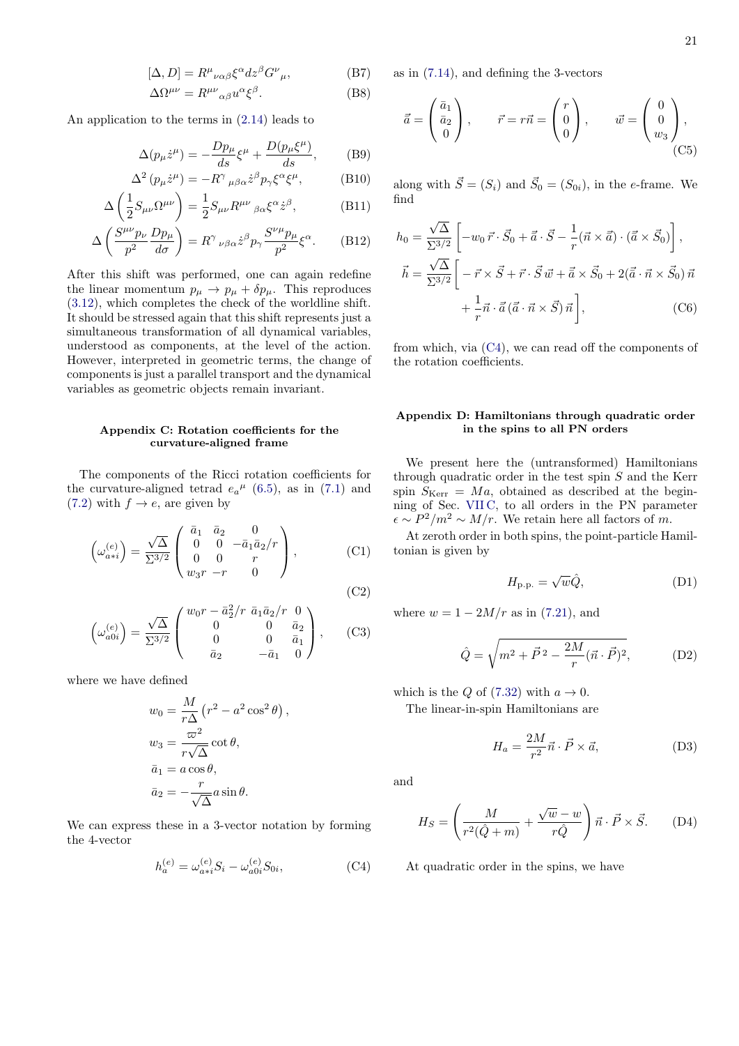$$[\Delta, D] = R^{\mu}{}_{\nu\alpha\beta}\xi^{\alpha}dz^{\beta}G^{\nu}{}_{\mu}, \tag{B7}$$

$$\Delta\Omega^{\mu\nu} = R^{\mu\nu}{}_{\alpha\beta}u^{\alpha}\xi^{\beta}. \tag{B8}$$

An application to the terms in (2.14) leads to

$$\Delta(p_{\mu}\dot{z}^{\mu}) = -\frac{Dp_{\mu}}{ds}\xi^{\mu} + \frac{D(p_{\mu}\xi^{\mu})}{ds}, \tag{B9}$$

$$\Delta^2\left(p_{\mu}\dot{z}^{\mu}\right) = -R^{\gamma}{}_{\mu\beta\alpha}\dot{z}^{\beta}p_{\gamma}\xi^{\alpha}\xi^{\mu}, \tag{B10}$$

$$\Delta\left(\frac{1}{2}S_{\mu\nu}\Omega^{\mu\nu}\right) = \frac{1}{2}S_{\mu\nu}R^{\mu\nu}{}_{\beta\alpha}\xi^{\alpha}\dot{z}^{\beta}, \tag{B11}$$

$$\Delta\left(\frac{S^{\mu\nu}p_{\nu}}{p^2}\frac{Dp_{\mu}}{d\sigma}\right) = R^{\gamma}{}_{\nu\beta\alpha}\dot{z}^{\beta}p_{\gamma}\frac{S^{\nu\mu}p_{\mu}}{p^2}\xi^{\alpha}. \tag{B12}$$

After this shift was performed, one can again redefine the linear momentum $p_{\mu} \to p_{\mu} + \delta p_{\mu}$. This reproduces (3.12), which completes the check of the worldline shift. It should be stressed again that this shift represents just a simultaneous transformation of all dynamical variables, understood as components, at the level of the action. However, interpreted in geometric terms, the change of components is just a parallel transport and the dynamical variables as geometric objects remain invariant.

## Appendix C: Rotation coefficients for the curvature-aligned frame

The components of the Ricci rotation coefficients for the curvature-aligned tetrad $e_a{}^{\mu}$ (6.5), as in (7.1) and (7.2) with $f \to e$, are given by

$$\left(\omega^{(e)}_{a*i}\right) = \frac{\sqrt{\Delta}}{\Sigma^{3/2}}\begin{pmatrix} \bar{a}_1 & \bar{a}_2 & 0 \\ 0 & 0 & -\bar{a}_1\bar{a}_2/r \\ 0 & 0 & r \\ w_3 r & -r & 0 \end{pmatrix}, \tag{C1}$$

$$\tag{C2}$$

$$\left(\omega^{(e)}_{a0i}\right) = \frac{\sqrt{\Delta}}{\Sigma^{3/2}}\begin{pmatrix} w_0 r - \bar{a}_2^2/r & \bar{a}_1\bar{a}_2/r & 0 \\ 0 & 0 & \bar{a}_2 \\ 0 & 0 & \bar{a}_1 \\ \bar{a}_2 & -\bar{a}_1 & 0 \end{pmatrix}, \tag{C3}$$

where we have defined

$$w_0 = \frac{M}{r\Delta}\left(r^2 - a^2\cos^2\theta\right),$$

$$w_3 = \frac{\varpi^2}{r\sqrt{\Delta}}\cot\theta,$$

$$\bar{a}_1 = a\cos\theta,$$

$$\bar{a}_2 = -\frac{r}{\sqrt{\Delta}}a\sin\theta.$$

We can express these in a 3-vector notation by forming the 4-vector

$$h^{(e)}_a = \omega^{(e)}_{a*i}S_i - \omega^{(e)}_{a0i}S_{0i}, \tag{C4}$$

as in (7.14), and defining the 3-vectors

$$\vec{\bar{a}} = \begin{pmatrix} \bar{a}_1 \\ \bar{a}_2 \\ 0 \end{pmatrix}, \qquad \vec{r} = r\vec{n} = \begin{pmatrix} r \\ 0 \\ 0 \end{pmatrix}, \qquad \vec{w} = \begin{pmatrix} 0 \\ 0 \\ w_3 \end{pmatrix}, \tag{C5}$$

along with $\vec{S} = (S_i)$ and $\vec{S}_0 = (S_{0i})$, in the $e$-frame. We find

$$h_0 = \frac{\sqrt{\Delta}}{\Sigma^{3/2}}\left[-w_0\,\vec{r}\cdot\vec{S}_0 + \vec{\bar{a}}\cdot\vec{S} - \frac{1}{r}(\vec{n}\times\vec{\bar{a}})\cdot(\vec{\bar{a}}\times\vec{S}_0)\right],$$

$$\vec{h} = \frac{\sqrt{\Delta}}{\Sigma^{3/2}}\bigg[-\vec{r}\times\vec{S} + \vec{r}\cdot\vec{S}\,\vec{w} + \vec{\bar{a}}\times\vec{S}_0 + 2(\vec{\bar{a}}\cdot\vec{n}\times\vec{S}_0)\,\vec{n} + \frac{1}{r}\vec{n}\cdot\vec{\bar{a}}\,(\vec{\bar{a}}\cdot\vec{n}\times\vec{S})\,\vec{n}\bigg], \tag{C6}$$

from which, via (C4), we can read off the components of the rotation coefficients.

## Appendix D: Hamiltonians through quadratic order in the spins to all PN orders

We present here the (untransformed) Hamiltonians through quadratic order in the test spin $S$ and the Kerr spin $S_{\rm Kerr} = Ma$, obtained as described at the beginning of Sec. VII C, to all orders in the PN parameter $\epsilon \sim P^2/m^2 \sim M/r$. We retain here all factors of $m$.

At zeroth order in both spins, the point-particle Hamiltonian is given by

$$H_{\rm p.p.} = \sqrt{w}\hat{Q}, \tag{D1}$$

where $w = 1 - 2M/r$ as in (7.21), and

$$\hat{Q} = \sqrt{m^2 + \vec{P}^{\,2} - \frac{2M}{r}(\vec{n}\cdot\vec{P})^2}, \tag{D2}$$

which is the $Q$ of (7.32) with $a \to 0$.

The linear-in-spin Hamiltonians are

$$H_a = \frac{2M}{r^2}\vec{n}\cdot\vec{P}\times\vec{a}, \tag{D3}$$

and

$$H_S = \left(\frac{M}{r^2(\hat{Q}+m)} + \frac{\sqrt{w}-w}{r\hat{Q}}\right)\vec{n}\cdot\vec{P}\times\vec{S}. \tag{D4}$$

At quadratic order in the spins, we have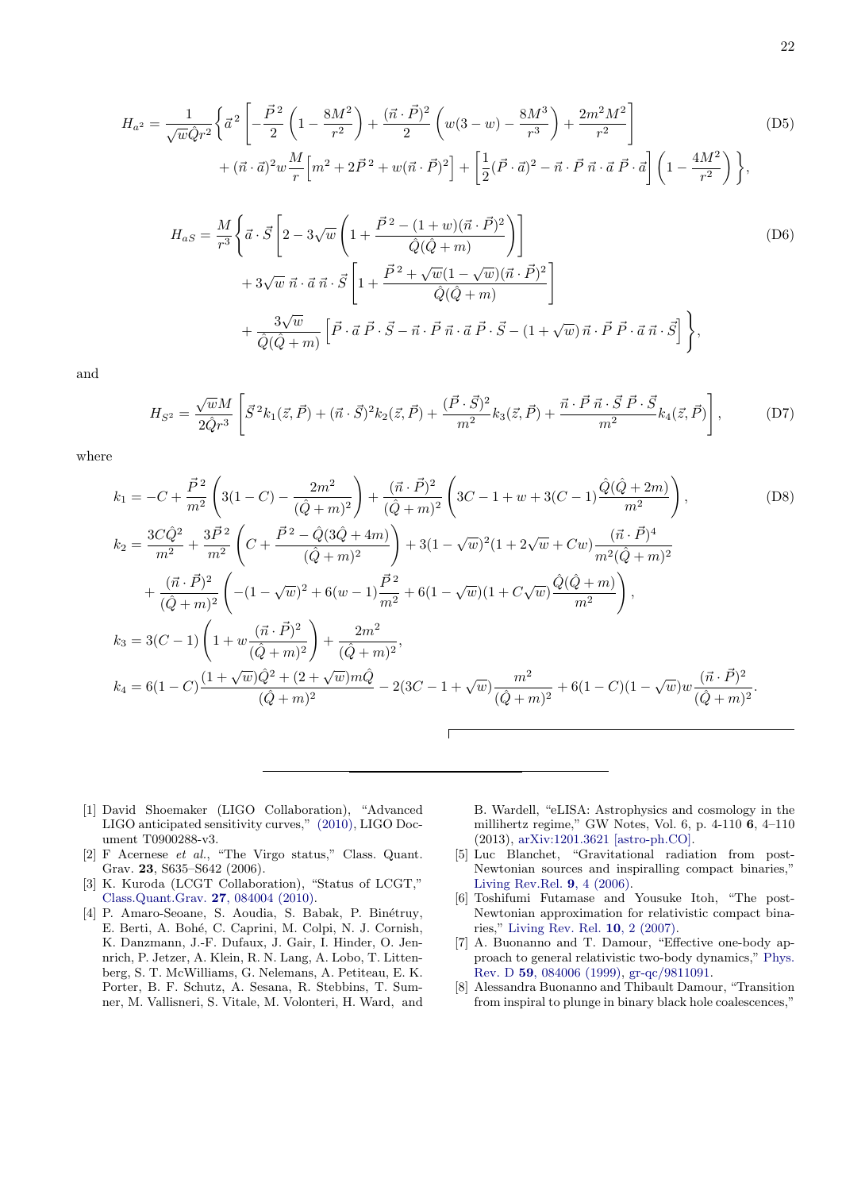$$H_{a^2} = \frac{1}{\sqrt{w}\hat{Q}r^2}\Bigg\{\vec{a}^{\,2}\left[-\frac{\vec{P}^{\,2}}{2}\left(1-\frac{8M^2}{r^2}\right)+\frac{(\vec{n}\cdot\vec{P})^2}{2}\left(w(3-w)-\frac{8M^3}{r^3}\right)+\frac{2m^2M^2}{r^2}\right] \\ +(\vec{n}\cdot\vec{a})^2 w\frac{M}{r}\Big[m^2+2\vec{P}^{\,2}+w(\vec{n}\cdot\vec{P})^2\Big]+\left[\frac{1}{2}(\vec{P}\cdot\vec{a})^2-\vec{n}\cdot\vec{P}\;\vec{n}\cdot\vec{a}\;\vec{P}\cdot\vec{a}\right]\left(1-\frac{4M^2}{r^2}\right)\Bigg\}, \tag{D5}$$

$$H_{aS} = \frac{M}{r^3}\Bigg\{\vec{a}\cdot\vec{S}\left[2-3\sqrt{w}\left(1+\frac{\vec{P}^{\,2}-(1+w)(\vec{n}\cdot\vec{P})^2}{\hat{Q}(\hat{Q}+m)}\right)\right] \\ +3\sqrt{w}\;\vec{n}\cdot\vec{a}\;\vec{n}\cdot\vec{S}\left[1+\frac{\vec{P}^{\,2}+\sqrt{w}(1-\sqrt{w})(\vec{n}\cdot\vec{P})^2}{\hat{Q}(\hat{Q}+m)}\right] \\ +\frac{3\sqrt{w}}{\hat{Q}(\hat{Q}+m)}\Big[\vec{P}\cdot\vec{a}\;\vec{P}\cdot\vec{S}-\vec{n}\cdot\vec{P}\;\vec{n}\cdot\vec{a}\;\vec{P}\cdot\vec{S}-(1+\sqrt{w})\,\vec{n}\cdot\vec{P}\;\vec{P}\cdot\vec{a}\;\vec{n}\cdot\vec{S}\Big]\Bigg\}, \tag{D6}$$

and

$$H_{S^2} = \frac{\sqrt{w}M}{2\hat{Q}r^3}\left[\vec{S}^{\,2}k_1(\vec{z},\vec{P})+(\vec{n}\cdot\vec{S})^2k_2(\vec{z},\vec{P})+\frac{(\vec{P}\cdot\vec{S})^2}{m^2}k_3(\vec{z},\vec{P})+\frac{\vec{n}\cdot\vec{P}\;\vec{n}\cdot\vec{S}\;\vec{P}\cdot\vec{S}}{m^2}k_4(\vec{z},\vec{P})\right], \tag{D7}$$

where

$$k_1 = -C+\frac{\vec{P}^{\,2}}{m^2}\left(3(1-C)-\frac{2m^2}{(\hat{Q}+m)^2}\right)+\frac{(\vec{n}\cdot\vec{P})^2}{(\hat{Q}+m)^2}\left(3C-1+w+3(C-1)\frac{\hat{Q}(\hat{Q}+2m)}{m^2}\right), \tag{D8}$$

$$k_2 = \frac{3C\hat{Q}^2}{m^2}+\frac{3\vec{P}^{\,2}}{m^2}\left(C+\frac{\vec{P}^{\,2}-\hat{Q}(3\hat{Q}+4m)}{(\hat{Q}+m)^2}\right)+3(1-\sqrt{w})^2(1+2\sqrt{w}+Cw)\frac{(\vec{n}\cdot\vec{P})^4}{m^2(\hat{Q}+m)^2} \\ +\frac{(\vec{n}\cdot\vec{P})^2}{(\hat{Q}+m)^2}\left(-(1-\sqrt{w})^2+6(w-1)\frac{\vec{P}^{\,2}}{m^2}+6(1-\sqrt{w})(1+C\sqrt{w})\frac{\hat{Q}(\hat{Q}+m)}{m^2}\right),$$

$$k_3 = 3(C-1)\left(1+w\frac{(\vec{n}\cdot\vec{P})^2}{(\hat{Q}+m)^2}\right)+\frac{2m^2}{(\hat{Q}+m)^2},$$

$$k_4 = 6(1-C)\frac{(1+\sqrt{w})\hat{Q}^2+(2+\sqrt{w})m\hat{Q}}{(\hat{Q}+m)^2}-2(3C-1+\sqrt{w})\frac{m^2}{(\hat{Q}+m)^2}+6(1-C)(1-\sqrt{w})w\frac{(\vec{n}\cdot\vec{P})^2}{(\hat{Q}+m)^2}.$$

---

[1] David Shoemaker (LIGO Collaboration), "Advanced LIGO anticipated sensitivity curves," (2010), LIGO Document T0900288-v3.

[2] F Acernese *et al.*, "The Virgo status," Class. Quant. Grav. **23**, S635–S642 (2006).

[3] K. Kuroda (LCGT Collaboration), "Status of LCGT," Class.Quant.Grav. **27**, 084004 (2010).

[4] P. Amaro-Seoane, S. Aoudia, S. Babak, P. Binétruy, E. Berti, A. Bohé, C. Caprini, M. Colpi, N. J. Cornish, K. Danzmann, J.-F. Dufaux, J. Gair, I. Hinder, O. Jennrich, P. Jetzer, A. Klein, R. N. Lang, A. Lobo, T. Littenberg, S. T. McWilliams, G. Nelemans, A. Petiteau, E. K. Porter, B. F. Schutz, A. Sesana, R. Stebbins, T. Sumner, M. Vallisneri, S. Vitale, M. Volonteri, H. Ward, and B. Wardell, "eLISA: Astrophysics and cosmology in the millihertz regime," GW Notes, Vol. 6, p. 4-110 **6**, 4–110 (2013), arXiv:1201.3621 [astro-ph.CO].

[5] Luc Blanchet, "Gravitational radiation from post-Newtonian sources and inspiralling compact binaries," Living Rev.Rel. **9**, 4 (2006).

[6] Toshifumi Futamase and Yousuke Itoh, "The post-Newtonian approximation for relativistic compact binaries," Living Rev. Rel. **10**, 2 (2007).

[7] A. Buonanno and T. Damour, "Effective one-body approach to general relativistic two-body dynamics," Phys. Rev. D **59**, 084006 (1999), gr-qc/9811091.

[8] Alessandra Buonanno and Thibault Damour, "Transition from inspiral to plunge in binary black hole coalescences,"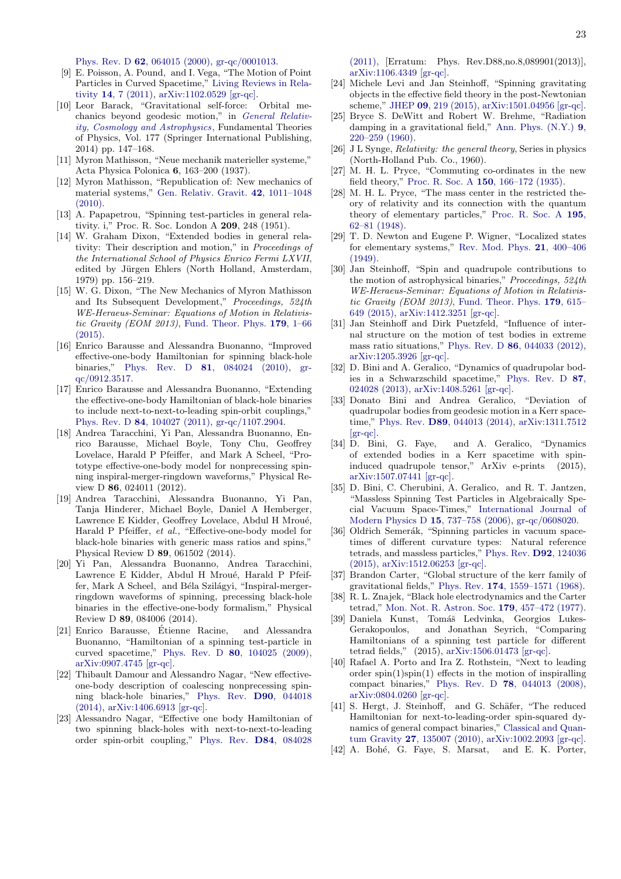Phys. Rev. D **62**, 064015 (2000), gr-qc/0001013.

[9] E. Poisson, A. Pound, and I. Vega, "The Motion of Point Particles in Curved Spacetime," Living Reviews in Relativity **14**, 7 (2011), arXiv:1102.0529 [gr-qc].

[10] Leor Barack, "Gravitational self-force: Orbital mechanics beyond geodesic motion," in *General Relativity, Cosmology and Astrophysics*, Fundamental Theories of Physics, Vol. 177 (Springer International Publishing, 2014) pp. 147–168.

[11] Myron Mathisson, "Neue mechanik materieller systeme," Acta Physica Polonica **6**, 163–200 (1937).

[12] Myron Mathisson, "Republication of: New mechanics of material systems," Gen. Relativ. Gravit. **42**, 1011–1048 (2010).

[13] A. Papapetrou, "Spinning test-particles in general relativity. i," Proc. R. Soc. London A **209**, 248 (1951).

[14] W. Graham Dixon, "Extended bodies in general relativity: Their description and motion," in *Proceedings of the International School of Physics Enrico Fermi LXVII*, edited by Jürgen Ehlers (North Holland, Amsterdam, 1979) pp. 156–219.

[15] W. G. Dixon, "The New Mechanics of Myron Mathisson and Its Subsequent Development," *Proceedings, 524th WE-Heraeus-Seminar: Equations of Motion in Relativistic Gravity (EOM 2013)*, Fund. Theor. Phys. **179**, 1–66 (2015).

[16] Enrico Barausse and Alessandra Buonanno, "Improved effective-one-body Hamiltonian for spinning black-hole binaries," Phys. Rev. D **81**, 084024 (2010), gr-qc/0912.3517.

[17] Enrico Barausse and Alessandra Buonanno, "Extending the effective-one-body Hamiltonian of black-hole binaries to include next-to-next-to-leading spin-orbit couplings," Phys. Rev. D **84**, 104027 (2011), gr-qc/1107.2904.

[18] Andrea Taracchini, Yi Pan, Alessandra Buonanno, Enrico Barausse, Michael Boyle, Tony Chu, Geoffrey Lovelace, Harald P Pfeiffer, and Mark A Scheel, "Prototype effective-one-body model for nonprecessing spinning inspiral-merger-ringdown waveforms," Physical Review D **86**, 024011 (2012).

[19] Andrea Taracchini, Alessandra Buonanno, Yi Pan, Tanja Hinderer, Michael Boyle, Daniel A Hemberger, Lawrence E Kidder, Geoffrey Lovelace, Abdul H Mroué, Harald P Pfeiffer, *et al.*, "Effective-one-body model for black-hole binaries with generic mass ratios and spins," Physical Review D **89**, 061502 (2014).

[20] Yi Pan, Alessandra Buonanno, Andrea Taracchini, Lawrence E Kidder, Abdul H Mroué, Harald P Pfeiffer, Mark A Scheel, and Béla Szilágyi, "Inspiral-merger-ringdown waveforms of spinning, precessing black-hole binaries in the effective-one-body formalism," Physical Review D **89**, 084006 (2014).

[21] Enrico Barausse, Étienne Racine, and Alessandra Buonanno, "Hamiltonian of a spinning test-particle in curved spacetime," Phys. Rev. D **80**, 104025 (2009), arXiv:0907.4745 [gr-qc].

[22] Thibault Damour and Alessandro Nagar, "New effective-one-body description of coalescing nonprecessing spinning black-hole binaries," Phys. Rev. **D90**, 044018 (2014), arXiv:1406.6913 [gr-qc].

[23] Alessandro Nagar, "Effective one body Hamiltonian of two spinning black-holes with next-to-next-to-leading order spin-orbit coupling," Phys. Rev. **D84**, 084028 (2011), [Erratum: Phys. Rev.D88,no.8,089901(2013)], arXiv:1106.4349 [gr-qc].

[24] Michele Levi and Jan Steinhoff, "Spinning gravitating objects in the effective field theory in the post-Newtonian scheme," JHEP **09**, 219 (2015), arXiv:1501.04956 [gr-qc].

[25] Bryce S. DeWitt and Robert W. Brehme, "Radiation damping in a gravitational field," Ann. Phys. (N.Y.) **9**, 220–259 (1960).

[26] J L Synge, *Relativity: the general theory*, Series in physics (North-Holland Pub. Co., 1960).

[27] M. H. L. Pryce, "Commuting co-ordinates in the new field theory," Proc. R. Soc. A **150**, 166–172 (1935).

[28] M. H. L. Pryce, "The mass center in the restricted theory of relativity and its connection with the quantum theory of elementary particles," Proc. R. Soc. A **195**, 62–81 (1948).

[29] T. D. Newton and Eugene P. Wigner, "Localized states for elementary systems," Rev. Mod. Phys. **21**, 400–406 (1949).

[30] Jan Steinhoff, "Spin and quadrupole contributions to the motion of astrophysical binaries," *Proceedings, 524th WE-Heraeus-Seminar: Equations of Motion in Relativistic Gravity (EOM 2013)*, Fund. Theor. Phys. **179**, 615–649 (2015), arXiv:1412.3251 [gr-qc].

[31] Jan Steinhoff and Dirk Puetzfeld, "Influence of internal structure on the motion of test bodies in extreme mass ratio situations," Phys. Rev. D **86**, 044033 (2012), arXiv:1205.3926 [gr-qc].

[32] D. Bini and A. Geralico, "Dynamics of quadrupolar bodies in a Schwarzschild spacetime," Phys. Rev. D **87**, 024028 (2013), arXiv:1408.5261 [gr-qc].

[33] Donato Bini and Andrea Geralico, "Deviation of quadrupolar bodies from geodesic motion in a Kerr spacetime," Phys. Rev. **D89**, 044013 (2014), arXiv:1311.7512 [gr-qc].

[34] D. Bini, G. Faye, and A. Geralico, "Dynamics of extended bodies in a Kerr spacetime with spin-induced quadrupole tensor," ArXiv e-prints (2015), arXiv:1507.07441 [gr-qc].

[35] D. Bini, C. Cherubini, A. Geralico, and R. T. Jantzen, "Massless Spinning Test Particles in Algebraically Special Vacuum Space-Times," International Journal of Modern Physics D **15**, 737–758 (2006), gr-qc/0608020.

[36] Oldřich Semerák, "Spinning particles in vacuum spacetimes of different curvature types: Natural reference tetrads, and massless particles," Phys. Rev. **D92**, 124036 (2015), arXiv:1512.06253 [gr-qc].

[37] Brandon Carter, "Global structure of the kerr family of gravitational fields," Phys. Rev. **174**, 1559–1571 (1968).

[38] R. L. Znajek, "Black hole electrodynamics and the Carter tetrad," Mon. Not. R. Astron. Soc. **179**, 457–472 (1977).

[39] Daniela Kunst, Tomáš Ledvinka, Georgios Lukes-Gerakopoulos, and Jonathan Seyrich, "Comparing Hamiltonians of a spinning test particle for different tetrad fields," (2015), arXiv:1506.01473 [gr-qc].

[40] Rafael A. Porto and Ira Z. Rothstein, "Next to leading order spin(1)spin(1) effects in the motion of inspiralling compact binaries," Phys. Rev. D **78**, 044013 (2008), arXiv:0804.0260 [gr-qc].

[41] S. Hergt, J. Steinhoff, and G. Schäfer, "The reduced Hamiltonian for next-to-leading-order spin-squared dynamics of general compact binaries," Classical and Quantum Gravity **27**, 135007 (2010), arXiv:1002.2093 [gr-qc].

[42] A. Bohé, G. Faye, S. Marsat, and E. K. Porter,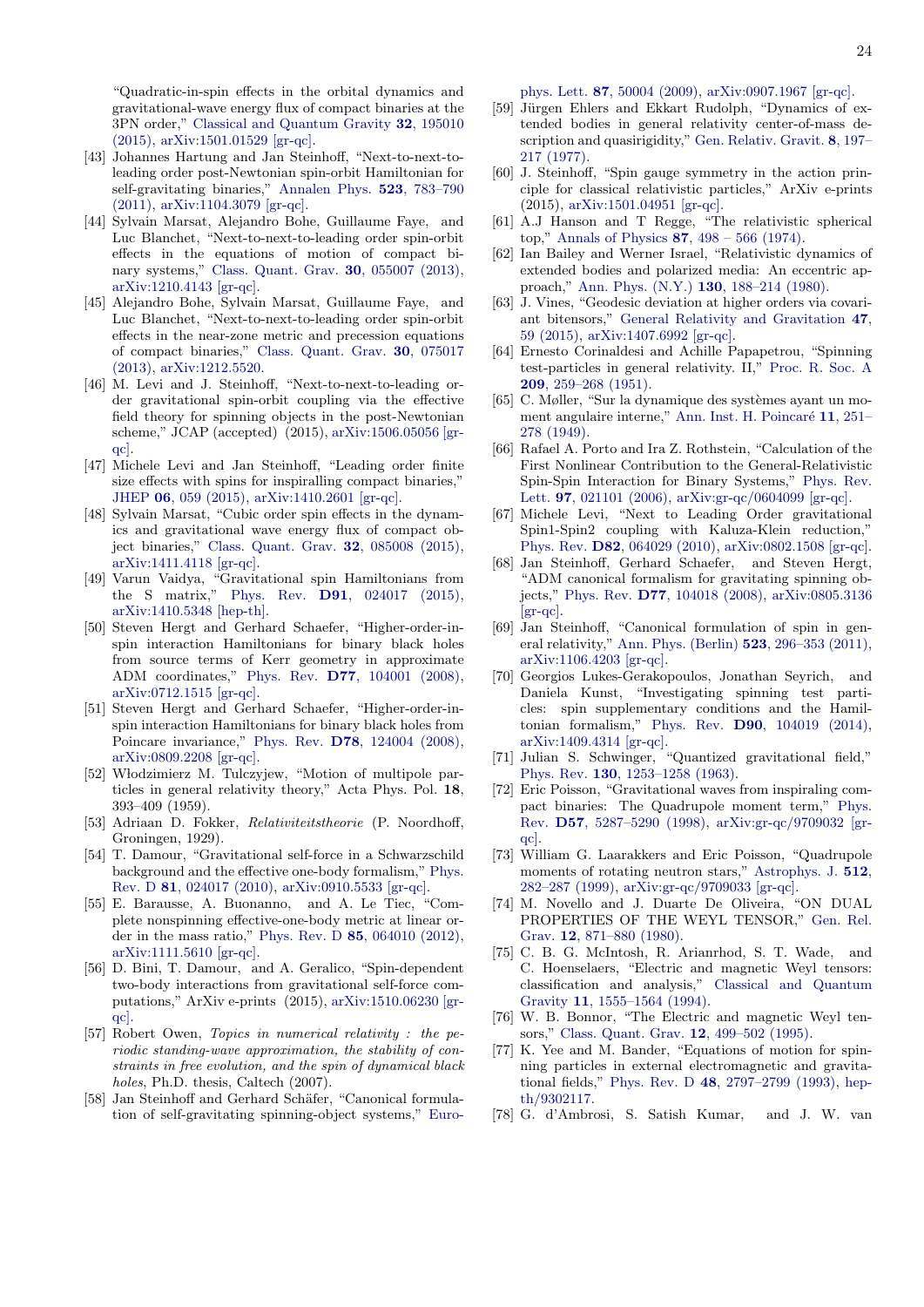"Quadratic-in-spin effects in the orbital dynamics and gravitational-wave energy flux of compact binaries at the 3PN order," Classical and Quantum Gravity **32**, 195010 (2015), arXiv:1501.01529 [gr-qc].

[43] Johannes Hartung and Jan Steinhoff, "Next-to-next-to-leading order post-Newtonian spin-orbit Hamiltonian for self-gravitating binaries," Annalen Phys. **523**, 783–790 (2011), arXiv:1104.3079 [gr-qc].

[44] Sylvain Marsat, Alejandro Bohe, Guillaume Faye, and Luc Blanchet, "Next-to-next-to-leading order spin-orbit effects in the equations of motion of compact binary systems," Class. Quant. Grav. **30**, 055007 (2013), arXiv:1210.4143 [gr-qc].

[45] Alejandro Bohe, Sylvain Marsat, Guillaume Faye, and Luc Blanchet, "Next-to-next-to-leading order spin-orbit effects in the near-zone metric and precession equations of compact binaries," Class. Quant. Grav. **30**, 075017 (2013), arXiv:1212.5520.

[46] M. Levi and J. Steinhoff, "Next-to-next-to-leading order gravitational spin-orbit coupling via the effective field theory for spinning objects in the post-Newtonian scheme," JCAP (accepted) (2015), arXiv:1506.05056 [gr-qc].

[47] Michele Levi and Jan Steinhoff, "Leading order finite size effects with spins for inspiralling compact binaries," JHEP **06**, 059 (2015), arXiv:1410.2601 [gr-qc].

[48] Sylvain Marsat, "Cubic order spin effects in the dynamics and gravitational wave energy flux of compact object binaries," Class. Quant. Grav. **32**, 085008 (2015), arXiv:1411.4118 [gr-qc].

[49] Varun Vaidya, "Gravitational spin Hamiltonians from the S matrix," Phys. Rev. **D91**, 024017 (2015), arXiv:1410.5348 [hep-th].

[50] Steven Hergt and Gerhard Schaefer, "Higher-order-in-spin interaction Hamiltonians for binary black holes from source terms of Kerr geometry in approximate ADM coordinates," Phys. Rev. **D77**, 104001 (2008), arXiv:0712.1515 [gr-qc].

[51] Steven Hergt and Gerhard Schaefer, "Higher-order-in-spin interaction Hamiltonians for binary black holes from Poincare invariance," Phys. Rev. **D78**, 124004 (2008), arXiv:0809.2208 [gr-qc].

[52] Włodzimierz M. Tulczyjew, "Motion of multipole particles in general relativity theory," Acta Phys. Pol. **18**, 393–409 (1959).

[53] Adriaan D. Fokker, *Relativiteitstheorie* (P. Noordhoff, Groningen, 1929).

[54] T. Damour, "Gravitational self-force in a Schwarzschild background and the effective one-body formalism," Phys. Rev. D **81**, 024017 (2010), arXiv:0910.5533 [gr-qc].

[55] E. Barausse, A. Buonanno, and A. Le Tiec, "Complete nonspinning effective-one-body metric at linear order in the mass ratio," Phys. Rev. D **85**, 064010 (2012), arXiv:1111.5610 [gr-qc].

[56] D. Bini, T. Damour, and A. Geralico, "Spin-dependent two-body interactions from gravitational self-force computations," ArXiv e-prints (2015), arXiv:1510.06230 [gr-qc].

[57] Robert Owen, *Topics in numerical relativity : the periodic standing-wave approximation, the stability of constraints in free evolution, and the spin of dynamical black holes*, Ph.D. thesis, Caltech (2007).

[58] Jan Steinhoff and Gerhard Schäfer, "Canonical formulation of self-gravitating spinning-object systems," Europhys. Lett. **87**, 50004 (2009), arXiv:0907.1967 [gr-qc].

[59] Jürgen Ehlers and Ekkart Rudolph, "Dynamics of extended bodies in general relativity center-of-mass description and quasirigidity," Gen. Relativ. Gravit. **8**, 197–217 (1977).

[60] J. Steinhoff, "Spin gauge symmetry in the action principle for classical relativistic particles," ArXiv e-prints (2015), arXiv:1501.04951 [gr-qc].

[61] A.J Hanson and T Regge, "The relativistic spherical top," Annals of Physics **87**, 498 – 566 (1974).

[62] Ian Bailey and Werner Israel, "Relativistic dynamics of extended bodies and polarized media: An eccentric approach," Ann. Phys. (N.Y.) **130**, 188–214 (1980).

[63] J. Vines, "Geodesic deviation at higher orders via covariant bitensors," General Relativity and Gravitation **47**, 59 (2015), arXiv:1407.6992 [gr-qc].

[64] Ernesto Corinaldesi and Achille Papapetrou, "Spinning test-particles in general relativity. II," Proc. R. Soc. A **209**, 259–268 (1951).

[65] C. Møller, "Sur la dynamique des systèmes ayant un moment angulaire interne," Ann. Inst. H. Poincaré **11**, 251–278 (1949).

[66] Rafael A. Porto and Ira Z. Rothstein, "Calculation of the First Nonlinear Contribution to the General-Relativistic Spin-Spin Interaction for Binary Systems," Phys. Rev. Lett. **97**, 021101 (2006), arXiv:gr-qc/0604099 [gr-qc].

[67] Michele Levi, "Next to Leading Order gravitational Spin1-Spin2 coupling with Kaluza-Klein reduction," Phys. Rev. **D82**, 064029 (2010), arXiv:0802.1508 [gr-qc].

[68] Jan Steinhoff, Gerhard Schaefer, and Steven Hergt, "ADM canonical formalism for gravitating spinning objects," Phys. Rev. **D77**, 104018 (2008), arXiv:0805.3136 [gr-qc].

[69] Jan Steinhoff, "Canonical formulation of spin in general relativity," Ann. Phys. (Berlin) **523**, 296–353 (2011), arXiv:1106.4203 [gr-qc].

[70] Georgios Lukes-Gerakopoulos, Jonathan Seyrich, and Daniela Kunst, "Investigating spinning test particles: spin supplementary conditions and the Hamiltonian formalism," Phys. Rev. **D90**, 104019 (2014), arXiv:1409.4314 [gr-qc].

[71] Julian S. Schwinger, "Quantized gravitational field," Phys. Rev. **130**, 1253–1258 (1963).

[72] Eric Poisson, "Gravitational waves from inspiraling compact binaries: The Quadrupole moment term," Phys. Rev. **D57**, 5287–5290 (1998), arXiv:gr-qc/9709032 [gr-qc].

[73] William G. Laarakkers and Eric Poisson, "Quadrupole moments of rotating neutron stars," Astrophys. J. **512**, 282–287 (1999), arXiv:gr-qc/9709033 [gr-qc].

[74] M. Novello and J. Duarte De Oliveira, "ON DUAL PROPERTIES OF THE WEYL TENSOR," Gen. Rel. Grav. **12**, 871–880 (1980).

[75] C. B. G. McIntosh, R. Arianrhod, S. T. Wade, and C. Hoenselaers, "Electric and magnetic Weyl tensors: classification and analysis," Classical and Quantum Gravity **11**, 1555–1564 (1994).

[76] W. B. Bonnor, "The Electric and magnetic Weyl tensors," Class. Quant. Grav. **12**, 499–502 (1995).

[77] K. Yee and M. Bander, "Equations of motion for spinning particles in external electromagnetic and gravitational fields," Phys. Rev. D **48**, 2797–2799 (1993), hep-th/9302117.

[78] G. d'Ambrosi, S. Satish Kumar, and J. W. van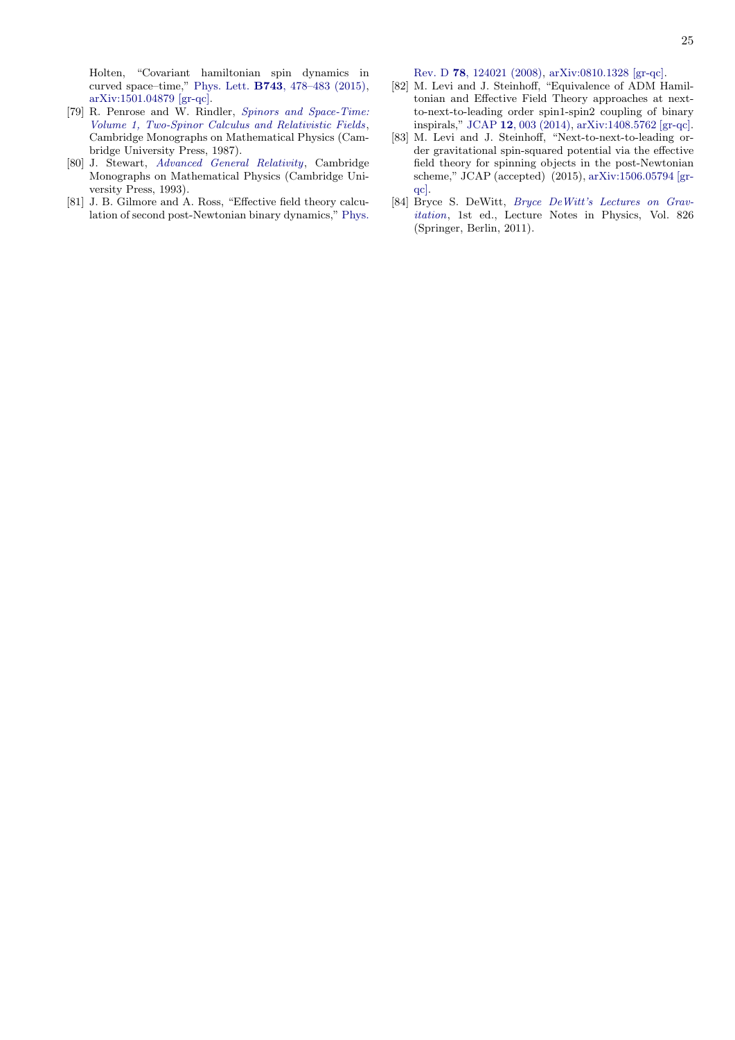Holten, "Covariant hamiltonian spin dynamics in curved space–time," Phys. Lett. **B743**, 478–483 (2015), arXiv:1501.04879 [gr-qc].

[79] R. Penrose and W. Rindler, *Spinors and Space-Time: Volume 1, Two-Spinor Calculus and Relativistic Fields*, Cambridge Monographs on Mathematical Physics (Cambridge University Press, 1987).

[80] J. Stewart, *Advanced General Relativity*, Cambridge Monographs on Mathematical Physics (Cambridge University Press, 1993).

[81] J. B. Gilmore and A. Ross, "Effective field theory calculation of second post-Newtonian binary dynamics," Phys. Rev. D **78**, 124021 (2008), arXiv:0810.1328 [gr-qc].

[82] M. Levi and J. Steinhoff, "Equivalence of ADM Hamiltonian and Effective Field Theory approaches at next-to-next-to-leading order spin1-spin2 coupling of binary inspirals," JCAP **12**, 003 (2014), arXiv:1408.5762 [gr-qc].

[83] M. Levi and J. Steinhoff, "Next-to-next-to-leading order gravitational spin-squared potential via the effective field theory for spinning objects in the post-Newtonian scheme," JCAP (accepted) (2015), arXiv:1506.05794 [gr-qc].

[84] Bryce S. DeWitt, *Bryce DeWitt's Lectures on Gravitation*, 1st ed., Lecture Notes in Physics, Vol. 826 (Springer, Berlin, 2011).